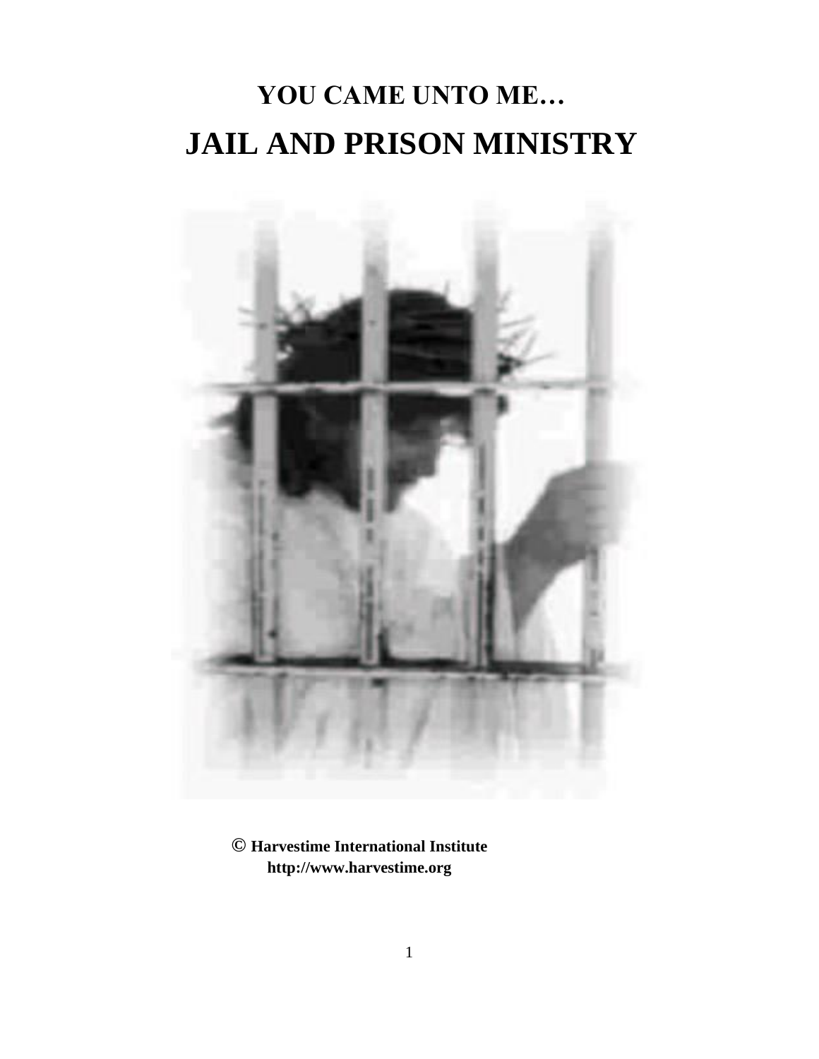# YOU CAME UNTO ME…

# JAIL AND PRISON MINISTRY

**© Harvestime International Institute**
**http://www.harvestime.org**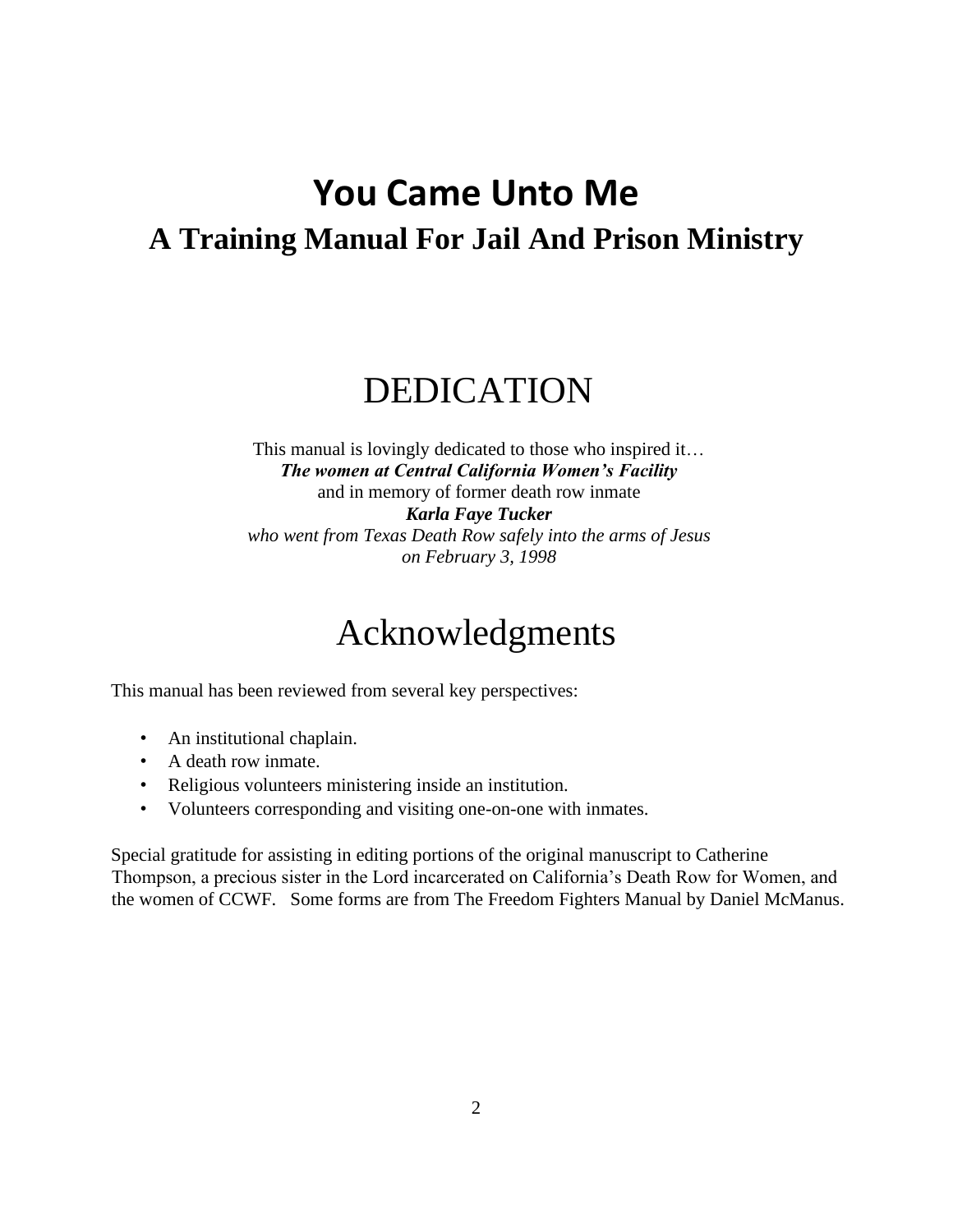# You Came Unto Me

## A Training Manual For Jail And Prison Ministry

# DEDICATION

This manual is lovingly dedicated to those who inspired it…
***The women at Central California Women's Facility***
and in memory of former death row inmate
***Karla Faye Tucker***
*who went from Texas Death Row safely into the arms of Jesus*
*on February 3, 1998*

# Acknowledgments

This manual has been reviewed from several key perspectives:

- An institutional chaplain.
- A death row inmate.
- Religious volunteers ministering inside an institution.
- Volunteers corresponding and visiting one-on-one with inmates.

Special gratitude for assisting in editing portions of the original manuscript to Catherine Thompson, a precious sister in the Lord incarcerated on California's Death Row for Women, and the women of CCWF. Some forms are from The Freedom Fighters Manual by Daniel McManus.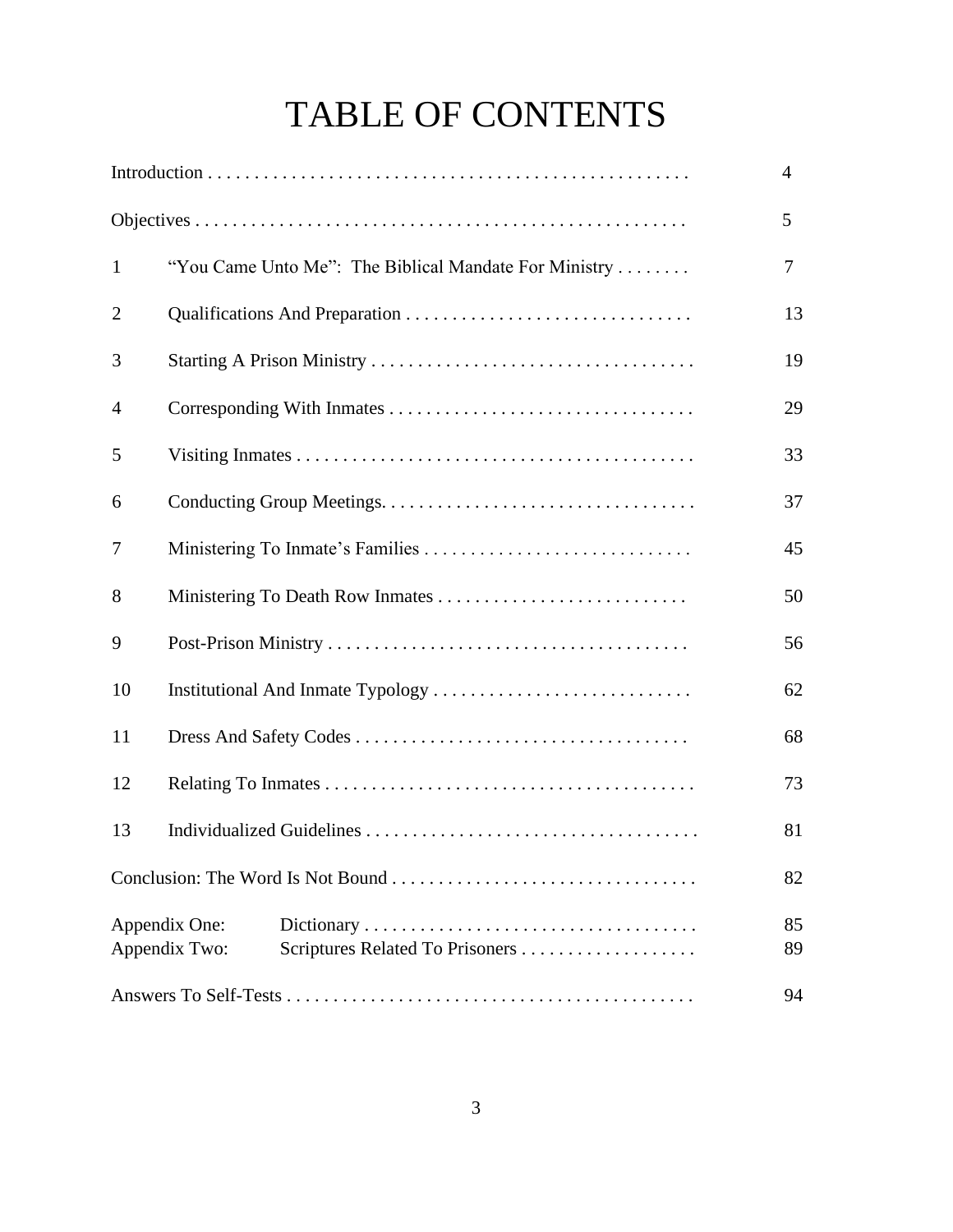# TABLE OF CONTENTS

| | | |
|---|---|---|
| Introduction | | 4 |
| Objectives | | 5 |
| 1 | "You Came Unto Me": The Biblical Mandate For Ministry | 7 |
| 2 | Qualifications And Preparation | 13 |
| 3 | Starting A Prison Ministry | 19 |
| 4 | Corresponding With Inmates | 29 |
| 5 | Visiting Inmates | 33 |
| 6 | Conducting Group Meetings. | 37 |
| 7 | Ministering To Inmate's Families | 45 |
| 8 | Ministering To Death Row Inmates | 50 |
| 9 | Post-Prison Ministry | 56 |
| 10 | Institutional And Inmate Typology | 62 |
| 11 | Dress And Safety Codes | 68 |
| 12 | Relating To Inmates | 73 |
| 13 | Individualized Guidelines | 81 |
| Conclusion: The Word Is Not Bound | | 82 |
| Appendix One: | Dictionary | 85 |
| Appendix Two: | Scriptures Related To Prisoners | 89 |
| Answers To Self-Tests | | 94 |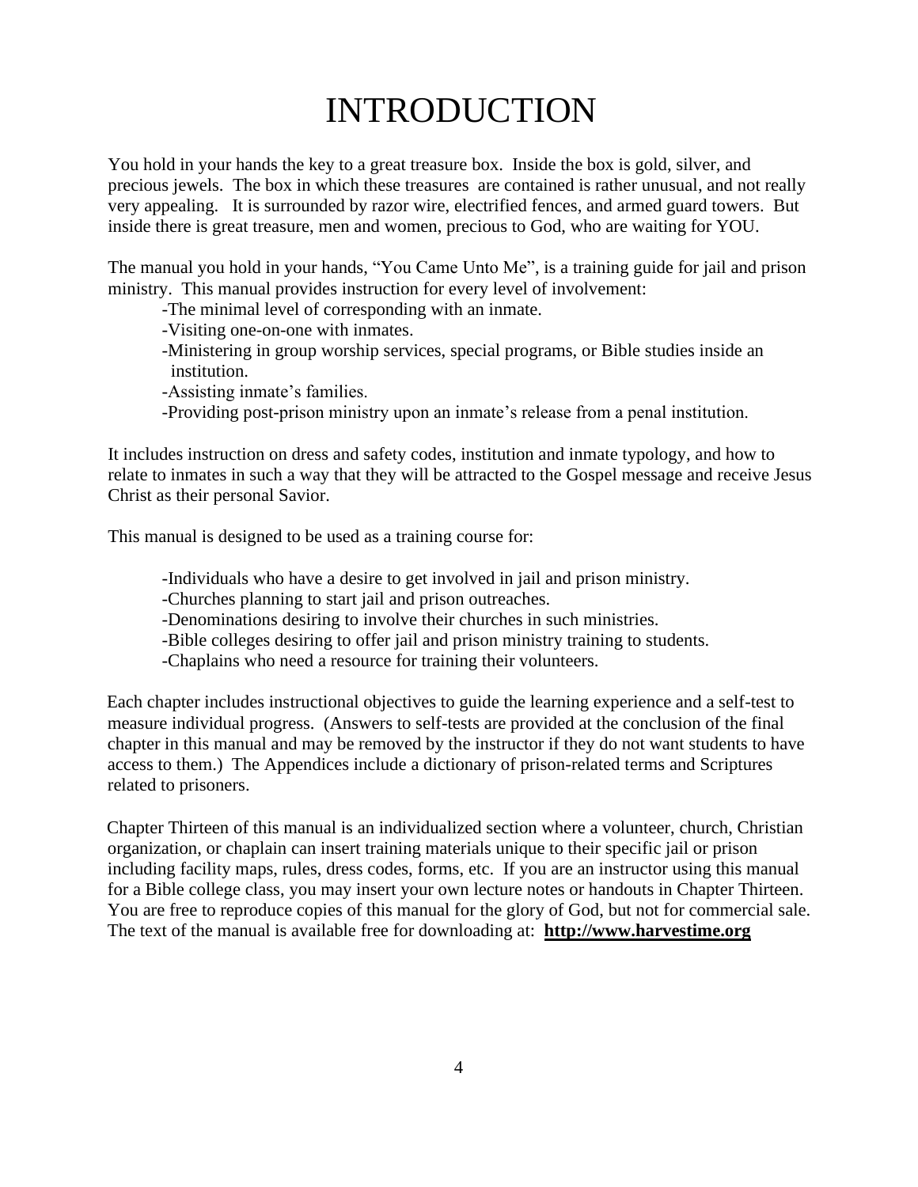# INTRODUCTION

You hold in your hands the key to a great treasure box. Inside the box is gold, silver, and precious jewels. The box in which these treasures are contained is rather unusual, and not really very appealing. It is surrounded by razor wire, electrified fences, and armed guard towers. But inside there is great treasure, men and women, precious to God, who are waiting for YOU.

The manual you hold in your hands, "You Came Unto Me", is a training guide for jail and prison ministry. This manual provides instruction for every level of involvement:

- The minimal level of corresponding with an inmate.
- Visiting one-on-one with inmates.
- Ministering in group worship services, special programs, or Bible studies inside an institution.
- Assisting inmate's families.
- Providing post-prison ministry upon an inmate's release from a penal institution.

It includes instruction on dress and safety codes, institution and inmate typology, and how to relate to inmates in such a way that they will be attracted to the Gospel message and receive Jesus Christ as their personal Savior.

This manual is designed to be used as a training course for:

- Individuals who have a desire to get involved in jail and prison ministry.
- Churches planning to start jail and prison outreaches.
- Denominations desiring to involve their churches in such ministries.
- Bible colleges desiring to offer jail and prison ministry training to students.
- Chaplains who need a resource for training their volunteers.

Each chapter includes instructional objectives to guide the learning experience and a self-test to measure individual progress. (Answers to self-tests are provided at the conclusion of the final chapter in this manual and may be removed by the instructor if they do not want students to have access to them.) The Appendices include a dictionary of prison-related terms and Scriptures related to prisoners.

Chapter Thirteen of this manual is an individualized section where a volunteer, church, Christian organization, or chaplain can insert training materials unique to their specific jail or prison including facility maps, rules, dress codes, forms, etc. If you are an instructor using this manual for a Bible college class, you may insert your own lecture notes or handouts in Chapter Thirteen. You are free to reproduce copies of this manual for the glory of God, but not for commercial sale. The text of the manual is available free for downloading at: **http://www.harvestime.org**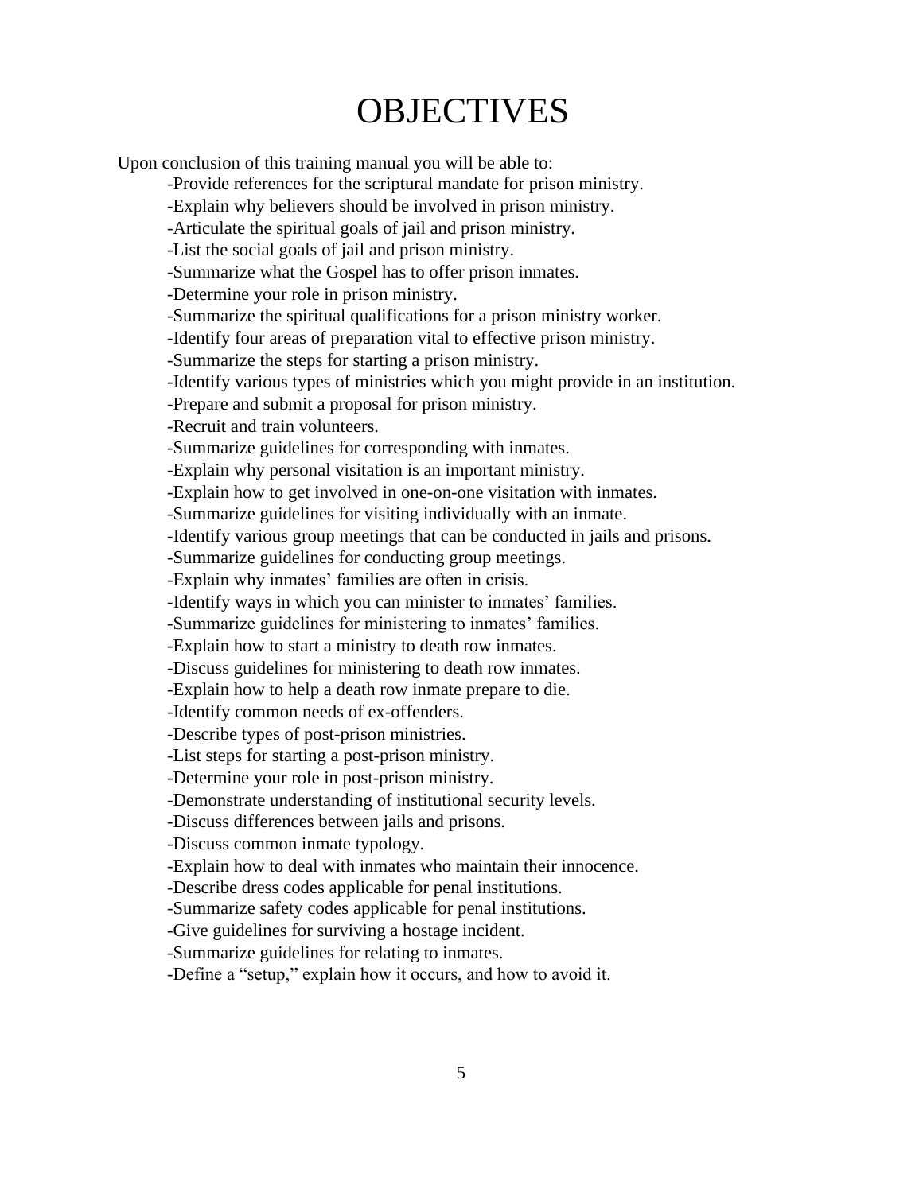# OBJECTIVES

Upon conclusion of this training manual you will be able to:

-Provide references for the scriptural mandate for prison ministry.
-Explain why believers should be involved in prison ministry.
-Articulate the spiritual goals of jail and prison ministry.
-List the social goals of jail and prison ministry.
-Summarize what the Gospel has to offer prison inmates.
-Determine your role in prison ministry.
-Summarize the spiritual qualifications for a prison ministry worker.
-Identify four areas of preparation vital to effective prison ministry.
-Summarize the steps for starting a prison ministry.
-Identify various types of ministries which you might provide in an institution.
-Prepare and submit a proposal for prison ministry.
-Recruit and train volunteers.
-Summarize guidelines for corresponding with inmates.
-Explain why personal visitation is an important ministry.
-Explain how to get involved in one-on-one visitation with inmates.
-Summarize guidelines for visiting individually with an inmate.
-Identify various group meetings that can be conducted in jails and prisons.
-Summarize guidelines for conducting group meetings.
-Explain why inmates' families are often in crisis.
-Identify ways in which you can minister to inmates' families.
-Summarize guidelines for ministering to inmates' families.
-Explain how to start a ministry to death row inmates.
-Discuss guidelines for ministering to death row inmates.
-Explain how to help a death row inmate prepare to die.
-Identify common needs of ex-offenders.
-Describe types of post-prison ministries.
-List steps for starting a post-prison ministry.
-Determine your role in post-prison ministry.
-Demonstrate understanding of institutional security levels.
-Discuss differences between jails and prisons.
-Discuss common inmate typology.
-Explain how to deal with inmates who maintain their innocence.
-Describe dress codes applicable for penal institutions.
-Summarize safety codes applicable for penal institutions.
-Give guidelines for surviving a hostage incident.
-Summarize guidelines for relating to inmates.
-Define a "setup," explain how it occurs, and how to avoid it.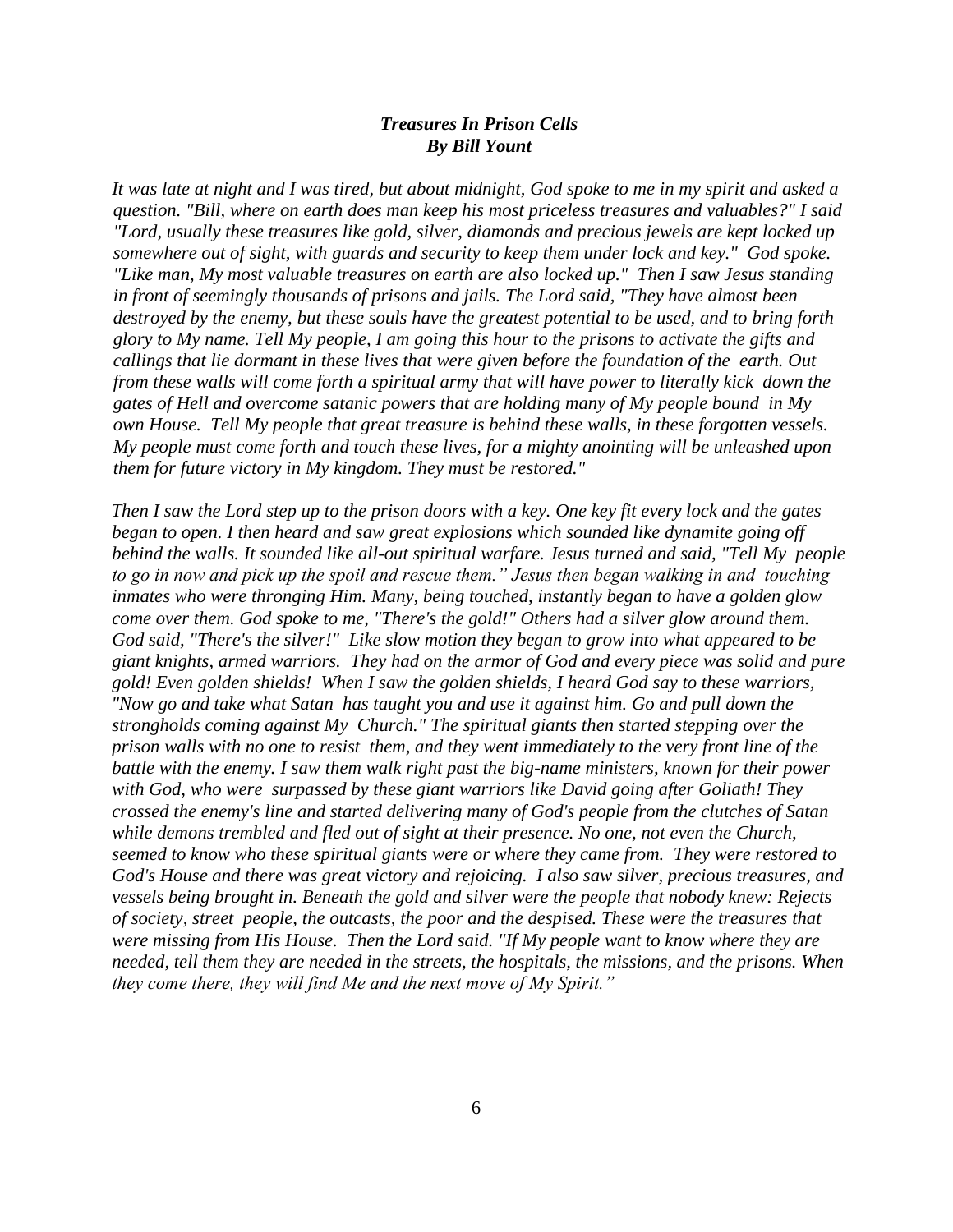***Treasures In Prison Cells***
***By Bill Yount***

*It was late at night and I was tired, but about midnight, God spoke to me in my spirit and asked a question. "Bill, where on earth does man keep his most priceless treasures and valuables?" I said "Lord, usually these treasures like gold, silver, diamonds and precious jewels are kept locked up somewhere out of sight, with guards and security to keep them under lock and key." God spoke. "Like man, My most valuable treasures on earth are also locked up." Then I saw Jesus standing in front of seemingly thousands of prisons and jails. The Lord said, "They have almost been destroyed by the enemy, but these souls have the greatest potential to be used, and to bring forth glory to My name. Tell My people, I am going this hour to the prisons to activate the gifts and callings that lie dormant in these lives that were given before the foundation of the earth. Out from these walls will come forth a spiritual army that will have power to literally kick down the gates of Hell and overcome satanic powers that are holding many of My people bound in My own House. Tell My people that great treasure is behind these walls, in these forgotten vessels. My people must come forth and touch these lives, for a mighty anointing will be unleashed upon them for future victory in My kingdom. They must be restored."*

*Then I saw the Lord step up to the prison doors with a key. One key fit every lock and the gates began to open. I then heard and saw great explosions which sounded like dynamite going off behind the walls. It sounded like all-out spiritual warfare. Jesus turned and said, "Tell My people to go in now and pick up the spoil and rescue them." Jesus then began walking in and touching inmates who were thronging Him. Many, being touched, instantly began to have a golden glow come over them. God spoke to me, "There's the gold!" Others had a silver glow around them. God said, "There's the silver!" Like slow motion they began to grow into what appeared to be giant knights, armed warriors. They had on the armor of God and every piece was solid and pure gold! Even golden shields! When I saw the golden shields, I heard God say to these warriors, "Now go and take what Satan has taught you and use it against him. Go and pull down the strongholds coming against My Church." The spiritual giants then started stepping over the prison walls with no one to resist them, and they went immediately to the very front line of the battle with the enemy. I saw them walk right past the big-name ministers, known for their power with God, who were surpassed by these giant warriors like David going after Goliath! They crossed the enemy's line and started delivering many of God's people from the clutches of Satan while demons trembled and fled out of sight at their presence. No one, not even the Church, seemed to know who these spiritual giants were or where they came from. They were restored to God's House and there was great victory and rejoicing. I also saw silver, precious treasures, and vessels being brought in. Beneath the gold and silver were the people that nobody knew: Rejects of society, street people, the outcasts, the poor and the despised. These were the treasures that were missing from His House. Then the Lord said. "If My people want to know where they are needed, tell them they are needed in the streets, the hospitals, the missions, and the prisons. When they come there, they will find Me and the next move of My Spirit."*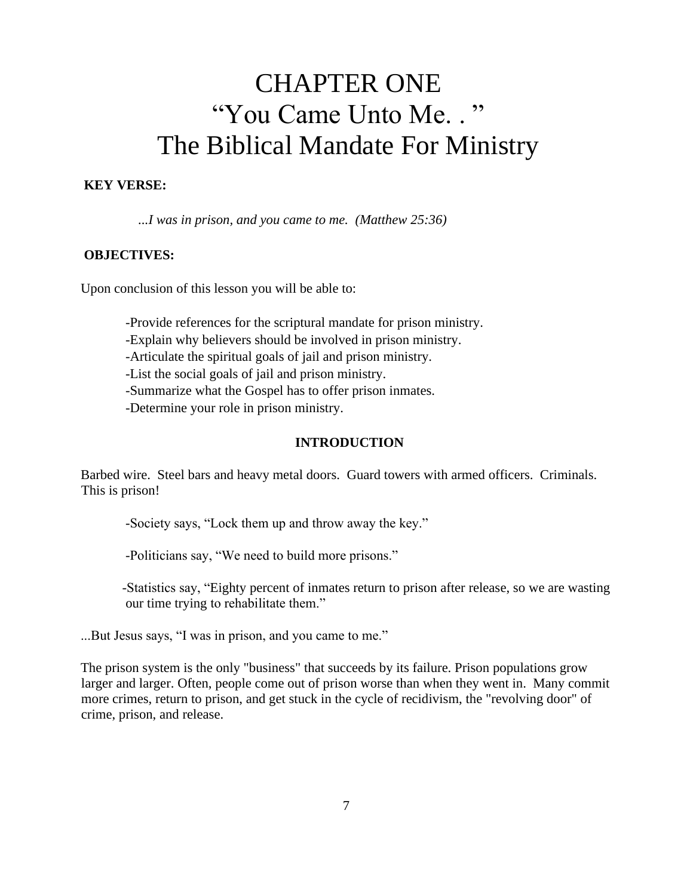# CHAPTER ONE
# "You Came Unto Me. . "
# The Biblical Mandate For Ministry

**KEY VERSE:**

*...I was in prison, and you came to me. (Matthew 25:36)*

**OBJECTIVES:**

Upon conclusion of this lesson you will be able to:

-Provide references for the scriptural mandate for prison ministry.
-Explain why believers should be involved in prison ministry.
-Articulate the spiritual goals of jail and prison ministry.
-List the social goals of jail and prison ministry.
-Summarize what the Gospel has to offer prison inmates.
-Determine your role in prison ministry.

**INTRODUCTION**

Barbed wire. Steel bars and heavy metal doors. Guard towers with armed officers. Criminals. This is prison!

-Society says, "Lock them up and throw away the key."

-Politicians say, "We need to build more prisons."

-Statistics say, "Eighty percent of inmates return to prison after release, so we are wasting our time trying to rehabilitate them."

...But Jesus says, "I was in prison, and you came to me."

The prison system is the only "business" that succeeds by its failure. Prison populations grow larger and larger. Often, people come out of prison worse than when they went in. Many commit more crimes, return to prison, and get stuck in the cycle of recidivism, the "revolving door" of crime, prison, and release.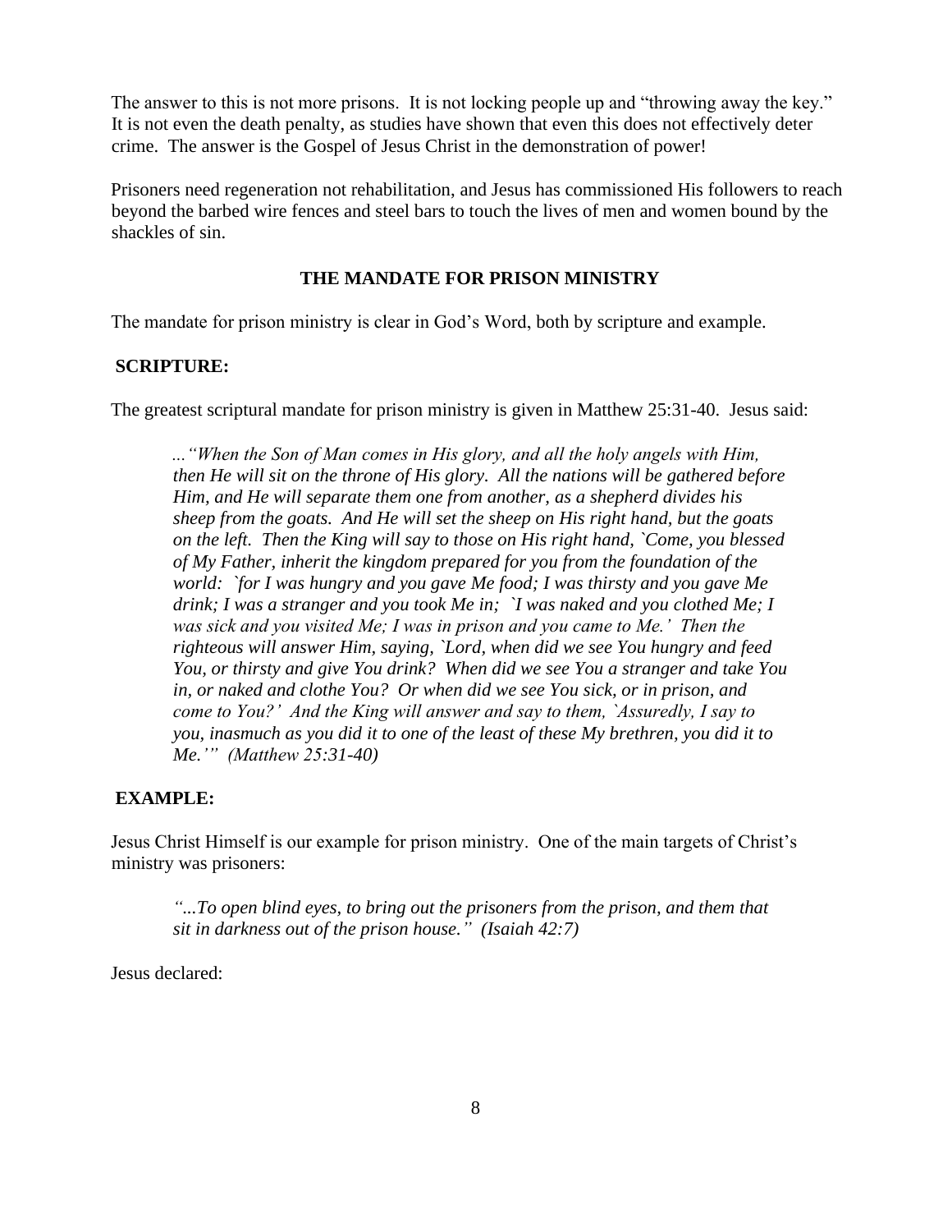The answer to this is not more prisons. It is not locking people up and "throwing away the key." It is not even the death penalty, as studies have shown that even this does not effectively deter crime. The answer is the Gospel of Jesus Christ in the demonstration of power!

Prisoners need regeneration not rehabilitation, and Jesus has commissioned His followers to reach beyond the barbed wire fences and steel bars to touch the lives of men and women bound by the shackles of sin.

## THE MANDATE FOR PRISON MINISTRY

The mandate for prison ministry is clear in God's Word, both by scripture and example.

**SCRIPTURE:**

The greatest scriptural mandate for prison ministry is given in Matthew 25:31-40. Jesus said:

> *..."When the Son of Man comes in His glory, and all the holy angels with Him, then He will sit on the throne of His glory. All the nations will be gathered before Him, and He will separate them one from another, as a shepherd divides his sheep from the goats. And He will set the sheep on His right hand, but the goats on the left. Then the King will say to those on His right hand, `Come, you blessed of My Father, inherit the kingdom prepared for you from the foundation of the world: `for I was hungry and you gave Me food; I was thirsty and you gave Me drink; I was a stranger and you took Me in; `I was naked and you clothed Me; I was sick and you visited Me; I was in prison and you came to Me.' Then the righteous will answer Him, saying, `Lord, when did we see You hungry and feed You, or thirsty and give You drink? When did we see You a stranger and take You in, or naked and clothe You? Or when did we see You sick, or in prison, and come to You?' And the King will answer and say to them, `Assuredly, I say to you, inasmuch as you did it to one of the least of these My brethren, you did it to Me.'" (Matthew 25:31-40)*

**EXAMPLE:**

Jesus Christ Himself is our example for prison ministry. One of the main targets of Christ's ministry was prisoners:

> *"...To open blind eyes, to bring out the prisoners from the prison, and them that sit in darkness out of the prison house." (Isaiah 42:7)*

Jesus declared: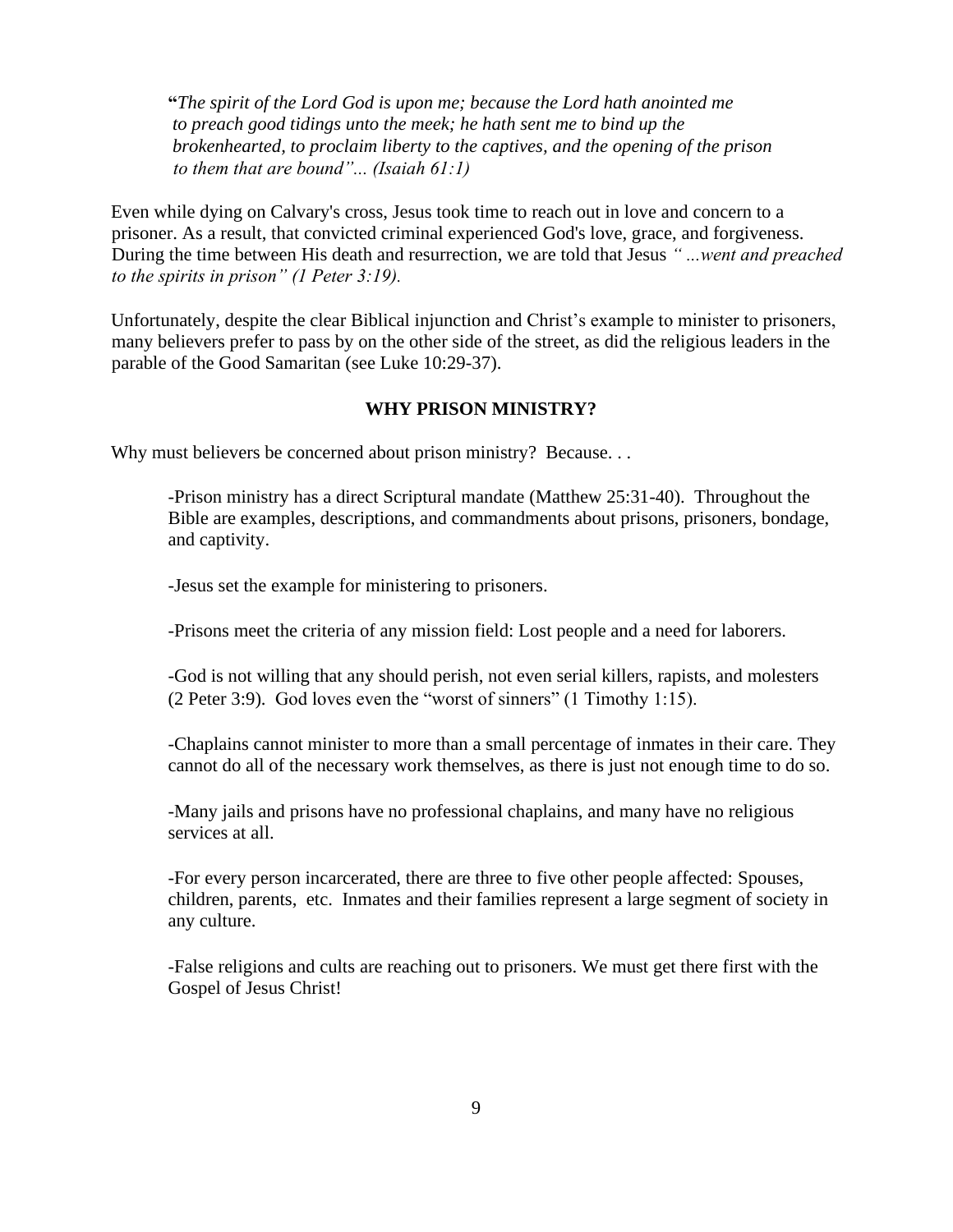> **"***The spirit of the Lord God is upon me; because the Lord hath anointed me to preach good tidings unto the meek; he hath sent me to bind up the brokenhearted, to proclaim liberty to the captives, and the opening of the prison to them that are bound"... (Isaiah 61:1)*

Even while dying on Calvary's cross, Jesus took time to reach out in love and concern to a prisoner. As a result, that convicted criminal experienced God's love, grace, and forgiveness. During the time between His death and resurrection, we are told that Jesus *"...went and preached to the spirits in prison" (1 Peter 3:19).*

Unfortunately, despite the clear Biblical injunction and Christ's example to minister to prisoners, many believers prefer to pass by on the other side of the street, as did the religious leaders in the parable of the Good Samaritan (see Luke 10:29-37).

## WHY PRISON MINISTRY?

Why must believers be concerned about prison ministry? Because. . .

-Prison ministry has a direct Scriptural mandate (Matthew 25:31-40). Throughout the Bible are examples, descriptions, and commandments about prisons, prisoners, bondage, and captivity.

-Jesus set the example for ministering to prisoners.

-Prisons meet the criteria of any mission field: Lost people and a need for laborers.

-God is not willing that any should perish, not even serial killers, rapists, and molesters (2 Peter 3:9). God loves even the "worst of sinners" (1 Timothy 1:15).

-Chaplains cannot minister to more than a small percentage of inmates in their care. They cannot do all of the necessary work themselves, as there is just not enough time to do so.

-Many jails and prisons have no professional chaplains, and many have no religious services at all.

-For every person incarcerated, there are three to five other people affected: Spouses, children, parents, etc. Inmates and their families represent a large segment of society in any culture.

-False religions and cults are reaching out to prisoners. We must get there first with the Gospel of Jesus Christ!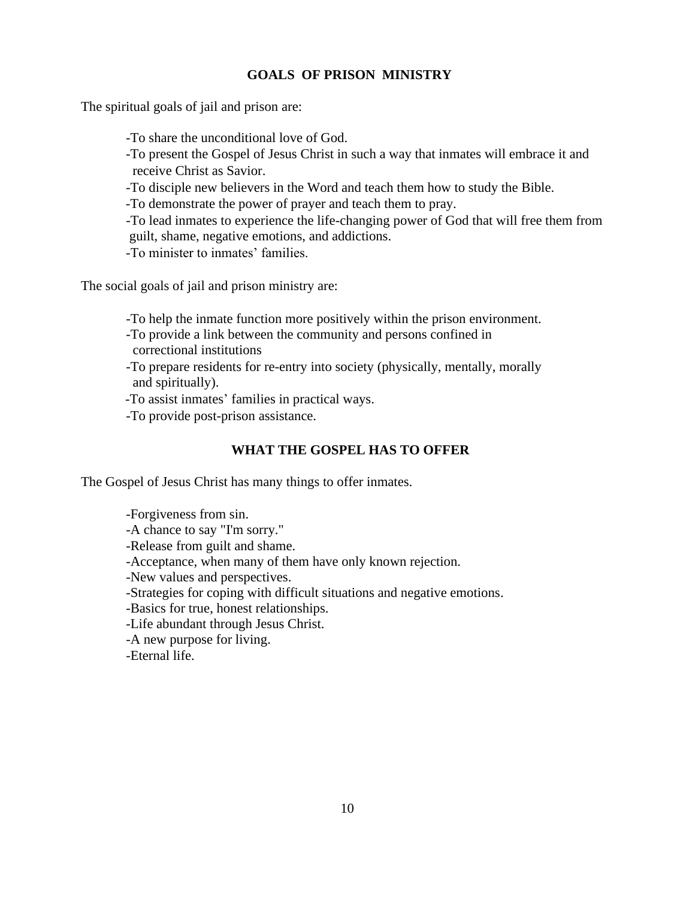## GOALS OF PRISON MINISTRY

The spiritual goals of jail and prison are:

- To share the unconditional love of God.
- To present the Gospel of Jesus Christ in such a way that inmates will embrace it and receive Christ as Savior.
- To disciple new believers in the Word and teach them how to study the Bible.
- To demonstrate the power of prayer and teach them to pray.
- To lead inmates to experience the life-changing power of God that will free them from guilt, shame, negative emotions, and addictions.
- To minister to inmates' families.

The social goals of jail and prison ministry are:

- To help the inmate function more positively within the prison environment.
- To provide a link between the community and persons confined in correctional institutions
- To prepare residents for re-entry into society (physically, mentally, morally and spiritually).
- To assist inmates' families in practical ways.
- To provide post-prison assistance.

## WHAT THE GOSPEL HAS TO OFFER

The Gospel of Jesus Christ has many things to offer inmates.

- Forgiveness from sin.
- A chance to say "I'm sorry."
- Release from guilt and shame.
- Acceptance, when many of them have only known rejection.
- New values and perspectives.
- Strategies for coping with difficult situations and negative emotions.
- Basics for true, honest relationships.
- Life abundant through Jesus Christ.
- A new purpose for living.
- Eternal life.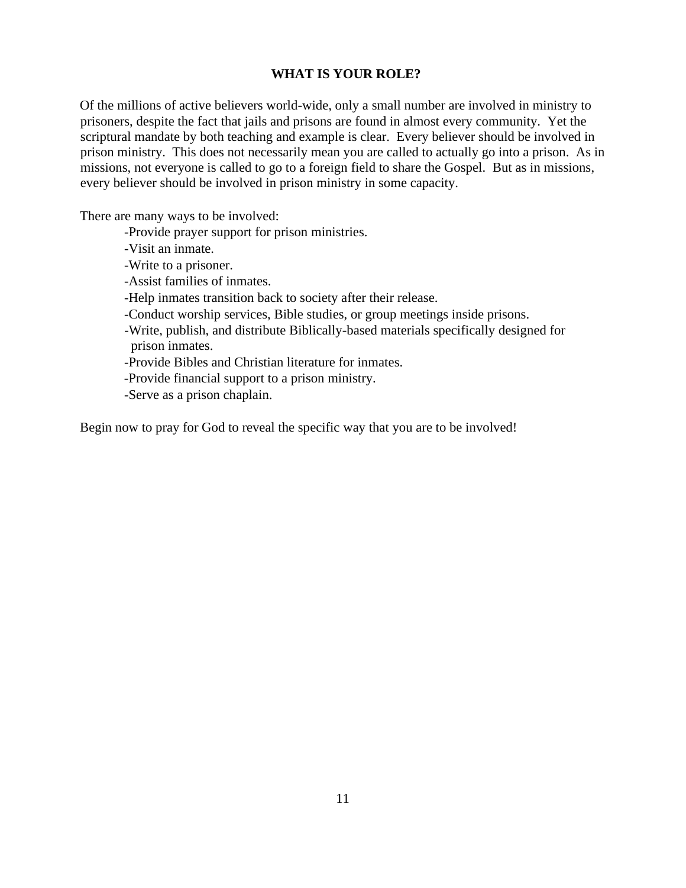## WHAT IS YOUR ROLE?

Of the millions of active believers world-wide, only a small number are involved in ministry to prisoners, despite the fact that jails and prisons are found in almost every community. Yet the scriptural mandate by both teaching and example is clear. Every believer should be involved in prison ministry. This does not necessarily mean you are called to actually go into a prison. As in missions, not everyone is called to go to a foreign field to share the Gospel. But as in missions, every believer should be involved in prison ministry in some capacity.

There are many ways to be involved:

- Provide prayer support for prison ministries.
- Visit an inmate.
- Write to a prisoner.
- Assist families of inmates.
- Help inmates transition back to society after their release.
- Conduct worship services, Bible studies, or group meetings inside prisons.
- Write, publish, and distribute Biblically-based materials specifically designed for prison inmates.
- Provide Bibles and Christian literature for inmates.
- Provide financial support to a prison ministry.
- Serve as a prison chaplain.

Begin now to pray for God to reveal the specific way that you are to be involved!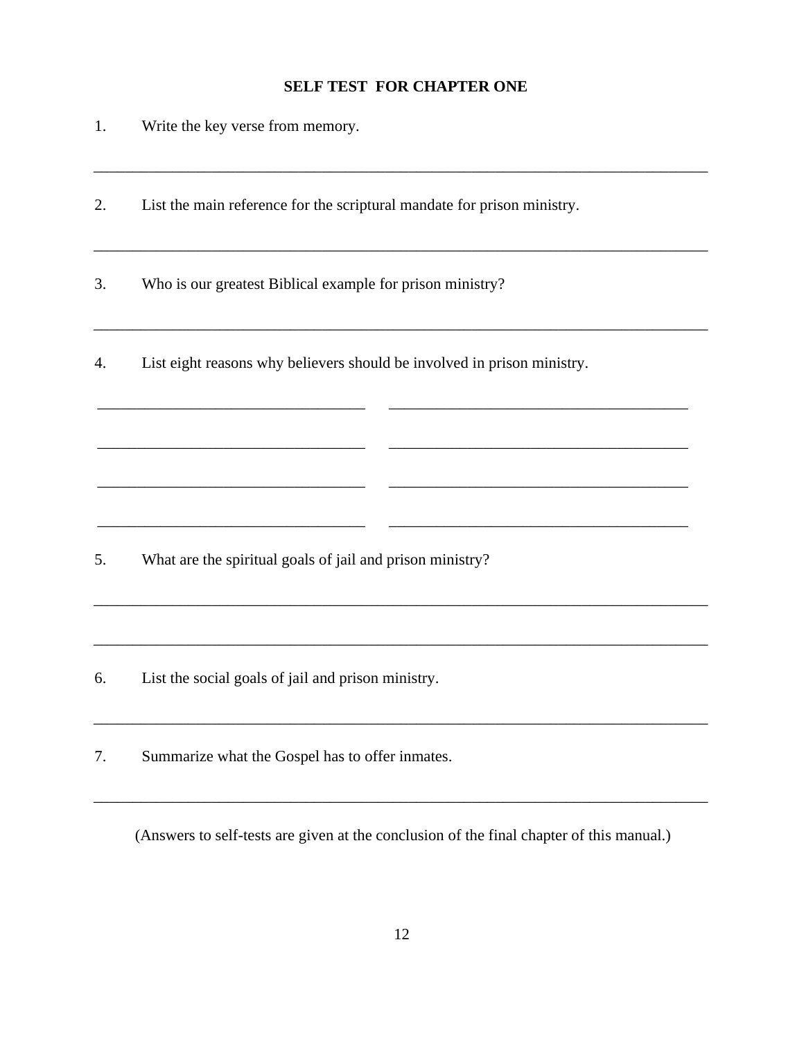## SELF TEST FOR CHAPTER ONE

1. Write the key verse from memory.

________________________________________________________________________________

2. List the main reference for the scriptural mandate for prison ministry.

________________________________________________________________________________

3. Who is our greatest Biblical example for prison ministry?

________________________________________________________________________________

4. List eight reasons why believers should be involved in prison ministry.

___________________________________ ___________________________________

___________________________________ ___________________________________

___________________________________ ___________________________________

___________________________________ ___________________________________

5. What are the spiritual goals of jail and prison ministry?

________________________________________________________________________________

________________________________________________________________________________

6. List the social goals of jail and prison ministry.

________________________________________________________________________________

7. Summarize what the Gospel has to offer inmates.

________________________________________________________________________________

(Answers to self-tests are given at the conclusion of the final chapter of this manual.)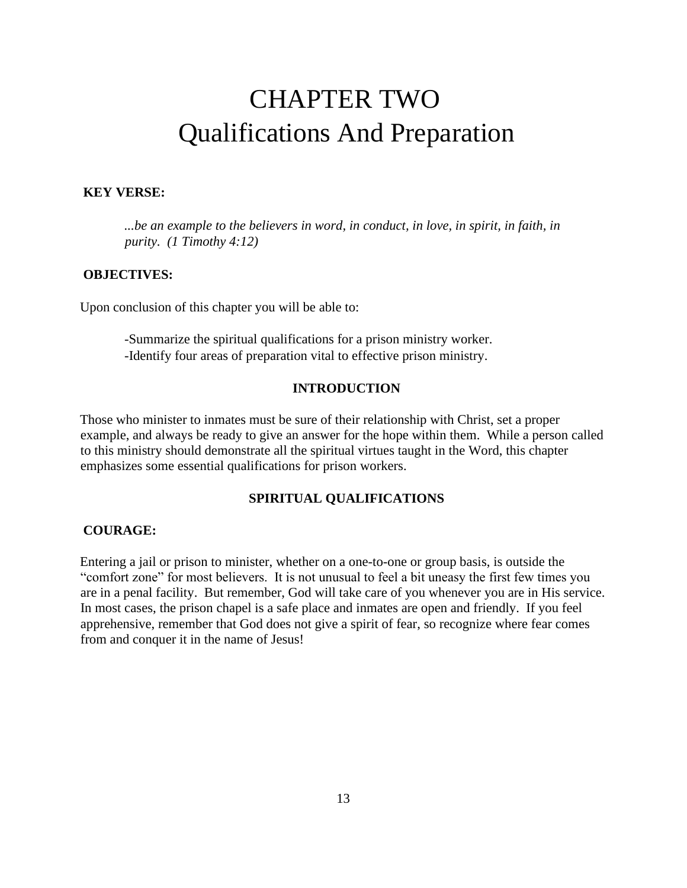# CHAPTER TWO
# Qualifications And Preparation

**KEY VERSE:**

*...be an example to the believers in word, in conduct, in love, in spirit, in faith, in purity. (1 Timothy 4:12)*

**OBJECTIVES:**

Upon conclusion of this chapter you will be able to:

-Summarize the spiritual qualifications for a prison ministry worker.
-Identify four areas of preparation vital to effective prison ministry.

**INTRODUCTION**

Those who minister to inmates must be sure of their relationship with Christ, set a proper example, and always be ready to give an answer for the hope within them. While a person called to this ministry should demonstrate all the spiritual virtues taught in the Word, this chapter emphasizes some essential qualifications for prison workers.

**SPIRITUAL QUALIFICATIONS**

**COURAGE:**

Entering a jail or prison to minister, whether on a one-to-one or group basis, is outside the "comfort zone" for most believers. It is not unusual to feel a bit uneasy the first few times you are in a penal facility. But remember, God will take care of you whenever you are in His service. In most cases, the prison chapel is a safe place and inmates are open and friendly. If you feel apprehensive, remember that God does not give a spirit of fear, so recognize where fear comes from and conquer it in the name of Jesus!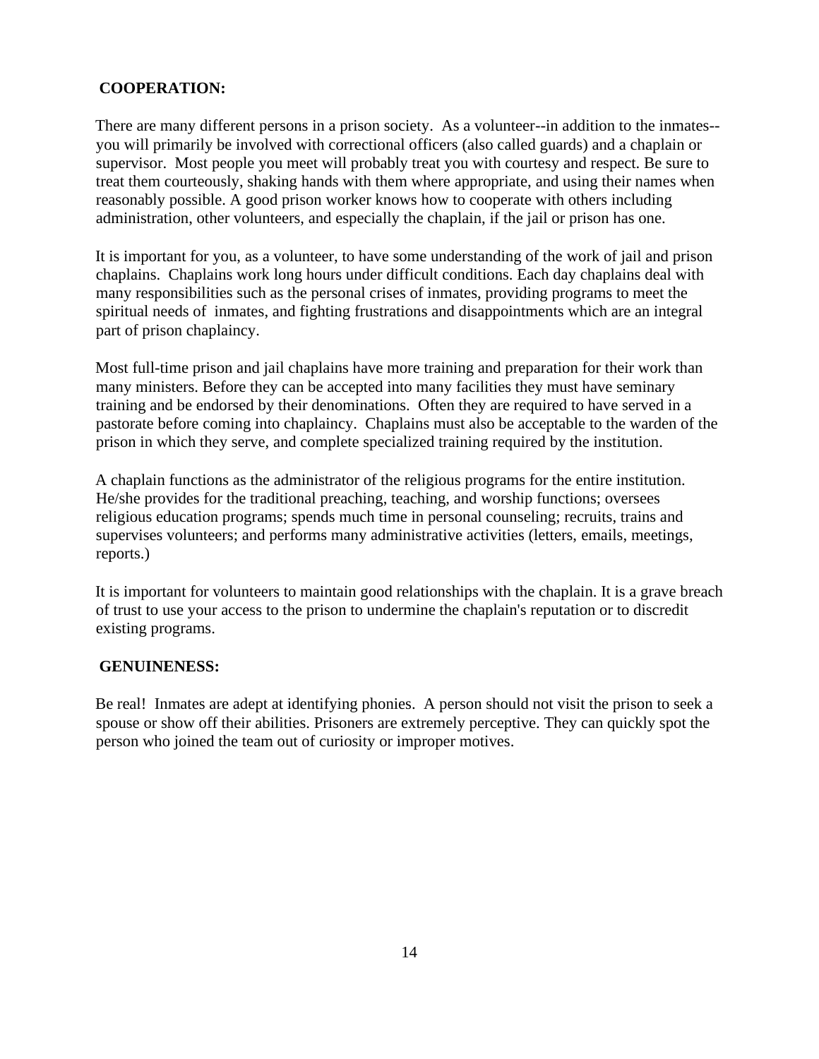**COOPERATION:**

There are many different persons in a prison society. As a volunteer--in addition to the inmates--you will primarily be involved with correctional officers (also called guards) and a chaplain or supervisor. Most people you meet will probably treat you with courtesy and respect. Be sure to treat them courteously, shaking hands with them where appropriate, and using their names when reasonably possible. A good prison worker knows how to cooperate with others including administration, other volunteers, and especially the chaplain, if the jail or prison has one.

It is important for you, as a volunteer, to have some understanding of the work of jail and prison chaplains. Chaplains work long hours under difficult conditions. Each day chaplains deal with many responsibilities such as the personal crises of inmates, providing programs to meet the spiritual needs of inmates, and fighting frustrations and disappointments which are an integral part of prison chaplaincy.

Most full-time prison and jail chaplains have more training and preparation for their work than many ministers. Before they can be accepted into many facilities they must have seminary training and be endorsed by their denominations. Often they are required to have served in a pastorate before coming into chaplaincy. Chaplains must also be acceptable to the warden of the prison in which they serve, and complete specialized training required by the institution.

A chaplain functions as the administrator of the religious programs for the entire institution. He/she provides for the traditional preaching, teaching, and worship functions; oversees religious education programs; spends much time in personal counseling; recruits, trains and supervises volunteers; and performs many administrative activities (letters, emails, meetings, reports.)

It is important for volunteers to maintain good relationships with the chaplain. It is a grave breach of trust to use your access to the prison to undermine the chaplain's reputation or to discredit existing programs.

**GENUINENESS:**

Be real! Inmates are adept at identifying phonies. A person should not visit the prison to seek a spouse or show off their abilities. Prisoners are extremely perceptive. They can quickly spot the person who joined the team out of curiosity or improper motives.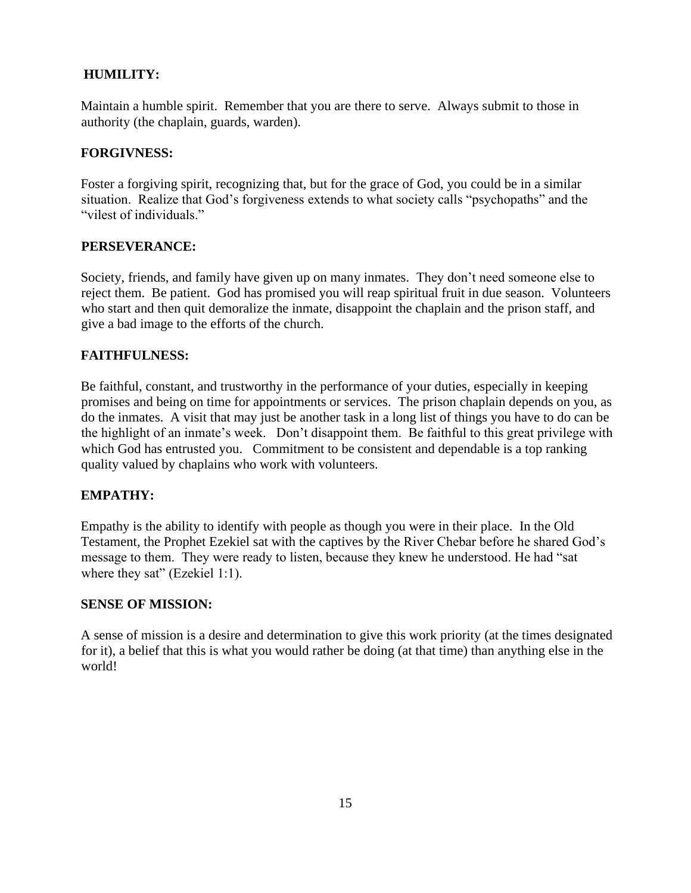**HUMILITY:**

Maintain a humble spirit. Remember that you are there to serve. Always submit to those in authority (the chaplain, guards, warden).

**FORGIVNESS:**

Foster a forgiving spirit, recognizing that, but for the grace of God, you could be in a similar situation. Realize that God's forgiveness extends to what society calls "psychopaths" and the "vilest of individuals."

**PERSEVERANCE:**

Society, friends, and family have given up on many inmates. They don't need someone else to reject them. Be patient. God has promised you will reap spiritual fruit in due season. Volunteers who start and then quit demoralize the inmate, disappoint the chaplain and the prison staff, and give a bad image to the efforts of the church.

**FAITHFULNESS:**

Be faithful, constant, and trustworthy in the performance of your duties, especially in keeping promises and being on time for appointments or services. The prison chaplain depends on you, as do the inmates. A visit that may just be another task in a long list of things you have to do can be the highlight of an inmate's week. Don't disappoint them. Be faithful to this great privilege with which God has entrusted you. Commitment to be consistent and dependable is a top ranking quality valued by chaplains who work with volunteers.

**EMPATHY:**

Empathy is the ability to identify with people as though you were in their place. In the Old Testament, the Prophet Ezekiel sat with the captives by the River Chebar before he shared God's message to them. They were ready to listen, because they knew he understood. He had "sat where they sat" (Ezekiel 1:1).

**SENSE OF MISSION:**

A sense of mission is a desire and determination to give this work priority (at the times designated for it), a belief that this is what you would rather be doing (at that time) than anything else in the world!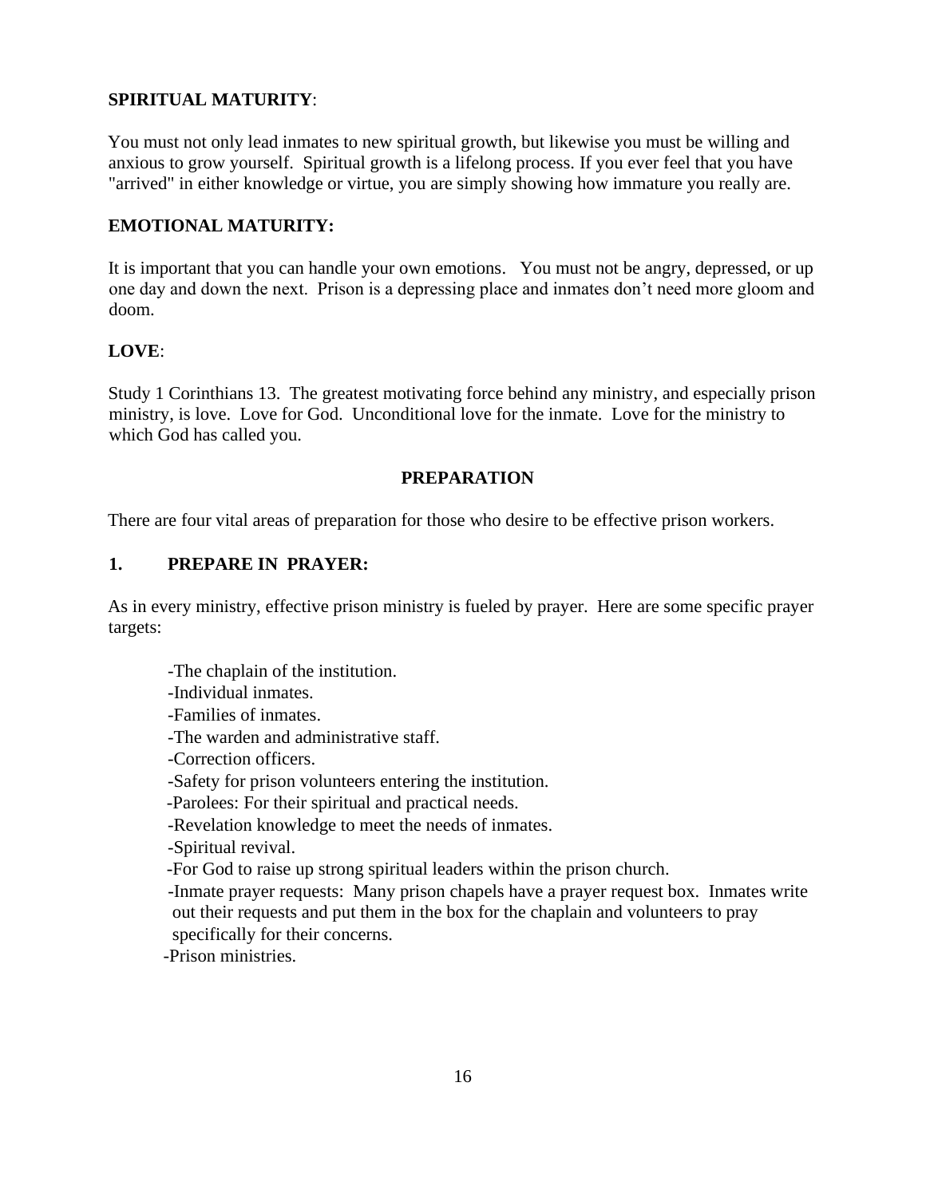**SPIRITUAL MATURITY**:

You must not only lead inmates to new spiritual growth, but likewise you must be willing and anxious to grow yourself. Spiritual growth is a lifelong process. If you ever feel that you have "arrived" in either knowledge or virtue, you are simply showing how immature you really are.

**EMOTIONAL MATURITY:**

It is important that you can handle your own emotions. You must not be angry, depressed, or up one day and down the next. Prison is a depressing place and inmates don't need more gloom and doom.

**LOVE**:

Study 1 Corinthians 13. The greatest motivating force behind any ministry, and especially prison ministry, is love. Love for God. Unconditional love for the inmate. Love for the ministry to which God has called you.

## PREPARATION

There are four vital areas of preparation for those who desire to be effective prison workers.

### 1. PREPARE IN PRAYER:

As in every ministry, effective prison ministry is fueled by prayer. Here are some specific prayer targets:

- The chaplain of the institution.
- Individual inmates.
- Families of inmates.
- The warden and administrative staff.
- Correction officers.
- Safety for prison volunteers entering the institution.
- Parolees: For their spiritual and practical needs.
- Revelation knowledge to meet the needs of inmates.
- Spiritual revival.
- For God to raise up strong spiritual leaders within the prison church.
- Inmate prayer requests: Many prison chapels have a prayer request box. Inmates write out their requests and put them in the box for the chaplain and volunteers to pray specifically for their concerns.
- Prison ministries.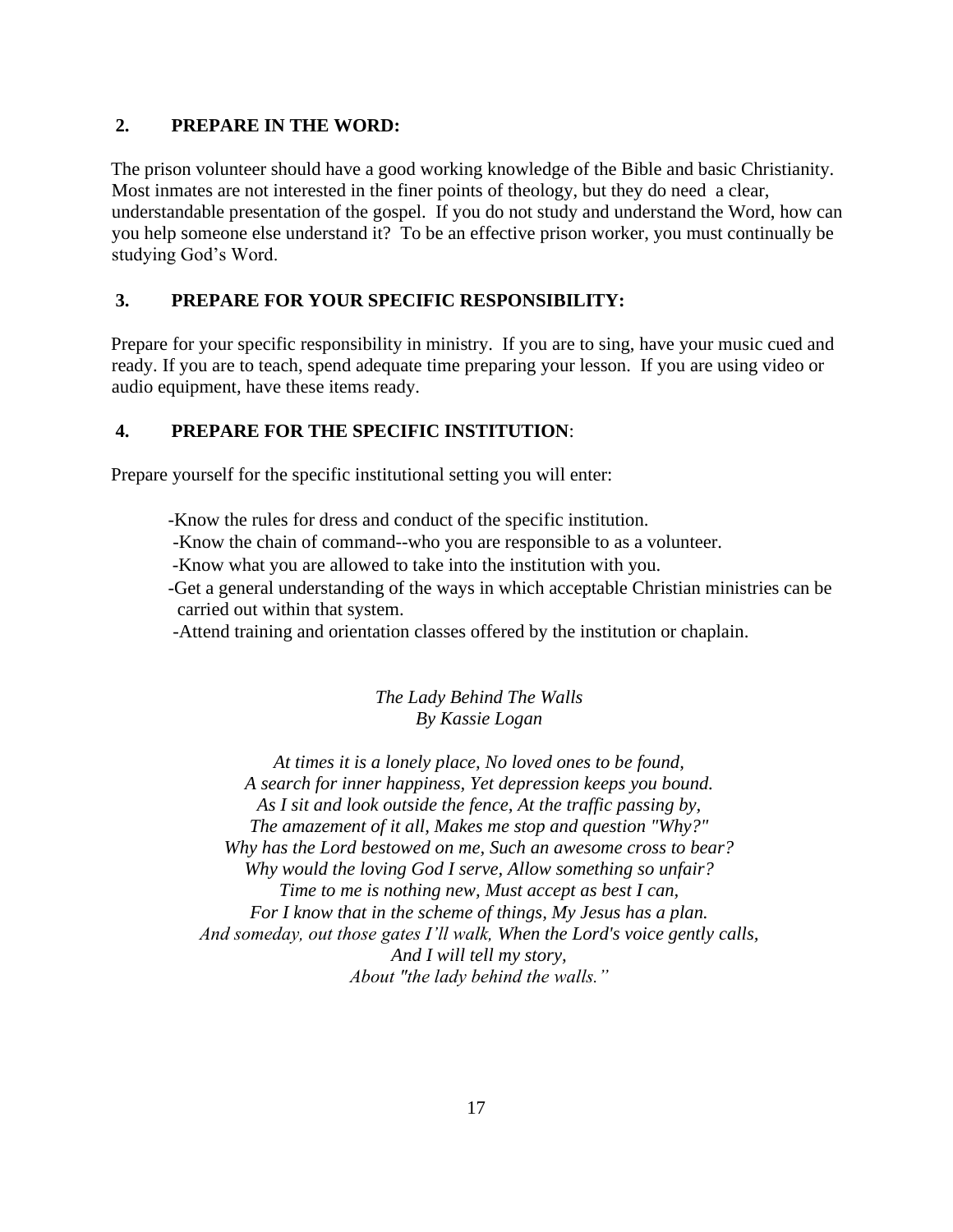## 2. PREPARE IN THE WORD:

The prison volunteer should have a good working knowledge of the Bible and basic Christianity. Most inmates are not interested in the finer points of theology, but they do need a clear, understandable presentation of the gospel. If you do not study and understand the Word, how can you help someone else understand it? To be an effective prison worker, you must continually be studying God's Word.

## 3. PREPARE FOR YOUR SPECIFIC RESPONSIBILITY:

Prepare for your specific responsibility in ministry. If you are to sing, have your music cued and ready. If you are to teach, spend adequate time preparing your lesson. If you are using video or audio equipment, have these items ready.

## 4. PREPARE FOR THE SPECIFIC INSTITUTION:

Prepare yourself for the specific institutional setting you will enter:

- Know the rules for dress and conduct of the specific institution.
- Know the chain of command--who you are responsible to as a volunteer.
- Know what you are allowed to take into the institution with you.
- Get a general understanding of the ways in which acceptable Christian ministries can be carried out within that system.
- Attend training and orientation classes offered by the institution or chaplain.

*The Lady Behind The Walls*
*By Kassie Logan*

*At times it is a lonely place, No loved ones to be found,*
*A search for inner happiness, Yet depression keeps you bound.*
*As I sit and look outside the fence, At the traffic passing by,*
*The amazement of it all, Makes me stop and question "Why?"*
*Why has the Lord bestowed on me, Such an awesome cross to bear?*
*Why would the loving God I serve, Allow something so unfair?*
*Time to me is nothing new, Must accept as best I can,*
*For I know that in the scheme of things, My Jesus has a plan.*
*And someday, out those gates I'll walk, When the Lord's voice gently calls,*
*And I will tell my story,*
*About "the lady behind the walls."*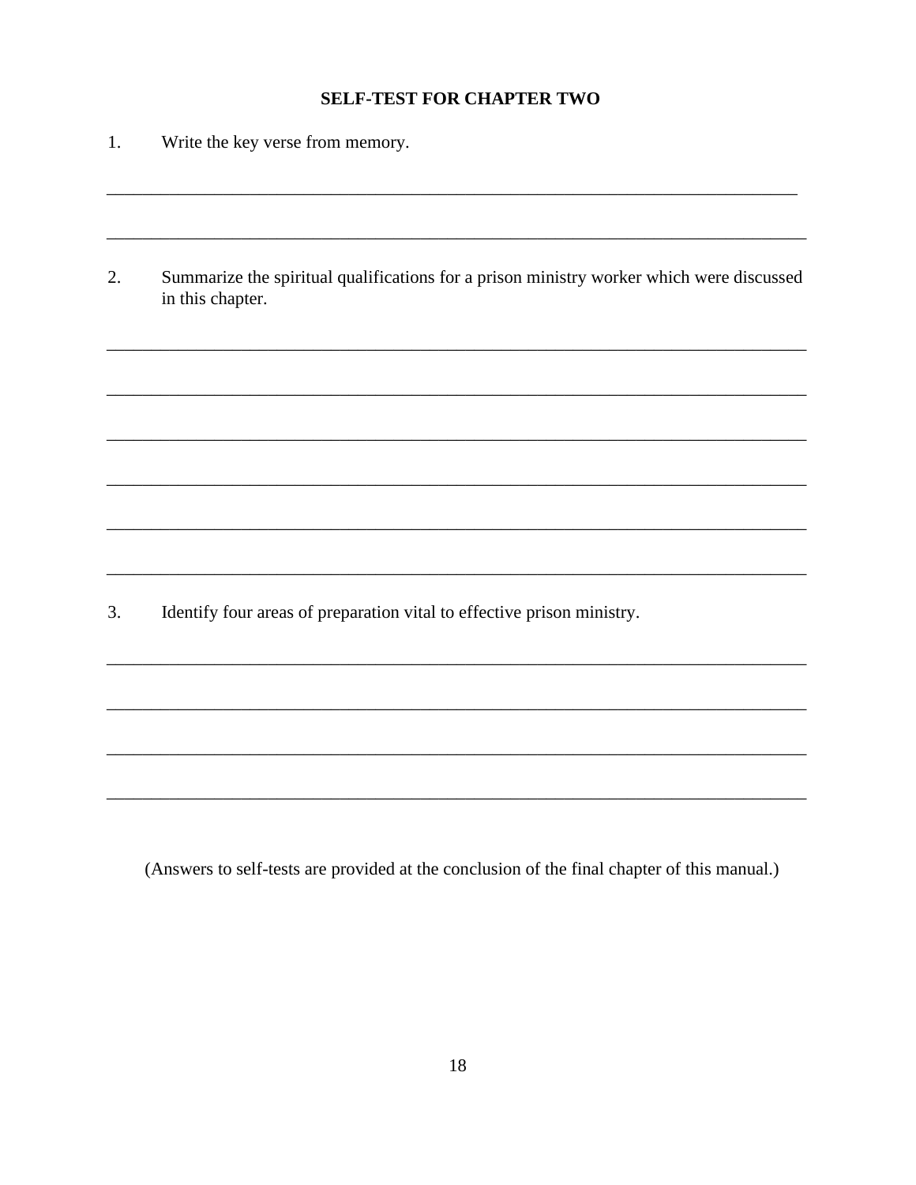## SELF-TEST FOR CHAPTER TWO

1. Write the key verse from memory.

_______________________________________________________________________________

_______________________________________________________________________________

2. Summarize the spiritual qualifications for a prison ministry worker which were discussed in this chapter.

_______________________________________________________________________________

_______________________________________________________________________________

_______________________________________________________________________________

_______________________________________________________________________________

_______________________________________________________________________________

_______________________________________________________________________________

3. Identify four areas of preparation vital to effective prison ministry.

_______________________________________________________________________________

_______________________________________________________________________________

_______________________________________________________________________________

_______________________________________________________________________________

(Answers to self-tests are provided at the conclusion of the final chapter of this manual.)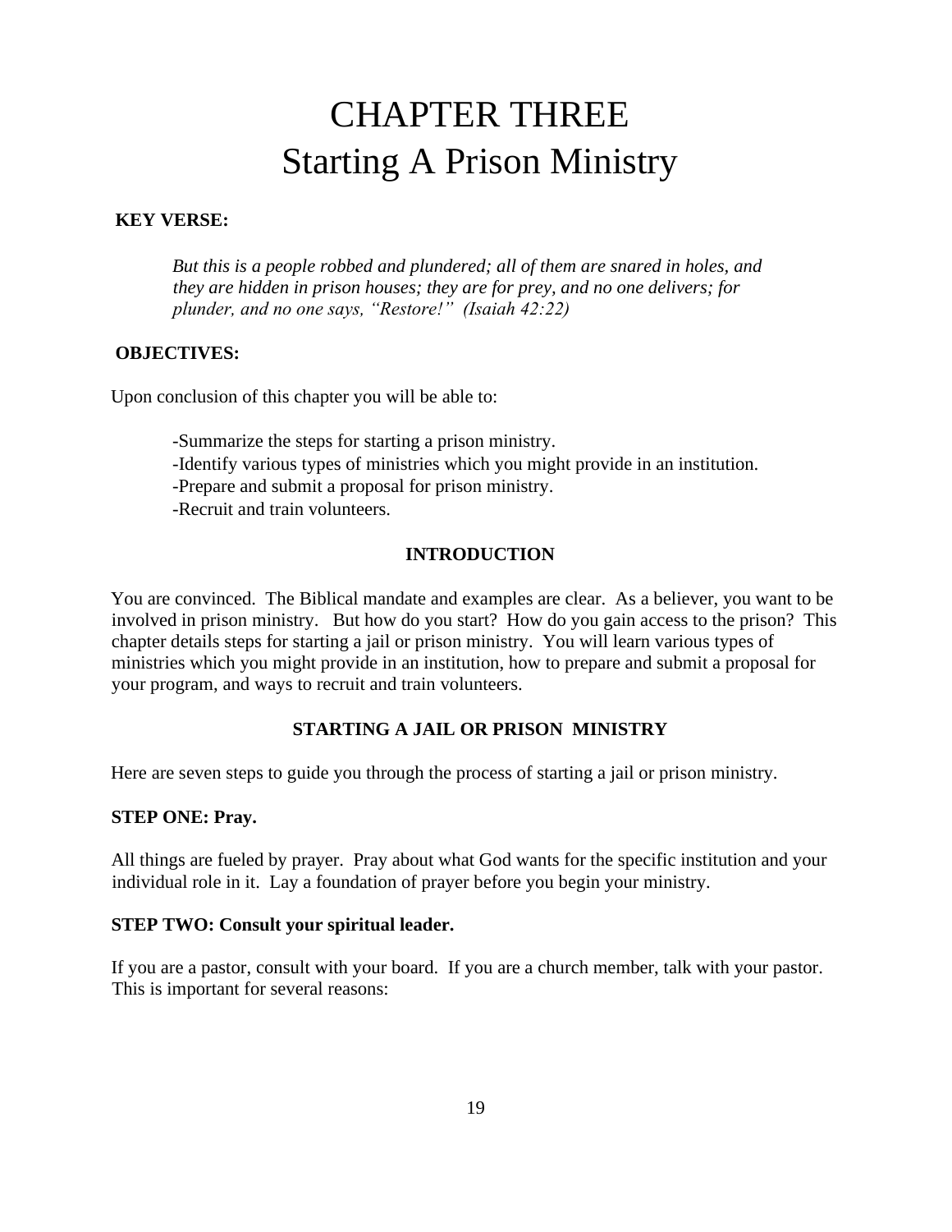# CHAPTER THREE
# Starting A Prison Ministry

**KEY VERSE:**

> *But this is a people robbed and plundered; all of them are snared in holes, and they are hidden in prison houses; they are for prey, and no one delivers; for plunder, and no one says, "Restore!" (Isaiah 42:22)*

**OBJECTIVES:**

Upon conclusion of this chapter you will be able to:

- -Summarize the steps for starting a prison ministry.
- -Identify various types of ministries which you might provide in an institution.
- -Prepare and submit a proposal for prison ministry.
- -Recruit and train volunteers.

## INTRODUCTION

You are convinced. The Biblical mandate and examples are clear. As a believer, you want to be involved in prison ministry. But how do you start? How do you gain access to the prison? This chapter details steps for starting a jail or prison ministry. You will learn various types of ministries which you might provide in an institution, how to prepare and submit a proposal for your program, and ways to recruit and train volunteers.

## STARTING A JAIL OR PRISON MINISTRY

Here are seven steps to guide you through the process of starting a jail or prison ministry.

**STEP ONE: Pray.**

All things are fueled by prayer. Pray about what God wants for the specific institution and your individual role in it. Lay a foundation of prayer before you begin your ministry.

**STEP TWO: Consult your spiritual leader.**

If you are a pastor, consult with your board. If you are a church member, talk with your pastor. This is important for several reasons: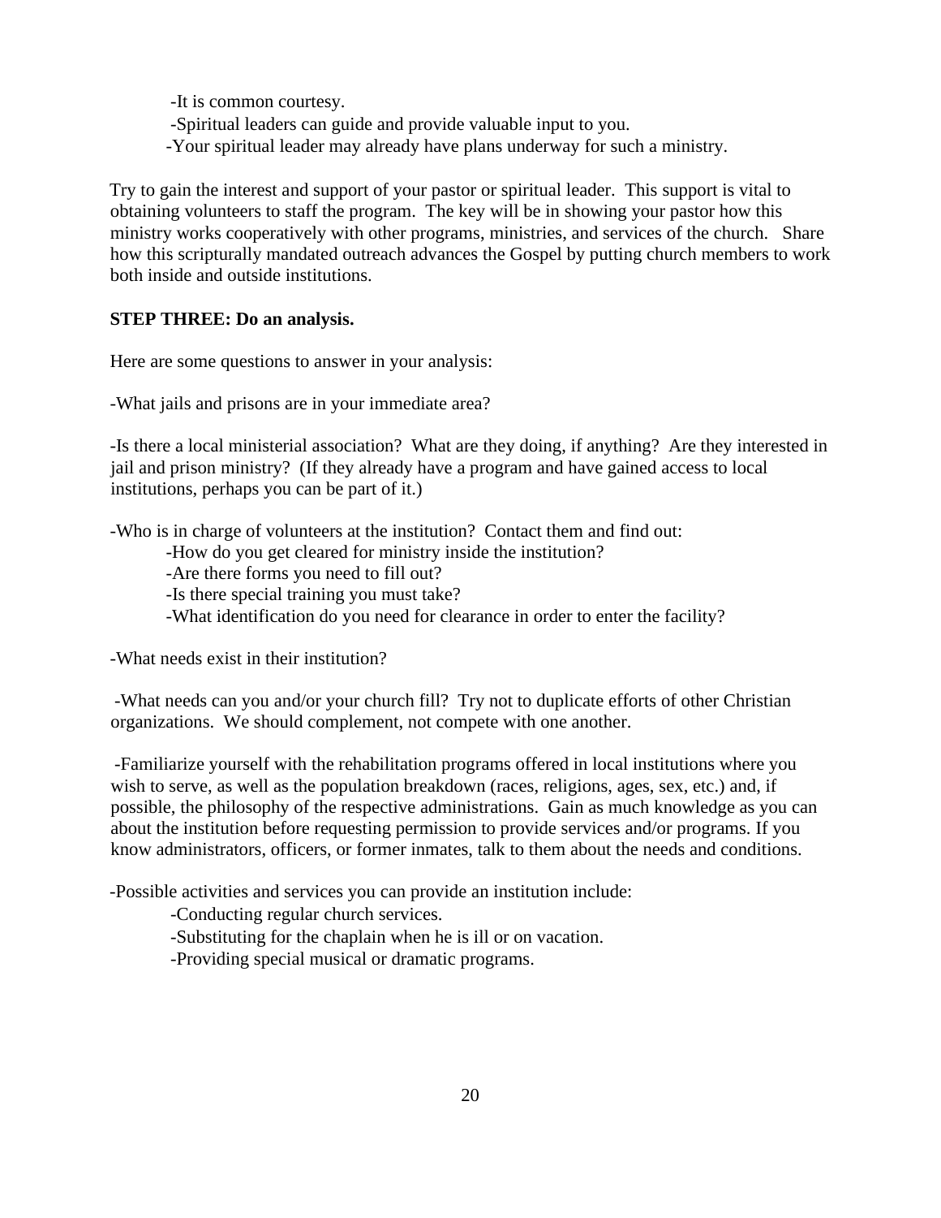- It is common courtesy.
- Spiritual leaders can guide and provide valuable input to you.
- Your spiritual leader may already have plans underway for such a ministry.

Try to gain the interest and support of your pastor or spiritual leader. This support is vital to obtaining volunteers to staff the program. The key will be in showing your pastor how this ministry works cooperatively with other programs, ministries, and services of the church. Share how this scripturally mandated outreach advances the Gospel by putting church members to work both inside and outside institutions.

**STEP THREE: Do an analysis.**

Here are some questions to answer in your analysis:

-What jails and prisons are in your immediate area?

-Is there a local ministerial association? What are they doing, if anything? Are they interested in jail and prison ministry? (If they already have a program and have gained access to local institutions, perhaps you can be part of it.)

-Who is in charge of volunteers at the institution? Contact them and find out:

- How do you get cleared for ministry inside the institution?
- Are there forms you need to fill out?
- Is there special training you must take?
- What identification do you need for clearance in order to enter the facility?

-What needs exist in their institution?

-What needs can you and/or your church fill? Try not to duplicate efforts of other Christian organizations. We should complement, not compete with one another.

-Familiarize yourself with the rehabilitation programs offered in local institutions where you wish to serve, as well as the population breakdown (races, religions, ages, sex, etc.) and, if possible, the philosophy of the respective administrations. Gain as much knowledge as you can about the institution before requesting permission to provide services and/or programs. If you know administrators, officers, or former inmates, talk to them about the needs and conditions.

-Possible activities and services you can provide an institution include:

- Conducting regular church services.
- Substituting for the chaplain when he is ill or on vacation.
- Providing special musical or dramatic programs.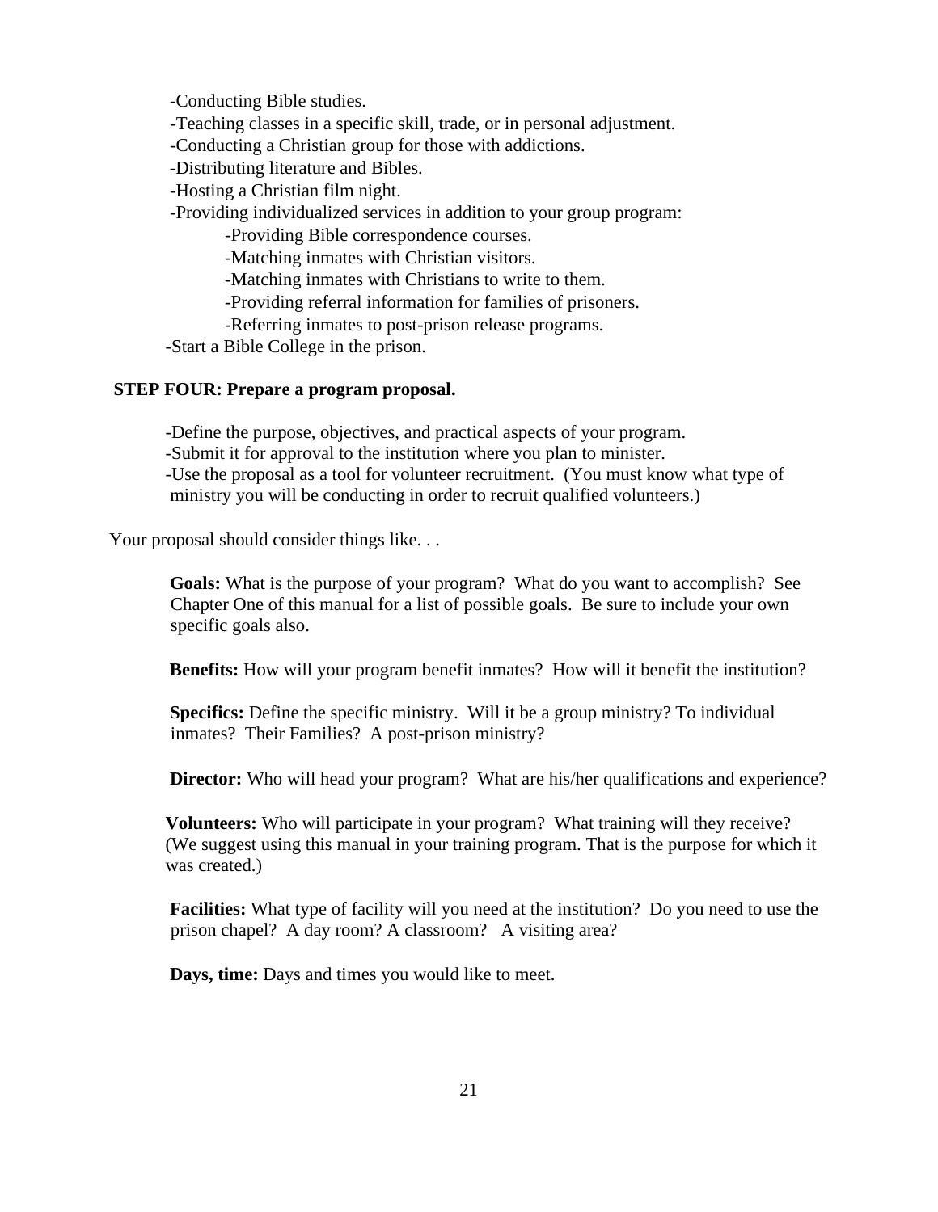- Conducting Bible studies.
- Teaching classes in a specific skill, trade, or in personal adjustment.
- Conducting a Christian group for those with addictions.
- Distributing literature and Bibles.
- Hosting a Christian film night.
- Providing individualized services in addition to your group program:
    - Providing Bible correspondence courses.
    - Matching inmates with Christian visitors.
    - Matching inmates with Christians to write to them.
    - Providing referral information for families of prisoners.
    - Referring inmates to post-prison release programs.
- Start a Bible College in the prison.

**STEP FOUR: Prepare a program proposal.**

- Define the purpose, objectives, and practical aspects of your program.
- Submit it for approval to the institution where you plan to minister.
- Use the proposal as a tool for volunteer recruitment. (You must know what type of ministry you will be conducting in order to recruit qualified volunteers.)

Your proposal should consider things like. . .

**Goals:** What is the purpose of your program? What do you want to accomplish? See Chapter One of this manual for a list of possible goals. Be sure to include your own specific goals also.

**Benefits:** How will your program benefit inmates? How will it benefit the institution?

**Specifics:** Define the specific ministry. Will it be a group ministry? To individual inmates? Their Families? A post-prison ministry?

**Director:** Who will head your program? What are his/her qualifications and experience?

**Volunteers:** Who will participate in your program? What training will they receive? (We suggest using this manual in your training program. That is the purpose for which it was created.)

**Facilities:** What type of facility will you need at the institution? Do you need to use the prison chapel? A day room? A classroom? A visiting area?

**Days, time:** Days and times you would like to meet.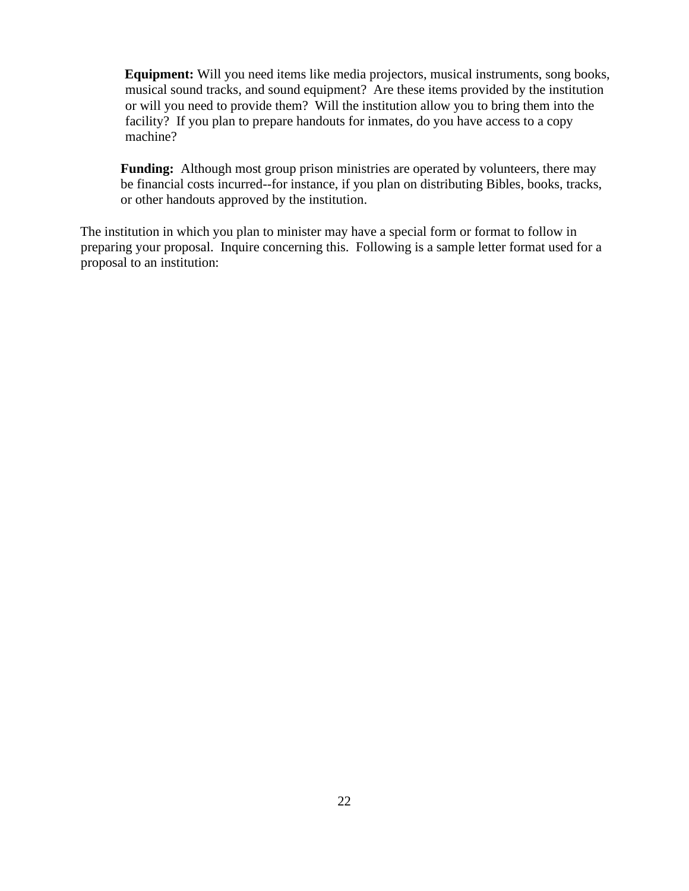**Equipment:** Will you need items like media projectors, musical instruments, song books, musical sound tracks, and sound equipment? Are these items provided by the institution or will you need to provide them? Will the institution allow you to bring them into the facility? If you plan to prepare handouts for inmates, do you have access to a copy machine?

**Funding:** Although most group prison ministries are operated by volunteers, there may be financial costs incurred--for instance, if you plan on distributing Bibles, books, tracks, or other handouts approved by the institution.

The institution in which you plan to minister may have a special form or format to follow in preparing your proposal. Inquire concerning this. Following is a sample letter format used for a proposal to an institution: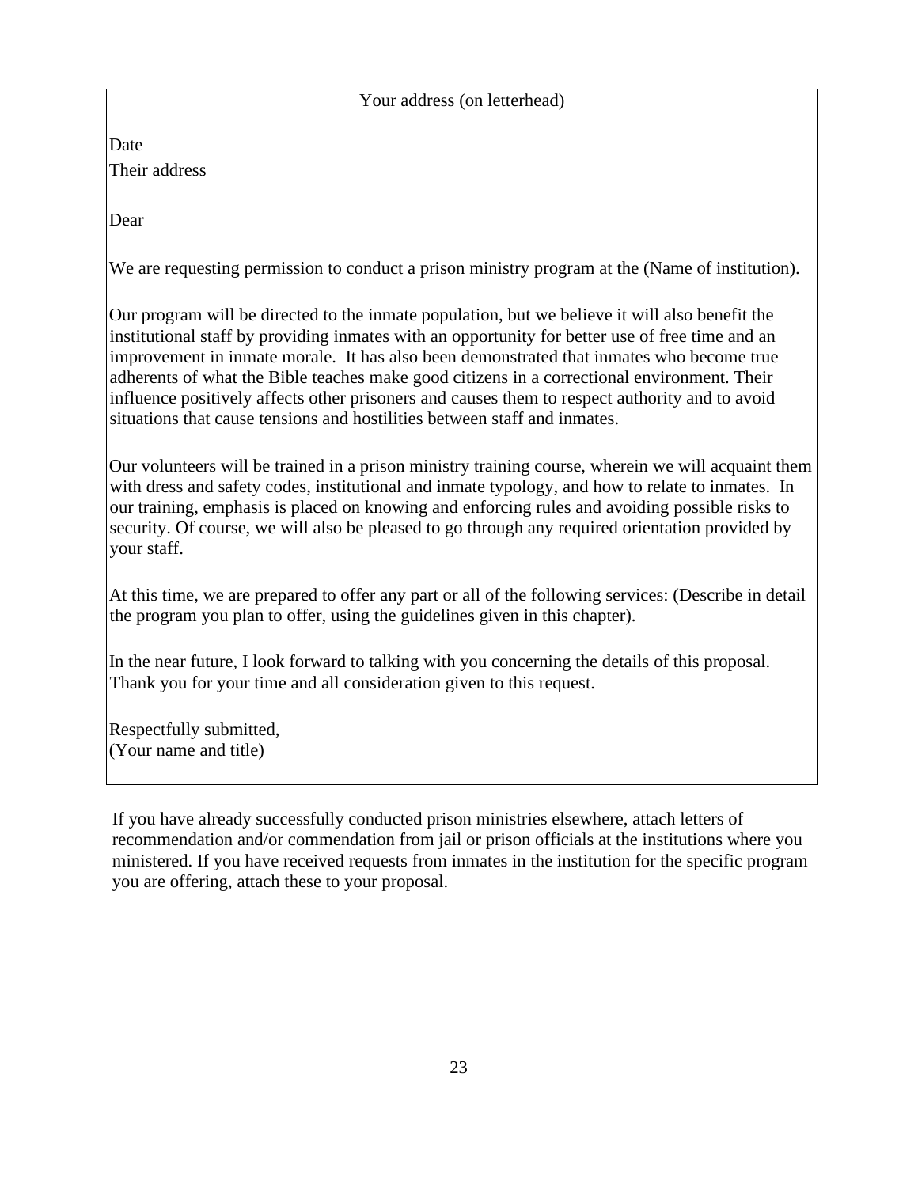Your address (on letterhead)

Date

Their address

Dear

We are requesting permission to conduct a prison ministry program at the (Name of institution).

Our program will be directed to the inmate population, but we believe it will also benefit the institutional staff by providing inmates with an opportunity for better use of free time and an improvement in inmate morale.  It has also been demonstrated that inmates who become true adherents of what the Bible teaches make good citizens in a correctional environment. Their influence positively affects other prisoners and causes them to respect authority and to avoid situations that cause tensions and hostilities between staff and inmates.

Our volunteers will be trained in a prison ministry training course, wherein we will acquaint them with dress and safety codes, institutional and inmate typology, and how to relate to inmates.  In our training, emphasis is placed on knowing and enforcing rules and avoiding possible risks to security. Of course, we will also be pleased to go through any required orientation provided by your staff.

At this time, we are prepared to offer any part or all of the following services: (Describe in detail the program you plan to offer, using the guidelines given in this chapter).

In the near future, I look forward to talking with you concerning the details of this proposal. Thank you for your time and all consideration given to this request.

Respectfully submitted,  
(Your name and title)

If you have already successfully conducted prison ministries elsewhere, attach letters of recommendation and/or commendation from jail or prison officials at the institutions where you ministered. If you have received requests from inmates in the institution for the specific program you are offering, attach these to your proposal.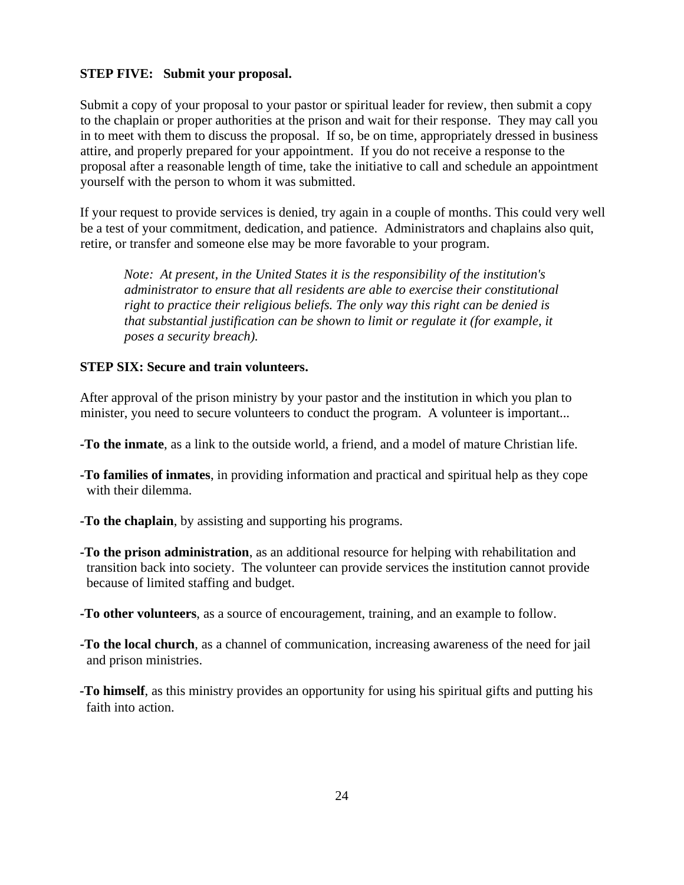**STEP FIVE: Submit your proposal.**

Submit a copy of your proposal to your pastor or spiritual leader for review, then submit a copy to the chaplain or proper authorities at the prison and wait for their response. They may call you in to meet with them to discuss the proposal. If so, be on time, appropriately dressed in business attire, and properly prepared for your appointment. If you do not receive a response to the proposal after a reasonable length of time, take the initiative to call and schedule an appointment yourself with the person to whom it was submitted.

If your request to provide services is denied, try again in a couple of months. This could very well be a test of your commitment, dedication, and patience. Administrators and chaplains also quit, retire, or transfer and someone else may be more favorable to your program.

> *Note: At present, in the United States it is the responsibility of the institution's administrator to ensure that all residents are able to exercise their constitutional right to practice their religious beliefs. The only way this right can be denied is that substantial justification can be shown to limit or regulate it (for example, it poses a security breach).*

**STEP SIX: Secure and train volunteers.**

After approval of the prison ministry by your pastor and the institution in which you plan to minister, you need to secure volunteers to conduct the program. A volunteer is important...

-**To the inmate**, as a link to the outside world, a friend, and a model of mature Christian life.

-**To families of inmates**, in providing information and practical and spiritual help as they cope with their dilemma.

-**To the chaplain**, by assisting and supporting his programs.

-**To the prison administration**, as an additional resource for helping with rehabilitation and transition back into society. The volunteer can provide services the institution cannot provide because of limited staffing and budget.

-**To other volunteers**, as a source of encouragement, training, and an example to follow.

-**To the local church**, as a channel of communication, increasing awareness of the need for jail and prison ministries.

-**To himself**, as this ministry provides an opportunity for using his spiritual gifts and putting his faith into action.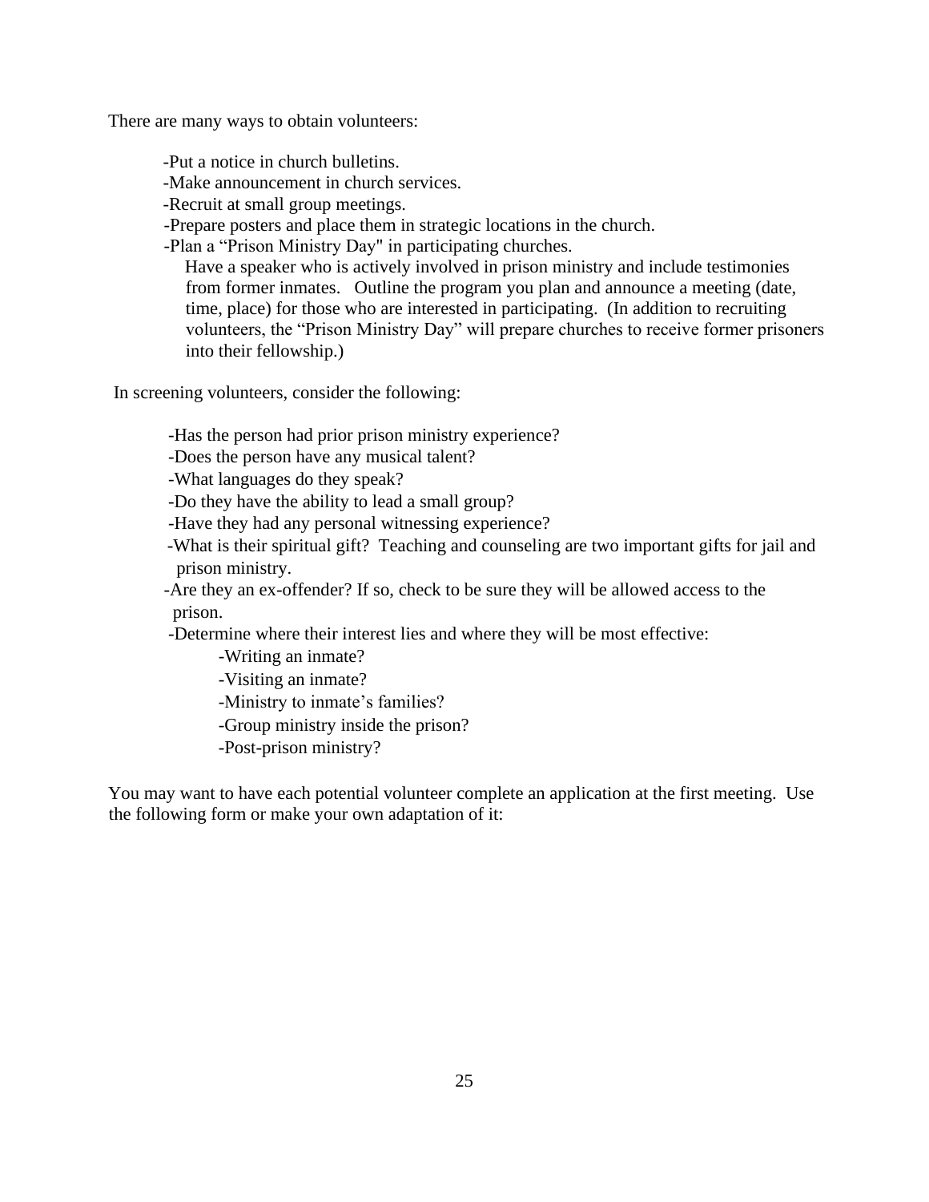There are many ways to obtain volunteers:

- Put a notice in church bulletins.
- Make announcement in church services.
- Recruit at small group meetings.
- Prepare posters and place them in strategic locations in the church.
- Plan a "Prison Ministry Day" in participating churches.
  Have a speaker who is actively involved in prison ministry and include testimonies from former inmates. Outline the program you plan and announce a meeting (date, time, place) for those who are interested in participating. (In addition to recruiting volunteers, the "Prison Ministry Day" will prepare churches to receive former prisoners into their fellowship.)

In screening volunteers, consider the following:

- Has the person had prior prison ministry experience?
- Does the person have any musical talent?
- What languages do they speak?
- Do they have the ability to lead a small group?
- Have they had any personal witnessing experience?
- What is their spiritual gift? Teaching and counseling are two important gifts for jail and prison ministry.
- Are they an ex-offender? If so, check to be sure they will be allowed access to the prison.
- Determine where their interest lies and where they will be most effective:
  - Writing an inmate?
  - Visiting an inmate?
  - Ministry to inmate's families?
  - Group ministry inside the prison?
  - Post-prison ministry?

You may want to have each potential volunteer complete an application at the first meeting. Use the following form or make your own adaptation of it: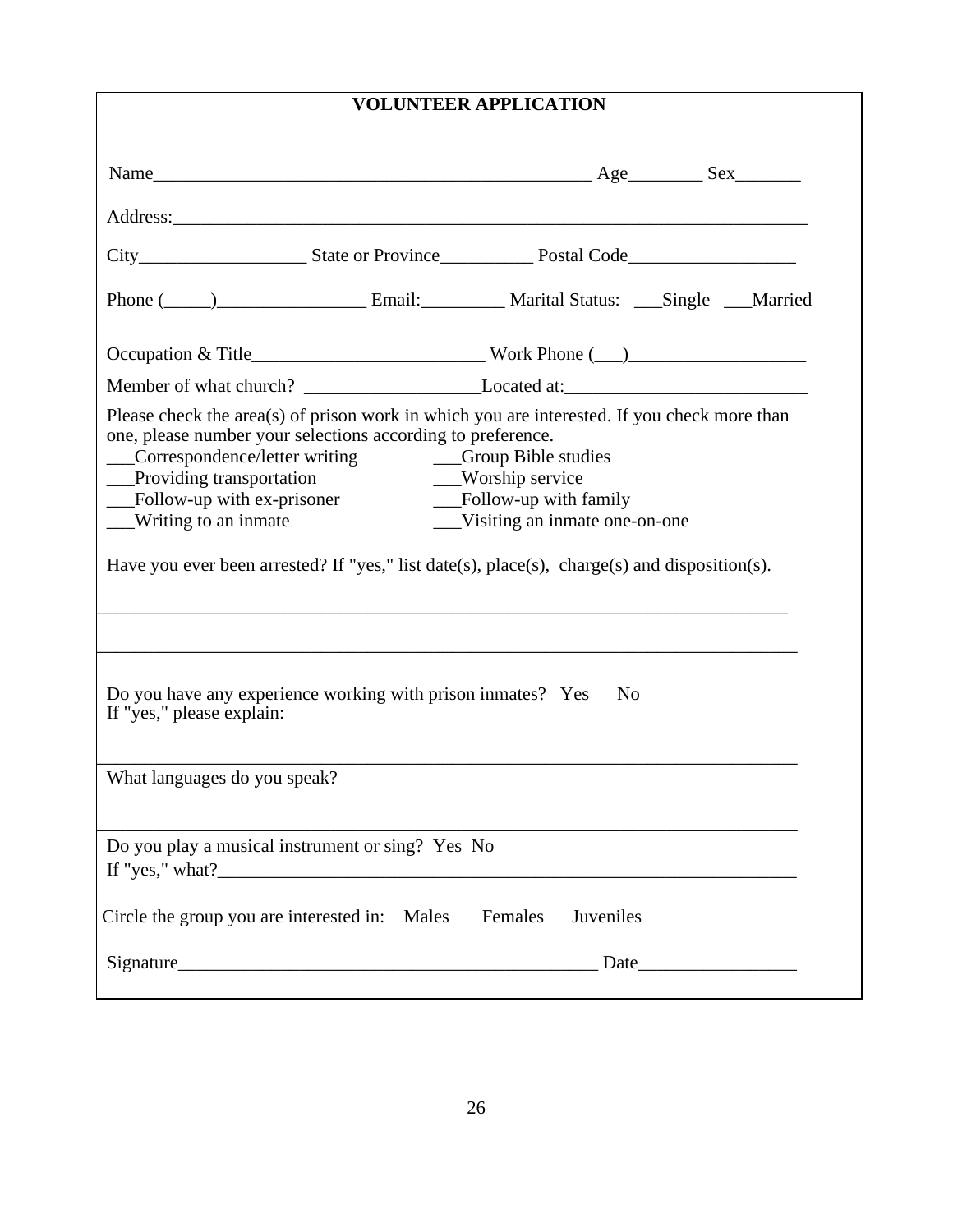# VOLUNTEER APPLICATION

Name_______________________________________________ Age________ Sex_______

Address:______________________________________________________________________

City__________________ State or Province__________ Postal Code__________________

Phone (_____)________________ Email:_________ Marital Status: ___Single ___Married

Occupation & Title_________________________ Work Phone (___)___________________

Member of what church? ___________________Located at:__________________________

Please check the area(s) of prison work in which you are interested. If you check more than one, please number your selections according to preference.

___Correspondence/letter writing
___Providing transportation
___Follow-up with ex-prisoner
___Writing to an inmate
___Group Bible studies
___Worship service
___Follow-up with family
___Visiting an inmate one-on-one

Have you ever been arrested? If "yes," list date(s), place(s), charge(s) and disposition(s).

_____________________________________________________________________________

_____________________________________________________________________________

Do you have any experience working with prison inmates? Yes No
If "yes," please explain:

_____________________________________________________________________________

What languages do you speak?

_____________________________________________________________________________

Do you play a musical instrument or sing? Yes No
If "yes," what?_________________________________________________________________

Circle the group you are interested in: Males Females Juveniles

Signature_____________________________________________ Date_________________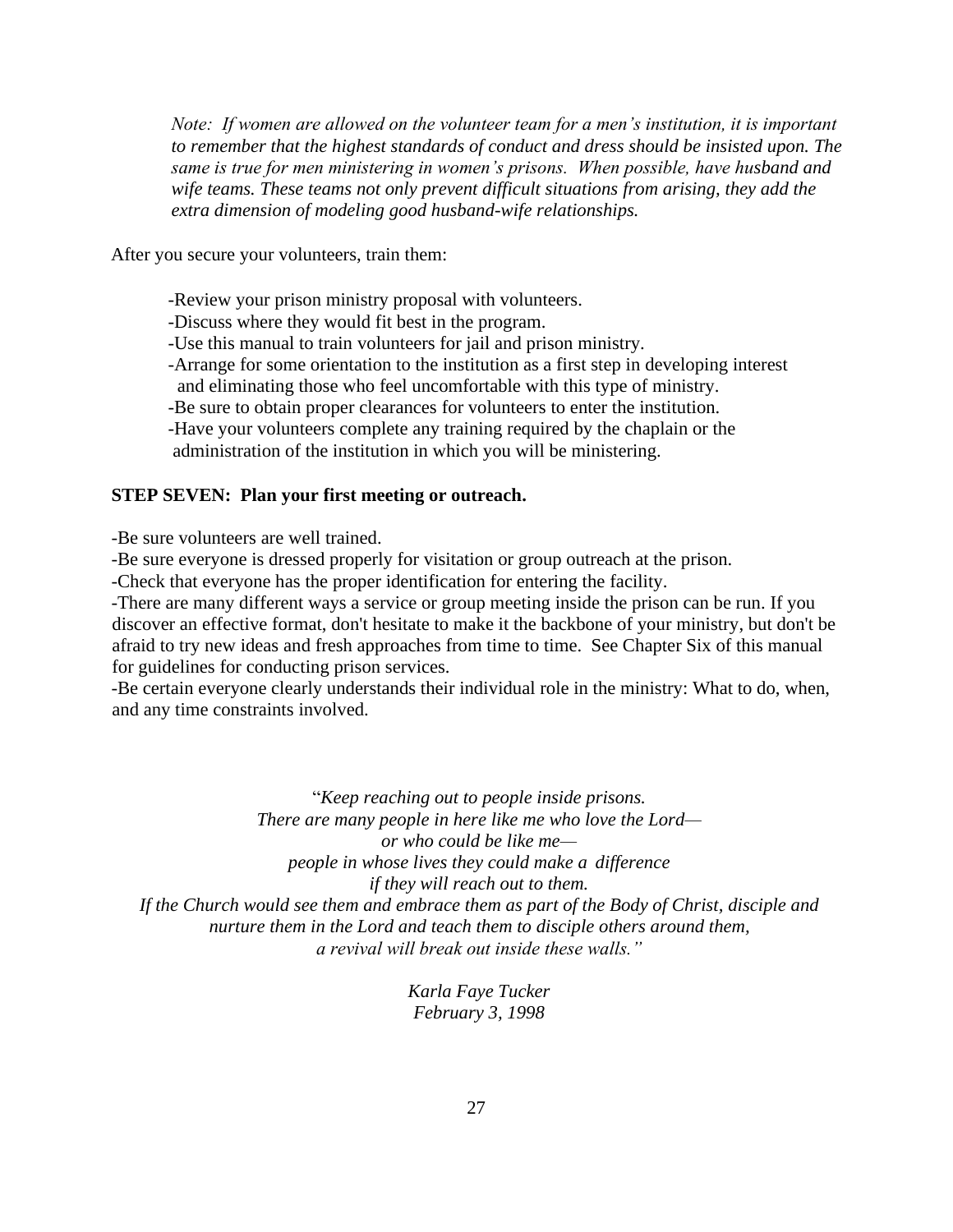*Note: If women are allowed on the volunteer team for a men's institution, it is important to remember that the highest standards of conduct and dress should be insisted upon. The same is true for men ministering in women's prisons. When possible, have husband and wife teams. These teams not only prevent difficult situations from arising, they add the extra dimension of modeling good husband-wife relationships.*

After you secure your volunteers, train them:

-Review your prison ministry proposal with volunteers.
-Discuss where they would fit best in the program.
-Use this manual to train volunteers for jail and prison ministry.
-Arrange for some orientation to the institution as a first step in developing interest and eliminating those who feel uncomfortable with this type of ministry.
-Be sure to obtain proper clearances for volunteers to enter the institution.
-Have your volunteers complete any training required by the chaplain or the administration of the institution in which you will be ministering.

**STEP SEVEN: Plan your first meeting or outreach.**

-Be sure volunteers are well trained.
-Be sure everyone is dressed properly for visitation or group outreach at the prison.
-Check that everyone has the proper identification for entering the facility.
-There are many different ways a service or group meeting inside the prison can be run. If you discover an effective format, don't hesitate to make it the backbone of your ministry, but don't be afraid to try new ideas and fresh approaches from time to time. See Chapter Six of this manual for guidelines for conducting prison services.
-Be certain everyone clearly understands their individual role in the ministry: What to do, when, and any time constraints involved.

"*Keep reaching out to people inside prisons.*
*There are many people in here like me who love the Lord—*
*or who could be like me—*
*people in whose lives they could make a difference*
*if they will reach out to them.*
*If the Church would see them and embrace them as part of the Body of Christ, disciple and nurture them in the Lord and teach them to disciple others around them,*
*a revival will break out inside these walls."*

*Karla Faye Tucker*
*February 3, 1998*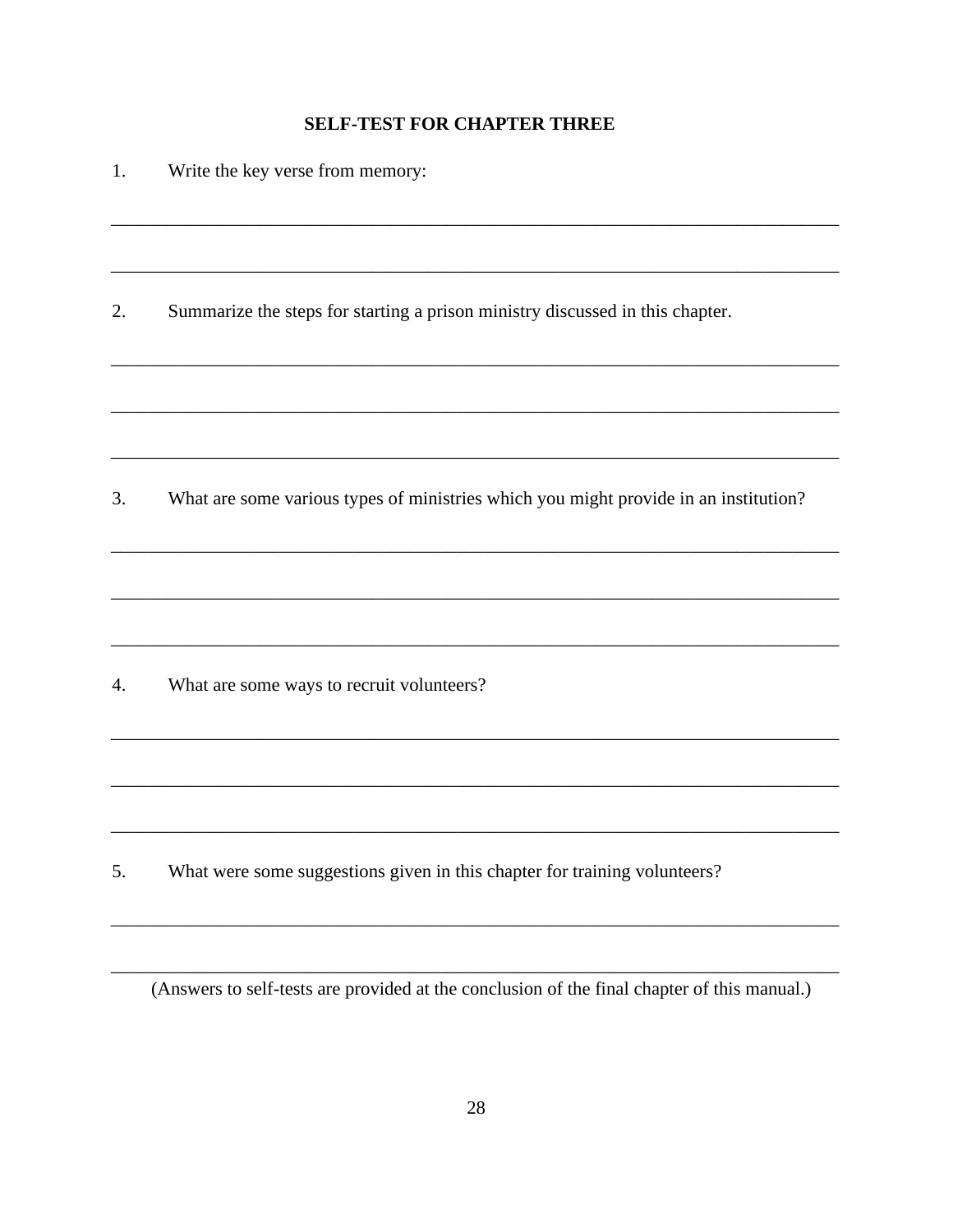## SELF-TEST FOR CHAPTER THREE

1. Write the key verse from memory:

________________________________________________________________________________

________________________________________________________________________________

2. Summarize the steps for starting a prison ministry discussed in this chapter.

________________________________________________________________________________

________________________________________________________________________________

________________________________________________________________________________

3. What are some various types of ministries which you might provide in an institution?

________________________________________________________________________________

________________________________________________________________________________

________________________________________________________________________________

4. What are some ways to recruit volunteers?

________________________________________________________________________________

________________________________________________________________________________

________________________________________________________________________________

5. What were some suggestions given in this chapter for training volunteers?

________________________________________________________________________________

________________________________________________________________________________

(Answers to self-tests are provided at the conclusion of the final chapter of this manual.)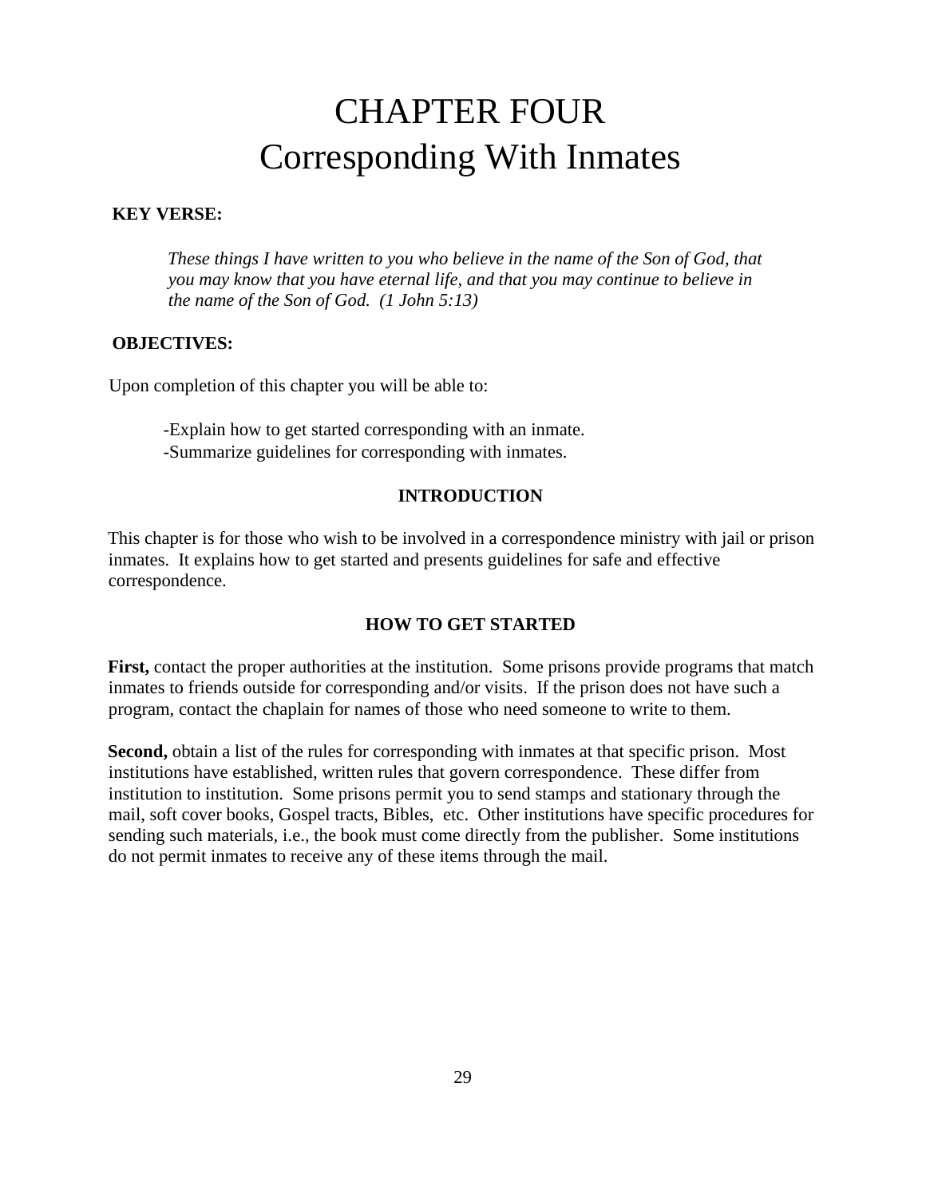# CHAPTER FOUR
# Corresponding With Inmates

**KEY VERSE:**

*These things I have written to you who believe in the name of the Son of God, that you may know that you have eternal life, and that you may continue to believe in the name of the Son of God. (1 John 5:13)*

**OBJECTIVES:**

Upon completion of this chapter you will be able to:

-Explain how to get started corresponding with an inmate.
-Summarize guidelines for corresponding with inmates.

## INTRODUCTION

This chapter is for those who wish to be involved in a correspondence ministry with jail or prison inmates. It explains how to get started and presents guidelines for safe and effective correspondence.

## HOW TO GET STARTED

**First,** contact the proper authorities at the institution. Some prisons provide programs that match inmates to friends outside for corresponding and/or visits. If the prison does not have such a program, contact the chaplain for names of those who need someone to write to them.

**Second,** obtain a list of the rules for corresponding with inmates at that specific prison. Most institutions have established, written rules that govern correspondence. These differ from institution to institution. Some prisons permit you to send stamps and stationary through the mail, soft cover books, Gospel tracts, Bibles, etc. Other institutions have specific procedures for sending such materials, i.e., the book must come directly from the publisher. Some institutions do not permit inmates to receive any of these items through the mail.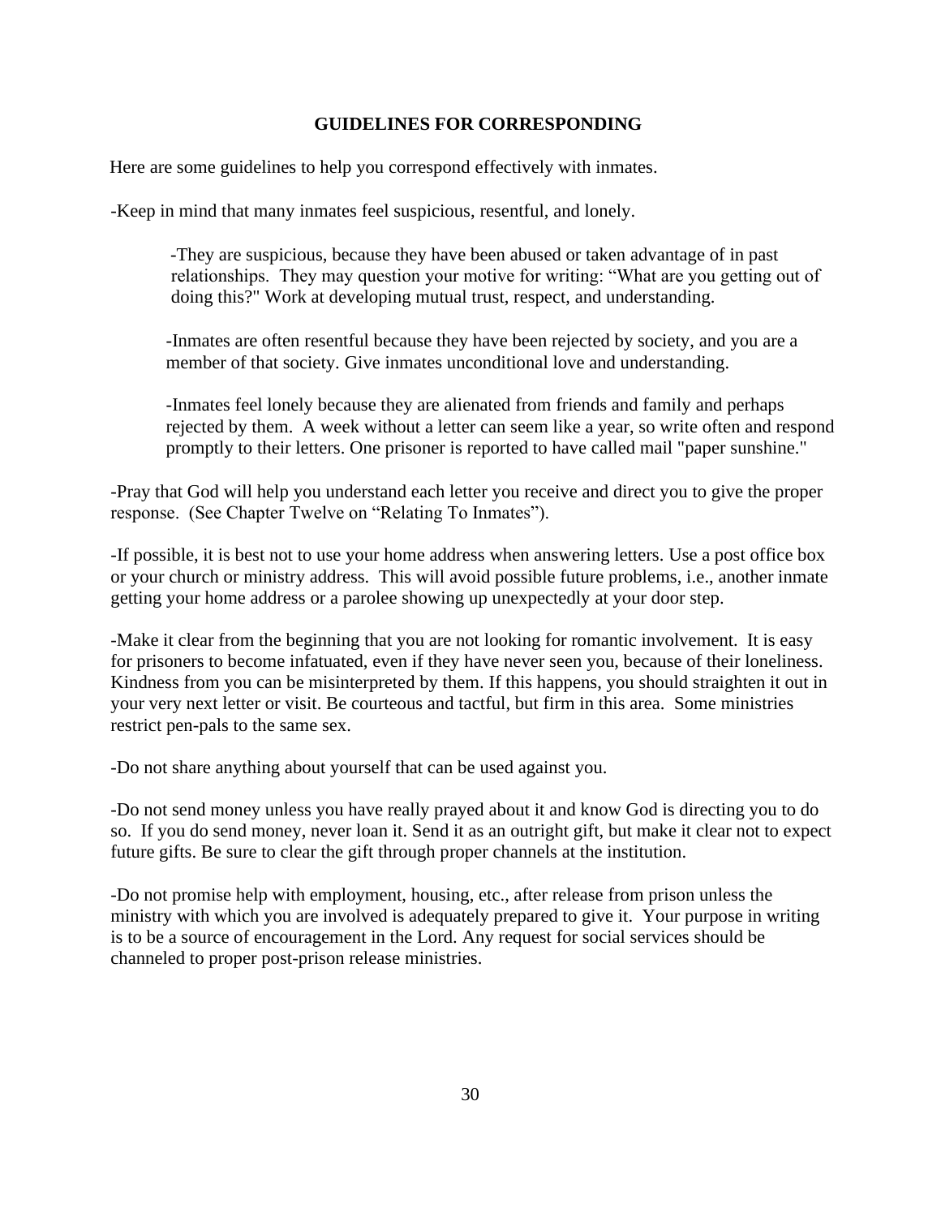## GUIDELINES FOR CORRESPONDING

Here are some guidelines to help you correspond effectively with inmates.

-Keep in mind that many inmates feel suspicious, resentful, and lonely.

> -They are suspicious, because they have been abused or taken advantage of in past relationships. They may question your motive for writing: "What are you getting out of doing this?" Work at developing mutual trust, respect, and understanding.
>
> -Inmates are often resentful because they have been rejected by society, and you are a member of that society. Give inmates unconditional love and understanding.
>
> -Inmates feel lonely because they are alienated from friends and family and perhaps rejected by them. A week without a letter can seem like a year, so write often and respond promptly to their letters. One prisoner is reported to have called mail "paper sunshine."

-Pray that God will help you understand each letter you receive and direct you to give the proper response. (See Chapter Twelve on "Relating To Inmates").

-If possible, it is best not to use your home address when answering letters. Use a post office box or your church or ministry address. This will avoid possible future problems, i.e., another inmate getting your home address or a parolee showing up unexpectedly at your door step.

-Make it clear from the beginning that you are not looking for romantic involvement. It is easy for prisoners to become infatuated, even if they have never seen you, because of their loneliness. Kindness from you can be misinterpreted by them. If this happens, you should straighten it out in your very next letter or visit. Be courteous and tactful, but firm in this area. Some ministries restrict pen-pals to the same sex.

-Do not share anything about yourself that can be used against you.

-Do not send money unless you have really prayed about it and know God is directing you to do so. If you do send money, never loan it. Send it as an outright gift, but make it clear not to expect future gifts. Be sure to clear the gift through proper channels at the institution.

-Do not promise help with employment, housing, etc., after release from prison unless the ministry with which you are involved is adequately prepared to give it. Your purpose in writing is to be a source of encouragement in the Lord. Any request for social services should be channeled to proper post-prison release ministries.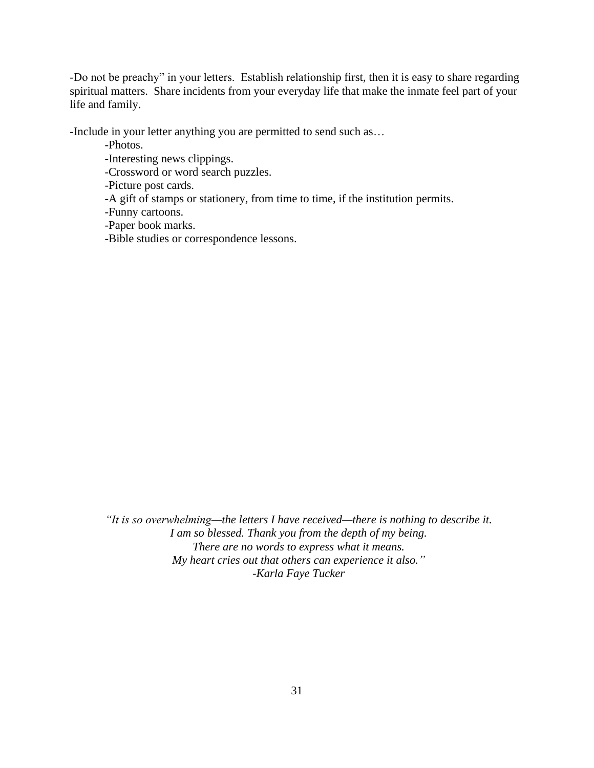-Do not be preachy" in your letters. Establish relationship first, then it is easy to share regarding spiritual matters. Share incidents from your everyday life that make the inmate feel part of your life and family.

-Include in your letter anything you are permitted to send such as…

- -Photos.
- -Interesting news clippings.
- -Crossword or word search puzzles.
- -Picture post cards.
- -A gift of stamps or stationery, from time to time, if the institution permits.
- -Funny cartoons.
- -Paper book marks.
- -Bible studies or correspondence lessons.

*"It is so overwhelming—the letters I have received—there is nothing to describe it.*
*I am so blessed. Thank you from the depth of my being.*
*There are no words to express what it means.*
*My heart cries out that others can experience it also."*
*-Karla Faye Tucker*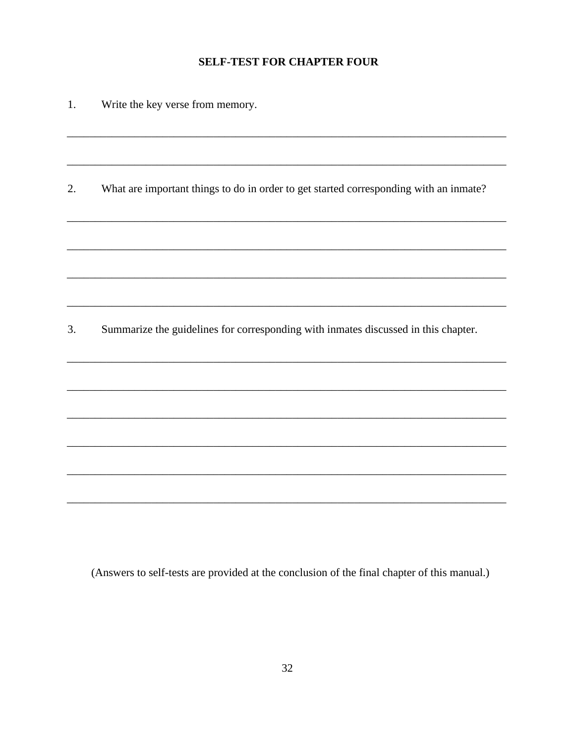## SELF-TEST FOR CHAPTER FOUR

1. Write the key verse from memory.

________________________________________________________________________________

________________________________________________________________________________

2. What are important things to do in order to get started corresponding with an inmate?

________________________________________________________________________________

________________________________________________________________________________

________________________________________________________________________________

________________________________________________________________________________

3. Summarize the guidelines for corresponding with inmates discussed in this chapter.

________________________________________________________________________________

________________________________________________________________________________

________________________________________________________________________________

________________________________________________________________________________

________________________________________________________________________________

________________________________________________________________________________

(Answers to self-tests are provided at the conclusion of the final chapter of this manual.)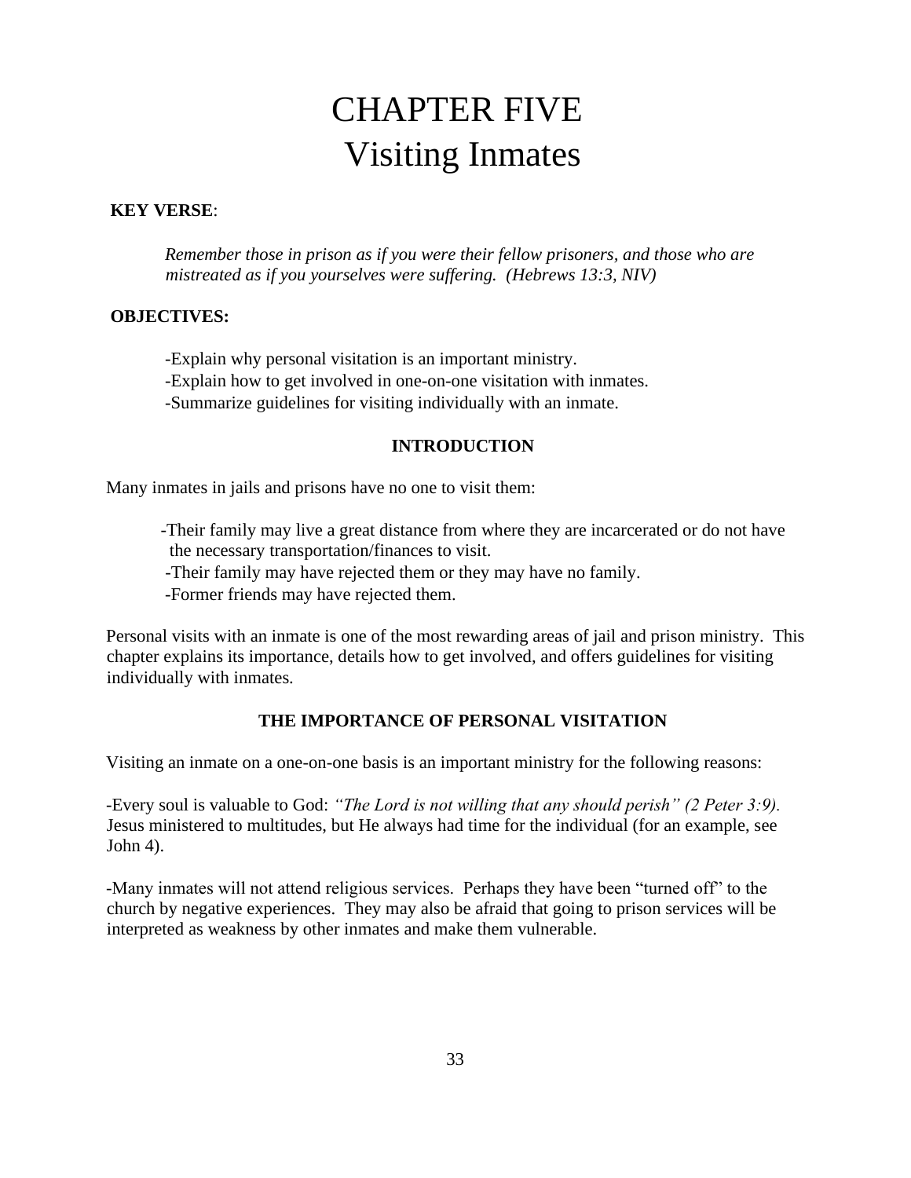# CHAPTER FIVE
# Visiting Inmates

**KEY VERSE**:

> *Remember those in prison as if you were their fellow prisoners, and those who are mistreated as if you yourselves were suffering. (Hebrews 13:3, NIV)*

**OBJECTIVES:**

-Explain why personal visitation is an important ministry.
-Explain how to get involved in one-on-one visitation with inmates.
-Summarize guidelines for visiting individually with an inmate.

## INTRODUCTION

Many inmates in jails and prisons have no one to visit them:

-Their family may live a great distance from where they are incarcerated or do not have the necessary transportation/finances to visit.
-Their family may have rejected them or they may have no family.
-Former friends may have rejected them.

Personal visits with an inmate is one of the most rewarding areas of jail and prison ministry. This chapter explains its importance, details how to get involved, and offers guidelines for visiting individually with inmates.

## THE IMPORTANCE OF PERSONAL VISITATION

Visiting an inmate on a one-on-one basis is an important ministry for the following reasons:

-Every soul is valuable to God: *"The Lord is not willing that any should perish" (2 Peter 3:9).* Jesus ministered to multitudes, but He always had time for the individual (for an example, see John 4).

-Many inmates will not attend religious services. Perhaps they have been "turned off" to the church by negative experiences. They may also be afraid that going to prison services will be interpreted as weakness by other inmates and make them vulnerable.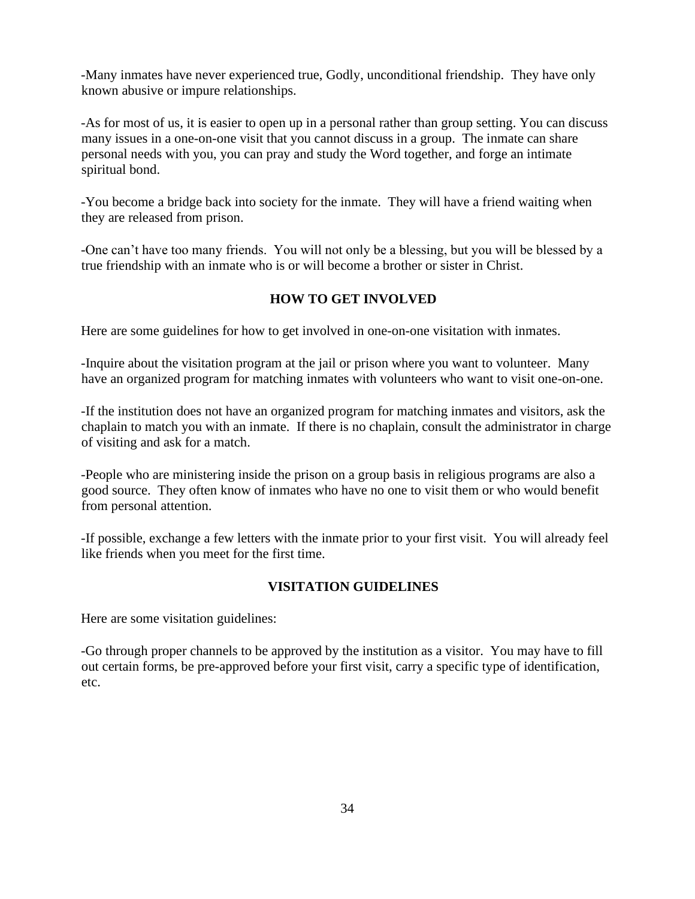-Many inmates have never experienced true, Godly, unconditional friendship. They have only known abusive or impure relationships.

-As for most of us, it is easier to open up in a personal rather than group setting. You can discuss many issues in a one-on-one visit that you cannot discuss in a group. The inmate can share personal needs with you, you can pray and study the Word together, and forge an intimate spiritual bond.

-You become a bridge back into society for the inmate. They will have a friend waiting when they are released from prison.

-One can't have too many friends. You will not only be a blessing, but you will be blessed by a true friendship with an inmate who is or will become a brother or sister in Christ.

## HOW TO GET INVOLVED

Here are some guidelines for how to get involved in one-on-one visitation with inmates.

-Inquire about the visitation program at the jail or prison where you want to volunteer. Many have an organized program for matching inmates with volunteers who want to visit one-on-one.

-If the institution does not have an organized program for matching inmates and visitors, ask the chaplain to match you with an inmate. If there is no chaplain, consult the administrator in charge of visiting and ask for a match.

-People who are ministering inside the prison on a group basis in religious programs are also a good source. They often know of inmates who have no one to visit them or who would benefit from personal attention.

-If possible, exchange a few letters with the inmate prior to your first visit. You will already feel like friends when you meet for the first time.

## VISITATION GUIDELINES

Here are some visitation guidelines:

-Go through proper channels to be approved by the institution as a visitor. You may have to fill out certain forms, be pre-approved before your first visit, carry a specific type of identification, etc.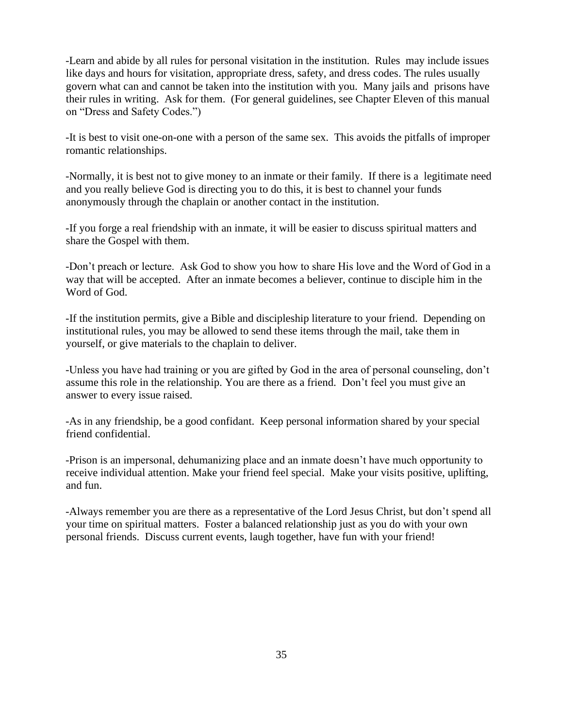-Learn and abide by all rules for personal visitation in the institution. Rules may include issues like days and hours for visitation, appropriate dress, safety, and dress codes. The rules usually govern what can and cannot be taken into the institution with you. Many jails and prisons have their rules in writing. Ask for them. (For general guidelines, see Chapter Eleven of this manual on "Dress and Safety Codes.")

-It is best to visit one-on-one with a person of the same sex. This avoids the pitfalls of improper romantic relationships.

-Normally, it is best not to give money to an inmate or their family. If there is a legitimate need and you really believe God is directing you to do this, it is best to channel your funds anonymously through the chaplain or another contact in the institution.

-If you forge a real friendship with an inmate, it will be easier to discuss spiritual matters and share the Gospel with them.

-Don't preach or lecture. Ask God to show you how to share His love and the Word of God in a way that will be accepted. After an inmate becomes a believer, continue to disciple him in the Word of God.

-If the institution permits, give a Bible and discipleship literature to your friend. Depending on institutional rules, you may be allowed to send these items through the mail, take them in yourself, or give materials to the chaplain to deliver.

-Unless you have had training or you are gifted by God in the area of personal counseling, don't assume this role in the relationship. You are there as a friend. Don't feel you must give an answer to every issue raised.

-As in any friendship, be a good confidant. Keep personal information shared by your special friend confidential.

-Prison is an impersonal, dehumanizing place and an inmate doesn't have much opportunity to receive individual attention. Make your friend feel special. Make your visits positive, uplifting, and fun.

-Always remember you are there as a representative of the Lord Jesus Christ, but don't spend all your time on spiritual matters. Foster a balanced relationship just as you do with your own personal friends. Discuss current events, laugh together, have fun with your friend!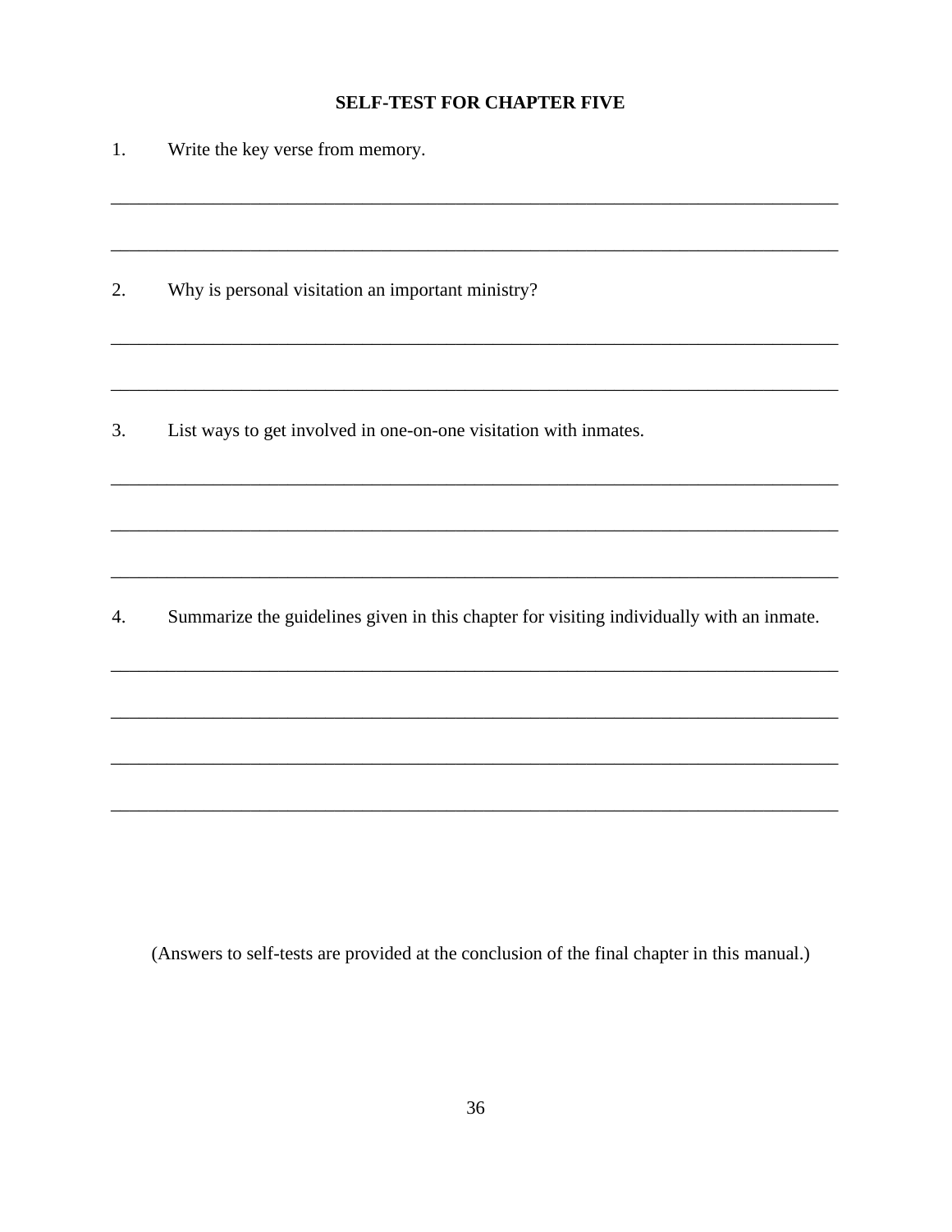## SELF-TEST FOR CHAPTER FIVE

1. Write the key verse from memory.

________________________________________________________________________________

________________________________________________________________________________

2. Why is personal visitation an important ministry?

________________________________________________________________________________

________________________________________________________________________________

3. List ways to get involved in one-on-one visitation with inmates.

________________________________________________________________________________

________________________________________________________________________________

________________________________________________________________________________

4. Summarize the guidelines given in this chapter for visiting individually with an inmate.

________________________________________________________________________________

________________________________________________________________________________

________________________________________________________________________________

________________________________________________________________________________

(Answers to self-tests are provided at the conclusion of the final chapter in this manual.)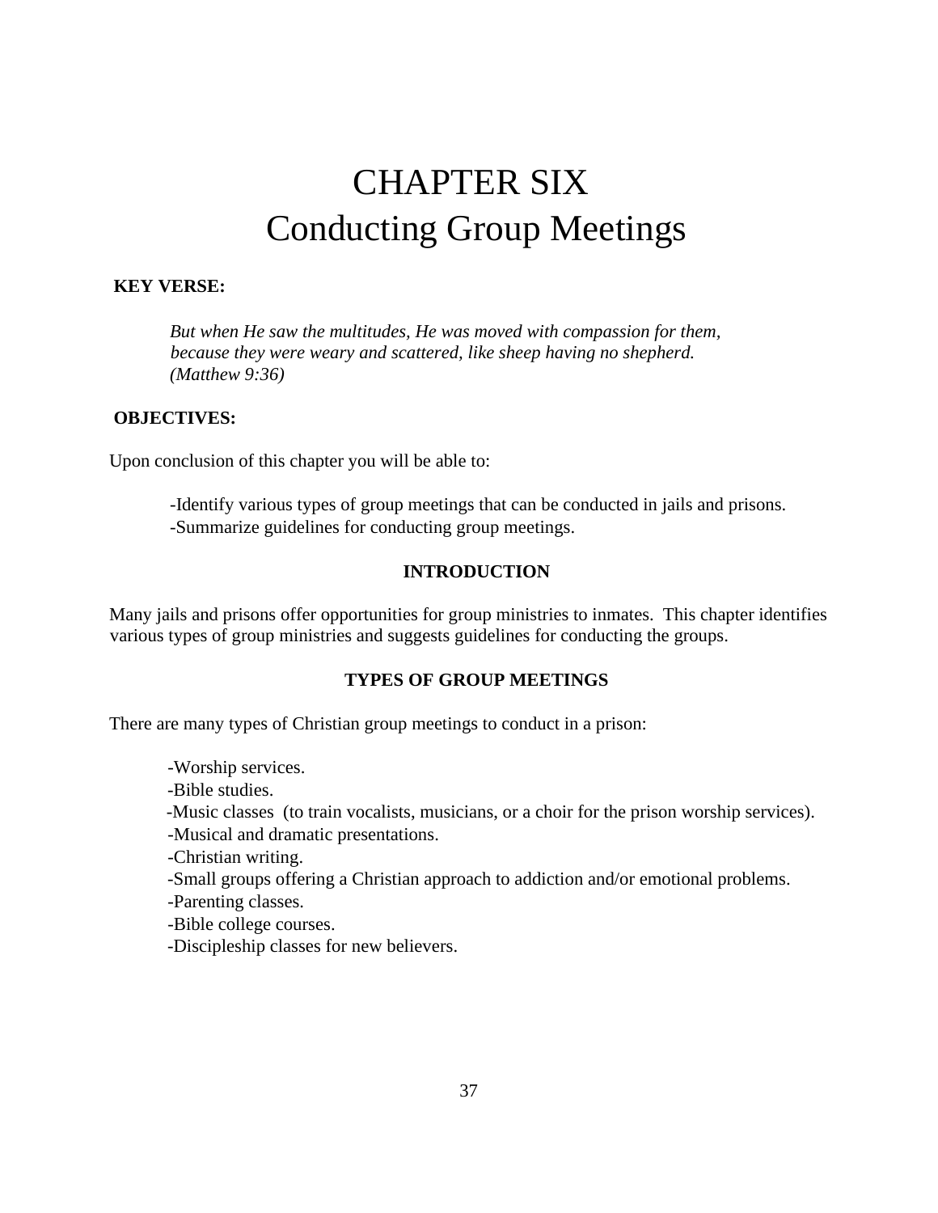# CHAPTER SIX
# Conducting Group Meetings

**KEY VERSE:**

*But when He saw the multitudes, He was moved with compassion for them, because they were weary and scattered, like sheep having no shepherd. (Matthew 9:36)*

**OBJECTIVES:**

Upon conclusion of this chapter you will be able to:

-Identify various types of group meetings that can be conducted in jails and prisons.
-Summarize guidelines for conducting group meetings.

## INTRODUCTION

Many jails and prisons offer opportunities for group ministries to inmates. This chapter identifies various types of group ministries and suggests guidelines for conducting the groups.

## TYPES OF GROUP MEETINGS

There are many types of Christian group meetings to conduct in a prison:

-Worship services.
-Bible studies.
-Music classes (to train vocalists, musicians, or a choir for the prison worship services).
-Musical and dramatic presentations.
-Christian writing.
-Small groups offering a Christian approach to addiction and/or emotional problems.
-Parenting classes.
-Bible college courses.
-Discipleship classes for new believers.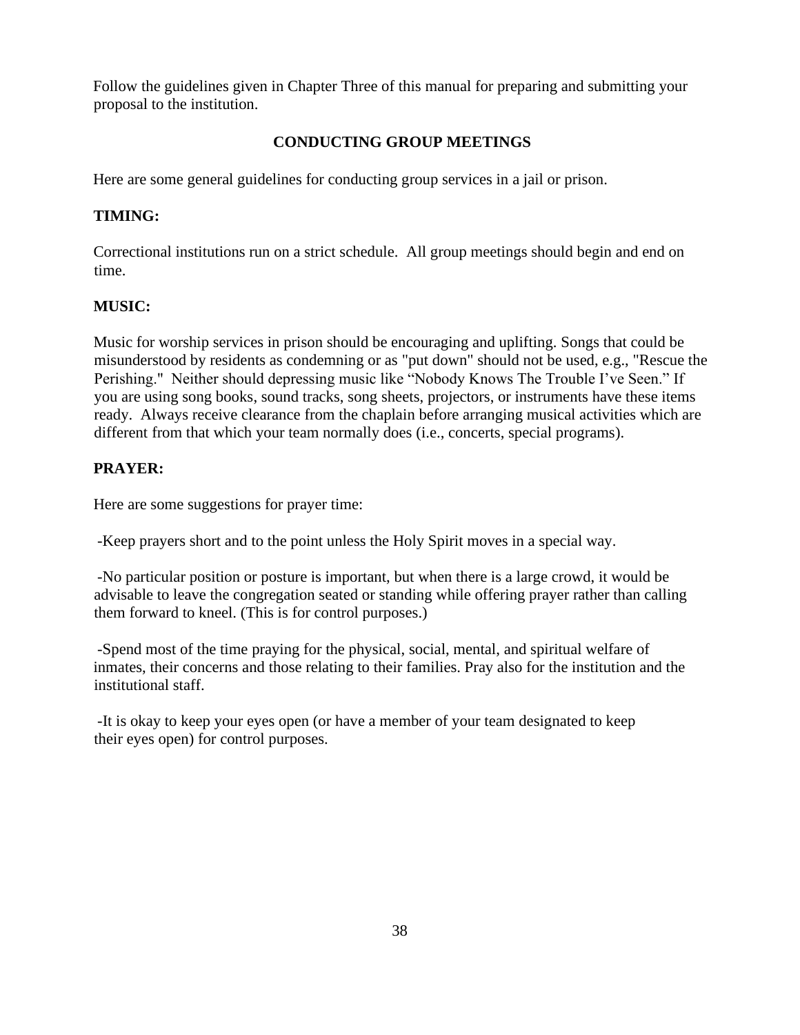Follow the guidelines given in Chapter Three of this manual for preparing and submitting your proposal to the institution.

## CONDUCTING GROUP MEETINGS

Here are some general guidelines for conducting group services in a jail or prison.

**TIMING:**

Correctional institutions run on a strict schedule. All group meetings should begin and end on time.

**MUSIC:**

Music for worship services in prison should be encouraging and uplifting. Songs that could be misunderstood by residents as condemning or as "put down" should not be used, e.g., "Rescue the Perishing." Neither should depressing music like "Nobody Knows The Trouble I've Seen." If you are using song books, sound tracks, song sheets, projectors, or instruments have these items ready. Always receive clearance from the chaplain before arranging musical activities which are different from that which your team normally does (i.e., concerts, special programs).

**PRAYER:**

Here are some suggestions for prayer time:

-Keep prayers short and to the point unless the Holy Spirit moves in a special way.

-No particular position or posture is important, but when there is a large crowd, it would be advisable to leave the congregation seated or standing while offering prayer rather than calling them forward to kneel. (This is for control purposes.)

-Spend most of the time praying for the physical, social, mental, and spiritual welfare of inmates, their concerns and those relating to their families. Pray also for the institution and the institutional staff.

-It is okay to keep your eyes open (or have a member of your team designated to keep their eyes open) for control purposes.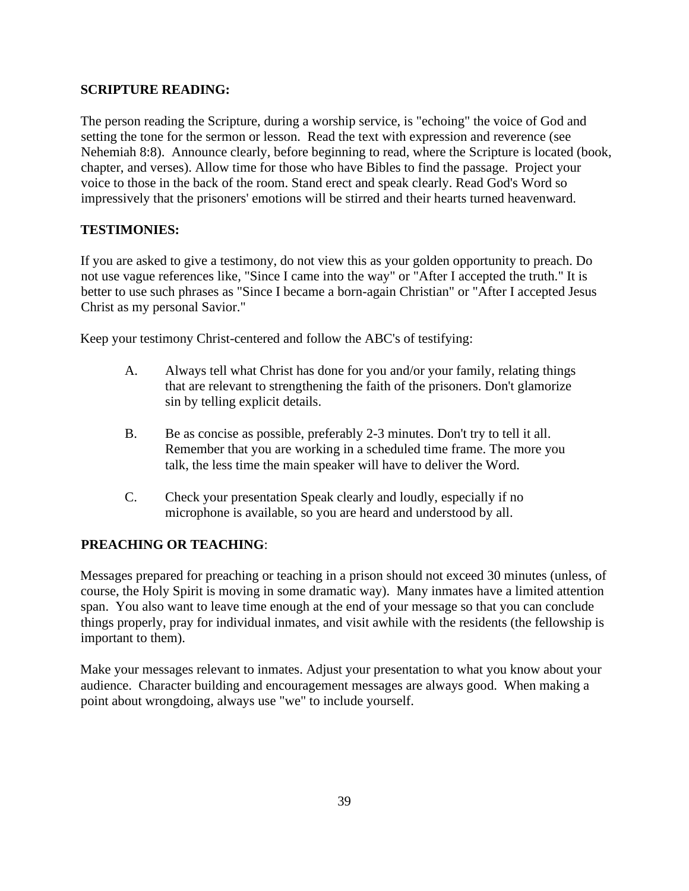**SCRIPTURE READING:**

The person reading the Scripture, during a worship service, is "echoing" the voice of God and setting the tone for the sermon or lesson. Read the text with expression and reverence (see Nehemiah 8:8). Announce clearly, before beginning to read, where the Scripture is located (book, chapter, and verses). Allow time for those who have Bibles to find the passage. Project your voice to those in the back of the room. Stand erect and speak clearly. Read God's Word so impressively that the prisoners' emotions will be stirred and their hearts turned heavenward.

**TESTIMONIES:**

If you are asked to give a testimony, do not view this as your golden opportunity to preach. Do not use vague references like, "Since I came into the way" or "After I accepted the truth." It is better to use such phrases as "Since I became a born-again Christian" or "After I accepted Jesus Christ as my personal Savior."

Keep your testimony Christ-centered and follow the ABC's of testifying:

A. Always tell what Christ has done for you and/or your family, relating things that are relevant to strengthening the faith of the prisoners. Don't glamorize sin by telling explicit details.

B. Be as concise as possible, preferably 2-3 minutes. Don't try to tell it all. Remember that you are working in a scheduled time frame. The more you talk, the less time the main speaker will have to deliver the Word.

C. Check your presentation Speak clearly and loudly, especially if no microphone is available, so you are heard and understood by all.

**PREACHING OR TEACHING**:

Messages prepared for preaching or teaching in a prison should not exceed 30 minutes (unless, of course, the Holy Spirit is moving in some dramatic way). Many inmates have a limited attention span. You also want to leave time enough at the end of your message so that you can conclude things properly, pray for individual inmates, and visit awhile with the residents (the fellowship is important to them).

Make your messages relevant to inmates. Adjust your presentation to what you know about your audience. Character building and encouragement messages are always good. When making a point about wrongdoing, always use "we" to include yourself.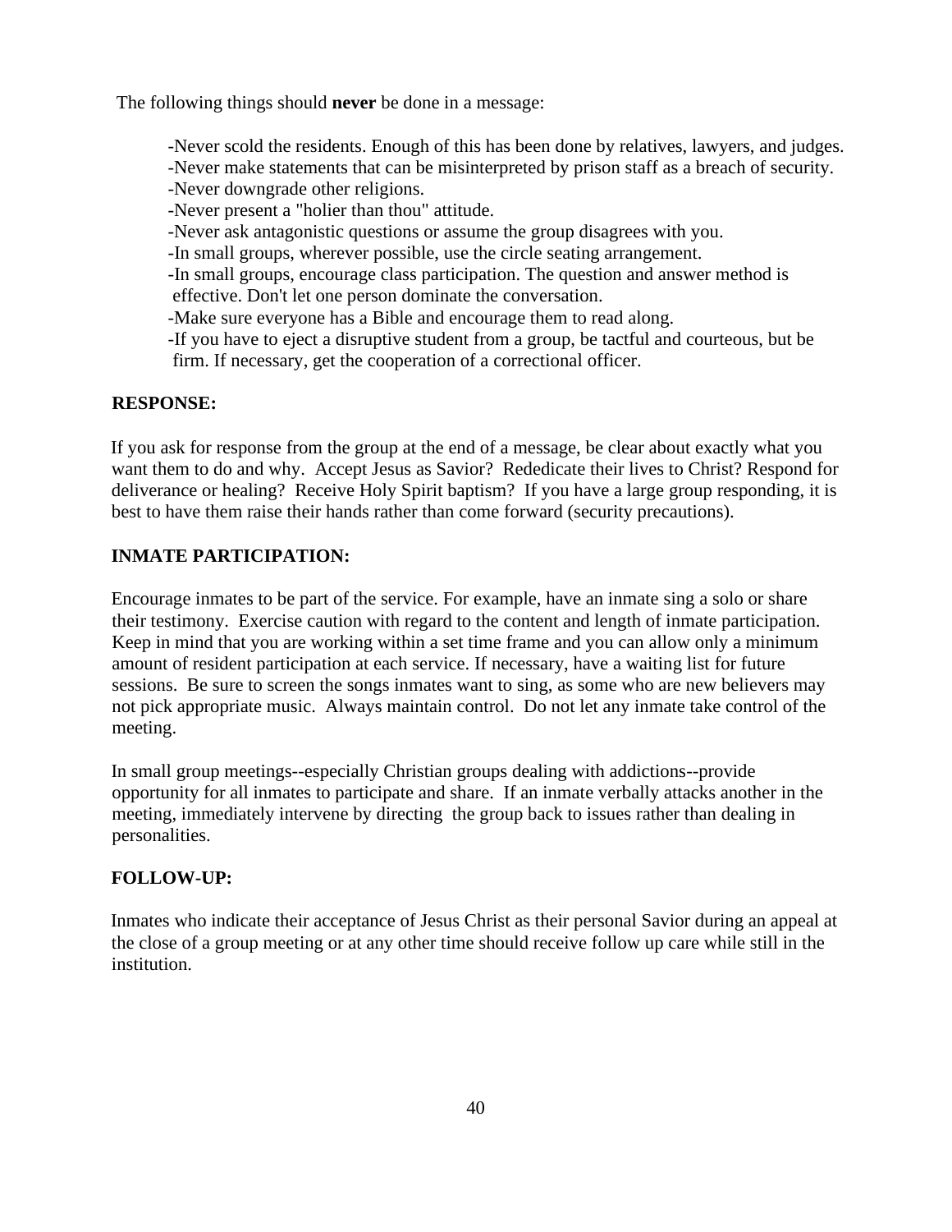The following things should **never** be done in a message:

- -Never scold the residents. Enough of this has been done by relatives, lawyers, and judges.
- -Never make statements that can be misinterpreted by prison staff as a breach of security.
- -Never downgrade other religions.
- -Never present a "holier than thou" attitude.
- -Never ask antagonistic questions or assume the group disagrees with you.
- -In small groups, wherever possible, use the circle seating arrangement.
- -In small groups, encourage class participation. The question and answer method is effective. Don't let one person dominate the conversation.
- -Make sure everyone has a Bible and encourage them to read along.
- -If you have to eject a disruptive student from a group, be tactful and courteous, but be firm. If necessary, get the cooperation of a correctional officer.

**RESPONSE:**

If you ask for response from the group at the end of a message, be clear about exactly what you want them to do and why. Accept Jesus as Savior? Rededicate their lives to Christ? Respond for deliverance or healing? Receive Holy Spirit baptism? If you have a large group responding, it is best to have them raise their hands rather than come forward (security precautions).

**INMATE PARTICIPATION:**

Encourage inmates to be part of the service. For example, have an inmate sing a solo or share their testimony. Exercise caution with regard to the content and length of inmate participation. Keep in mind that you are working within a set time frame and you can allow only a minimum amount of resident participation at each service. If necessary, have a waiting list for future sessions. Be sure to screen the songs inmates want to sing, as some who are new believers may not pick appropriate music. Always maintain control. Do not let any inmate take control of the meeting.

In small group meetings--especially Christian groups dealing with addictions--provide opportunity for all inmates to participate and share. If an inmate verbally attacks another in the meeting, immediately intervene by directing the group back to issues rather than dealing in personalities.

**FOLLOW-UP:**

Inmates who indicate their acceptance of Jesus Christ as their personal Savior during an appeal at the close of a group meeting or at any other time should receive follow up care while still in the institution.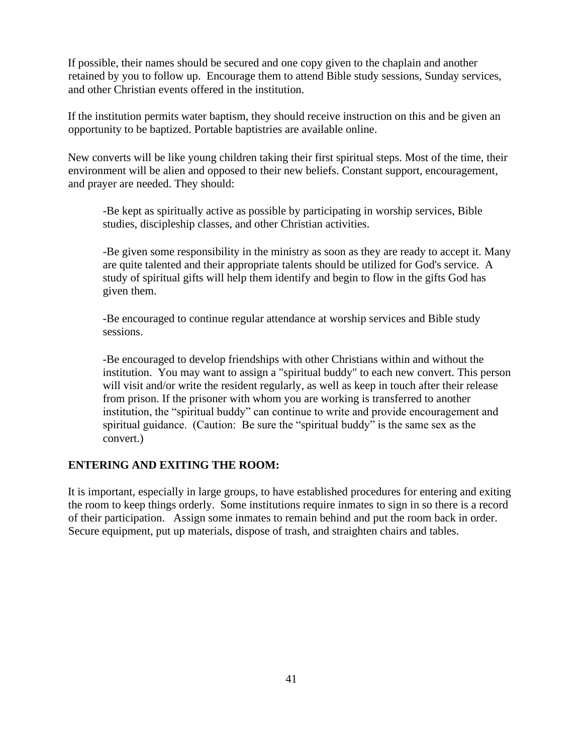If possible, their names should be secured and one copy given to the chaplain and another retained by you to follow up. Encourage them to attend Bible study sessions, Sunday services, and other Christian events offered in the institution.

If the institution permits water baptism, they should receive instruction on this and be given an opportunity to be baptized. Portable baptistries are available online.

New converts will be like young children taking their first spiritual steps. Most of the time, their environment will be alien and opposed to their new beliefs. Constant support, encouragement, and prayer are needed. They should:

-Be kept as spiritually active as possible by participating in worship services, Bible studies, discipleship classes, and other Christian activities.

-Be given some responsibility in the ministry as soon as they are ready to accept it. Many are quite talented and their appropriate talents should be utilized for God's service. A study of spiritual gifts will help them identify and begin to flow in the gifts God has given them.

-Be encouraged to continue regular attendance at worship services and Bible study sessions.

-Be encouraged to develop friendships with other Christians within and without the institution. You may want to assign a "spiritual buddy" to each new convert. This person will visit and/or write the resident regularly, as well as keep in touch after their release from prison. If the prisoner with whom you are working is transferred to another institution, the "spiritual buddy" can continue to write and provide encouragement and spiritual guidance. (Caution: Be sure the "spiritual buddy" is the same sex as the convert.)

**ENTERING AND EXITING THE ROOM:**

It is important, especially in large groups, to have established procedures for entering and exiting the room to keep things orderly. Some institutions require inmates to sign in so there is a record of their participation. Assign some inmates to remain behind and put the room back in order. Secure equipment, put up materials, dispose of trash, and straighten chairs and tables.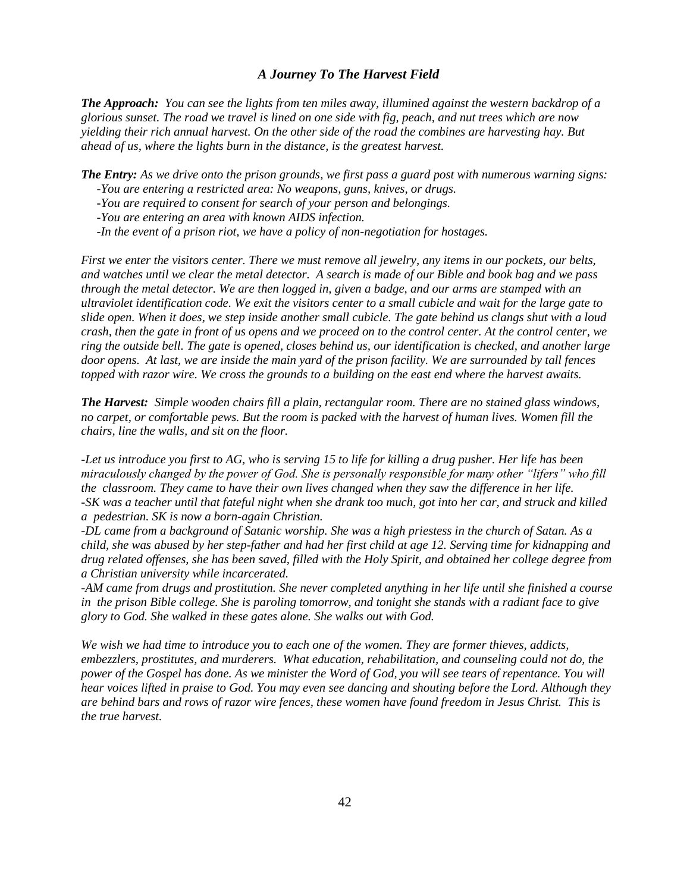### *A Journey To The Harvest Field*

***The Approach:*** *You can see the lights from ten miles away, illumined against the western backdrop of a glorious sunset. The road we travel is lined on one side with fig, peach, and nut trees which are now yielding their rich annual harvest. On the other side of the road the combines are harvesting hay. But ahead of us, where the lights burn in the distance, is the greatest harvest.*

***The Entry:*** *As we drive onto the prison grounds, we first pass a guard post with numerous warning signs:*

*-You are entering a restricted area: No weapons, guns, knives, or drugs.*
*-You are required to consent for search of your person and belongings.*
*-You are entering an area with known AIDS infection.*
*-In the event of a prison riot, we have a policy of non-negotiation for hostages.*

*First we enter the visitors center. There we must remove all jewelry, any items in our pockets, our belts, and watches until we clear the metal detector. A search is made of our Bible and book bag and we pass through the metal detector. We are then logged in, given a badge, and our arms are stamped with an ultraviolet identification code. We exit the visitors center to a small cubicle and wait for the large gate to slide open. When it does, we step inside another small cubicle. The gate behind us clangs shut with a loud crash, then the gate in front of us opens and we proceed on to the control center. At the control center, we ring the outside bell. The gate is opened, closes behind us, our identification is checked, and another large door opens. At last, we are inside the main yard of the prison facility. We are surrounded by tall fences topped with razor wire. We cross the grounds to a building on the east end where the harvest awaits.*

***The Harvest:*** *Simple wooden chairs fill a plain, rectangular room. There are no stained glass windows, no carpet, or comfortable pews. But the room is packed with the harvest of human lives. Women fill the chairs, line the walls, and sit on the floor.*

*-Let us introduce you first to AG, who is serving 15 to life for killing a drug pusher. Her life has been miraculously changed by the power of God. She is personally responsible for many other "lifers" who fill the classroom. They came to have their own lives changed when they saw the difference in her life.*
*-SK was a teacher until that fateful night when she drank too much, got into her car, and struck and killed a pedestrian. SK is now a born-again Christian.*
*-DL came from a background of Satanic worship. She was a high priestess in the church of Satan. As a child, she was abused by her step-father and had her first child at age 12. Serving time for kidnapping and drug related offenses, she has been saved, filled with the Holy Spirit, and obtained her college degree from a Christian university while incarcerated.*
*-AM came from drugs and prostitution. She never completed anything in her life until she finished a course in the prison Bible college. She is paroling tomorrow, and tonight she stands with a radiant face to give glory to God. She walked in these gates alone. She walks out with God.*

*We wish we had time to introduce you to each one of the women. They are former thieves, addicts, embezzlers, prostitutes, and murderers. What education, rehabilitation, and counseling could not do, the power of the Gospel has done. As we minister the Word of God, you will see tears of repentance. You will hear voices lifted in praise to God. You may even see dancing and shouting before the Lord. Although they are behind bars and rows of razor wire fences, these women have found freedom in Jesus Christ. This is the true harvest.*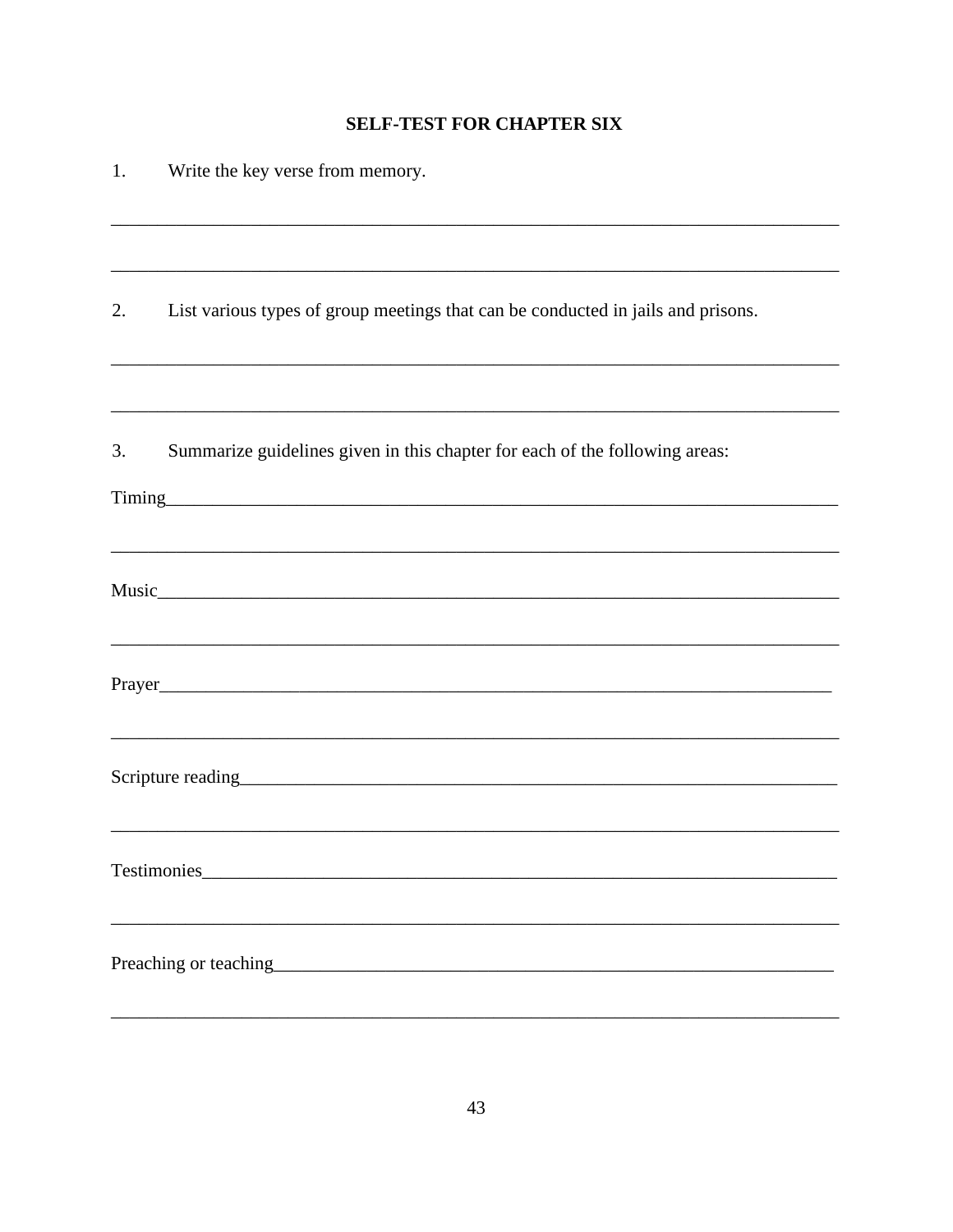**SELF-TEST FOR CHAPTER SIX**

1. Write the key verse from memory.

________________________________________________________________________________

________________________________________________________________________________

2. List various types of group meetings that can be conducted in jails and prisons.

________________________________________________________________________________

________________________________________________________________________________

3. Summarize guidelines given in this chapter for each of the following areas:

Timing__________________________________________________________________________

________________________________________________________________________________

Music___________________________________________________________________________

________________________________________________________________________________

Prayer__________________________________________________________________________

________________________________________________________________________________

Scripture reading_______________________________________________________________

________________________________________________________________________________

Testimonies_____________________________________________________________________

________________________________________________________________________________

Preaching or teaching___________________________________________________________

________________________________________________________________________________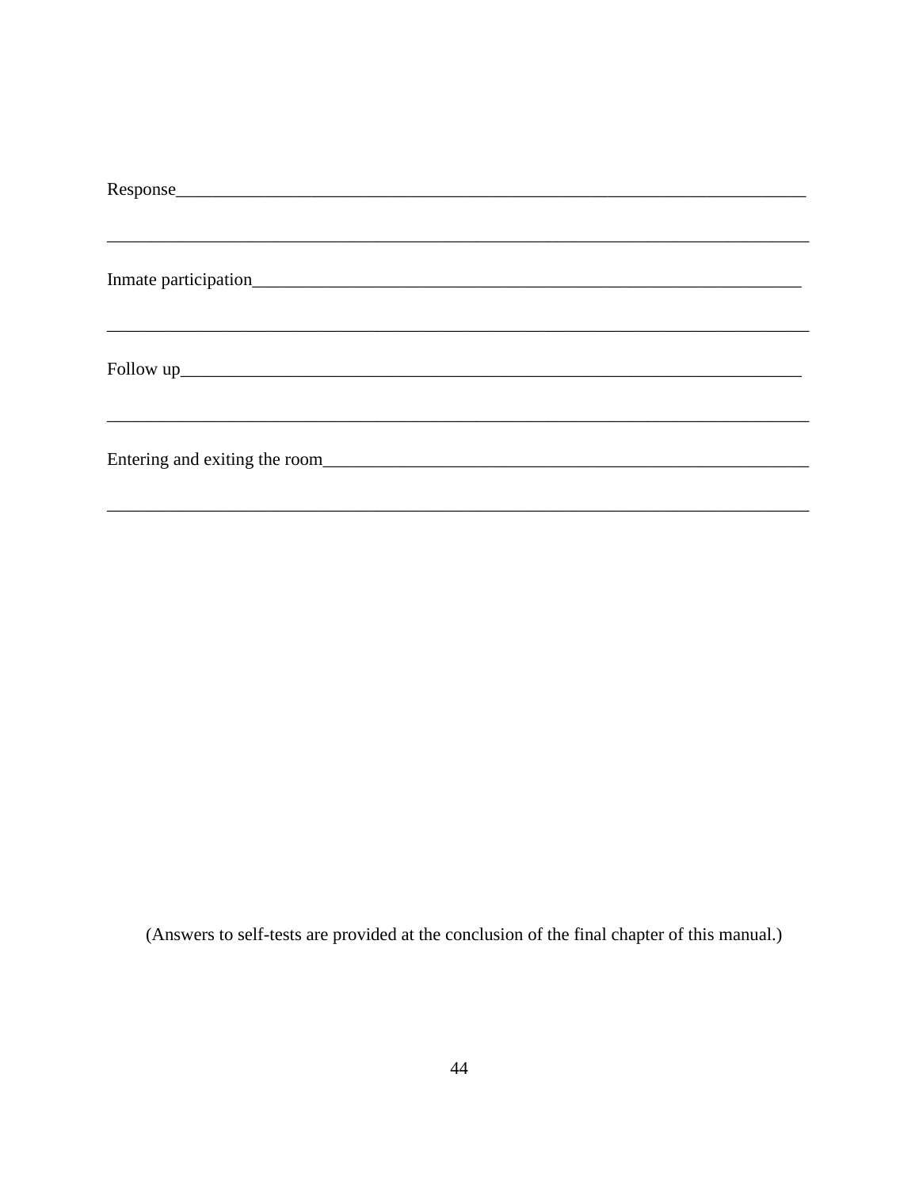Response_________________________________________________________________________

_________________________________________________________________________________

Inmate participation_____________________________________________________________

_________________________________________________________________________________

Follow up________________________________________________________________________

_________________________________________________________________________________

Entering and exiting the room____________________________________________________

_________________________________________________________________________________

(Answers to self-tests are provided at the conclusion of the final chapter of this manual.)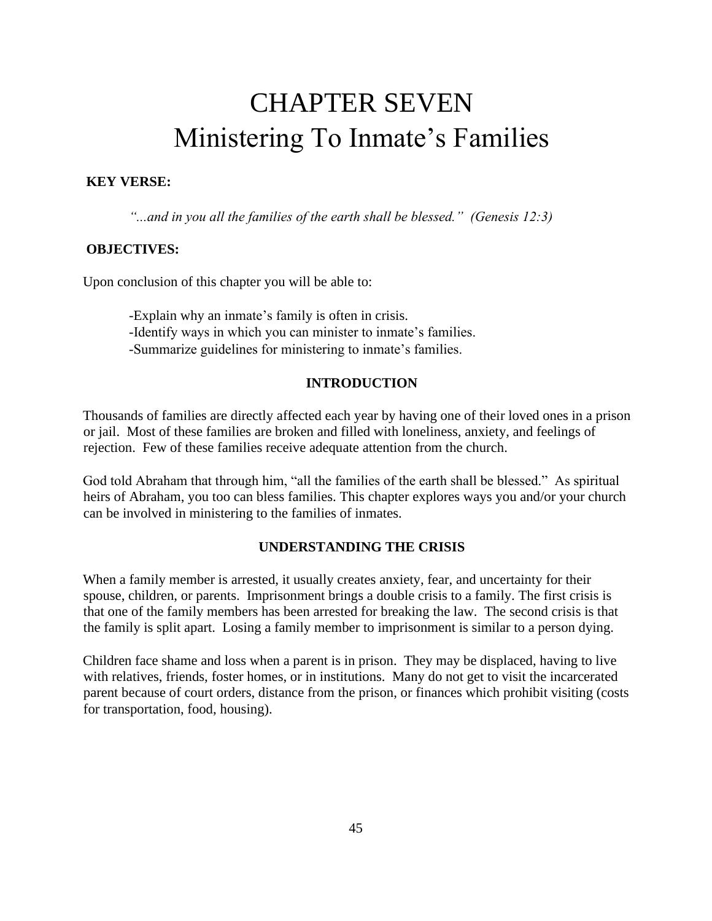# CHAPTER SEVEN
# Ministering To Inmate's Families

**KEY VERSE:**

*"...and in you all the families of the earth shall be blessed." (Genesis 12:3)*

**OBJECTIVES:**

Upon conclusion of this chapter you will be able to:

-Explain why an inmate's family is often in crisis.
-Identify ways in which you can minister to inmate's families.
-Summarize guidelines for ministering to inmate's families.

### INTRODUCTION

Thousands of families are directly affected each year by having one of their loved ones in a prison or jail. Most of these families are broken and filled with loneliness, anxiety, and feelings of rejection. Few of these families receive adequate attention from the church.

God told Abraham that through him, "all the families of the earth shall be blessed." As spiritual heirs of Abraham, you too can bless families. This chapter explores ways you and/or your church can be involved in ministering to the families of inmates.

### UNDERSTANDING THE CRISIS

When a family member is arrested, it usually creates anxiety, fear, and uncertainty for their spouse, children, or parents. Imprisonment brings a double crisis to a family. The first crisis is that one of the family members has been arrested for breaking the law. The second crisis is that the family is split apart. Losing a family member to imprisonment is similar to a person dying.

Children face shame and loss when a parent is in prison. They may be displaced, having to live with relatives, friends, foster homes, or in institutions. Many do not get to visit the incarcerated parent because of court orders, distance from the prison, or finances which prohibit visiting (costs for transportation, food, housing).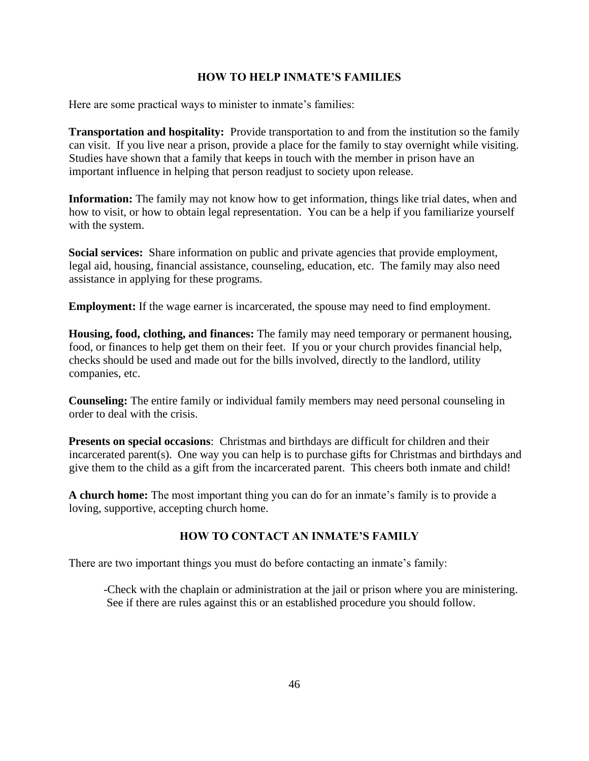## HOW TO HELP INMATE'S FAMILIES

Here are some practical ways to minister to inmate's families:

**Transportation and hospitality:** Provide transportation to and from the institution so the family can visit. If you live near a prison, provide a place for the family to stay overnight while visiting. Studies have shown that a family that keeps in touch with the member in prison have an important influence in helping that person readjust to society upon release.

**Information:** The family may not know how to get information, things like trial dates, when and how to visit, or how to obtain legal representation. You can be a help if you familiarize yourself with the system.

**Social services:** Share information on public and private agencies that provide employment, legal aid, housing, financial assistance, counseling, education, etc. The family may also need assistance in applying for these programs.

**Employment:** If the wage earner is incarcerated, the spouse may need to find employment.

**Housing, food, clothing, and finances:** The family may need temporary or permanent housing, food, or finances to help get them on their feet. If you or your church provides financial help, checks should be used and made out for the bills involved, directly to the landlord, utility companies, etc.

**Counseling:** The entire family or individual family members may need personal counseling in order to deal with the crisis.

**Presents on special occasions**: Christmas and birthdays are difficult for children and their incarcerated parent(s). One way you can help is to purchase gifts for Christmas and birthdays and give them to the child as a gift from the incarcerated parent. This cheers both inmate and child!

**A church home:** The most important thing you can do for an inmate's family is to provide a loving, supportive, accepting church home.

## HOW TO CONTACT AN INMATE'S FAMILY

There are two important things you must do before contacting an inmate's family:

-Check with the chaplain or administration at the jail or prison where you are ministering. See if there are rules against this or an established procedure you should follow.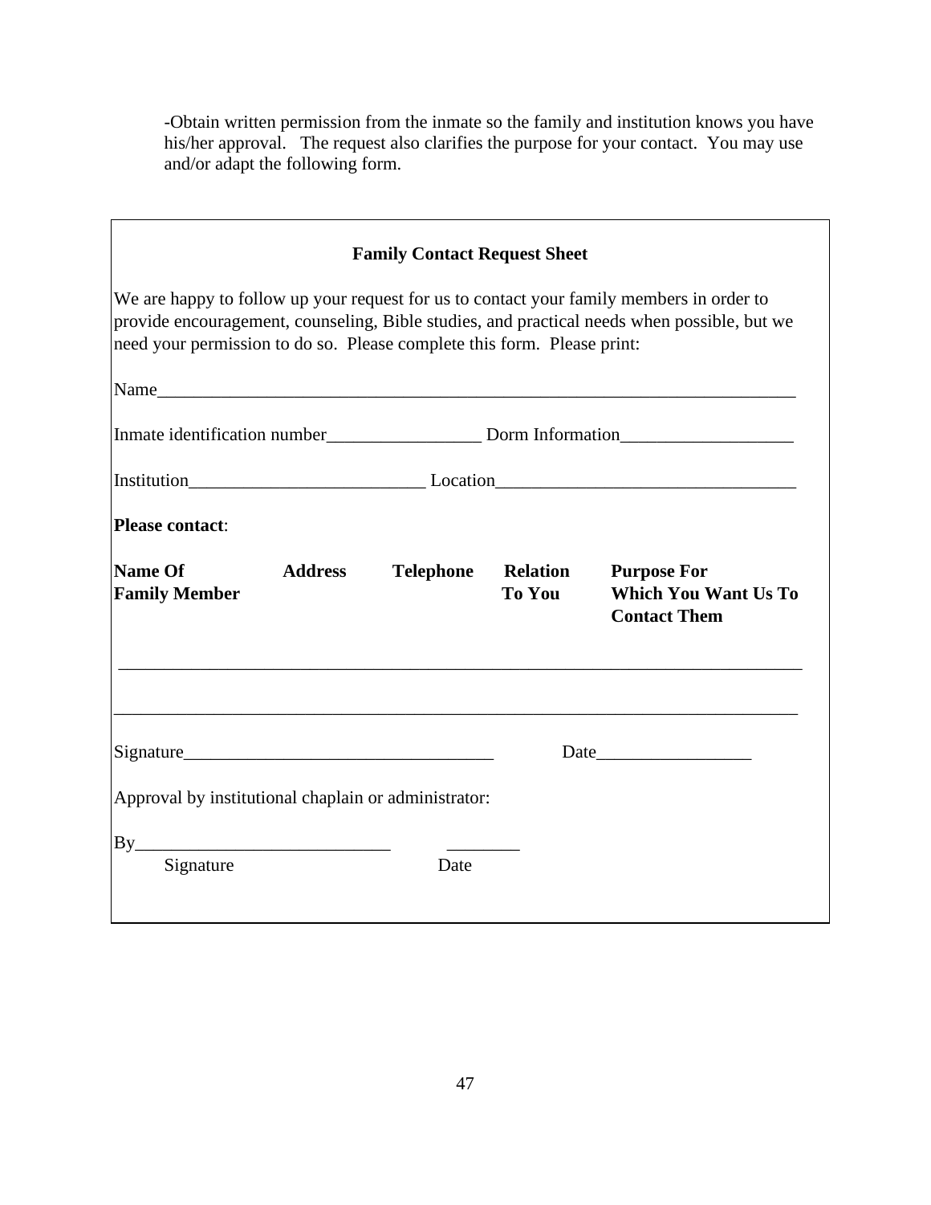-Obtain written permission from the inmate so the family and institution knows you have his/her approval. The request also clarifies the purpose for your contact. You may use and/or adapt the following form.

**Family Contact Request Sheet**

We are happy to follow up your request for us to contact your family members in order to provide encouragement, counseling, Bible studies, and practical needs when possible, but we need your permission to do so. Please complete this form. Please print:

Name___________________________________________________________________________

Inmate identification number_________________ Dorm Information___________________

Institution__________________________ Location_________________________________

**Please contact**:

| **Name Of Family Member** | **Address** | **Telephone** | **Relation To You** | **Purpose For Which You Want Us To Contact Them** |
|---|---|---|---|---|
| | | | | |
| | | | | |

Signature__________________________________ Date_________________

Approval by institutional chaplain or administrator:

By___________________________ ________
Signature Date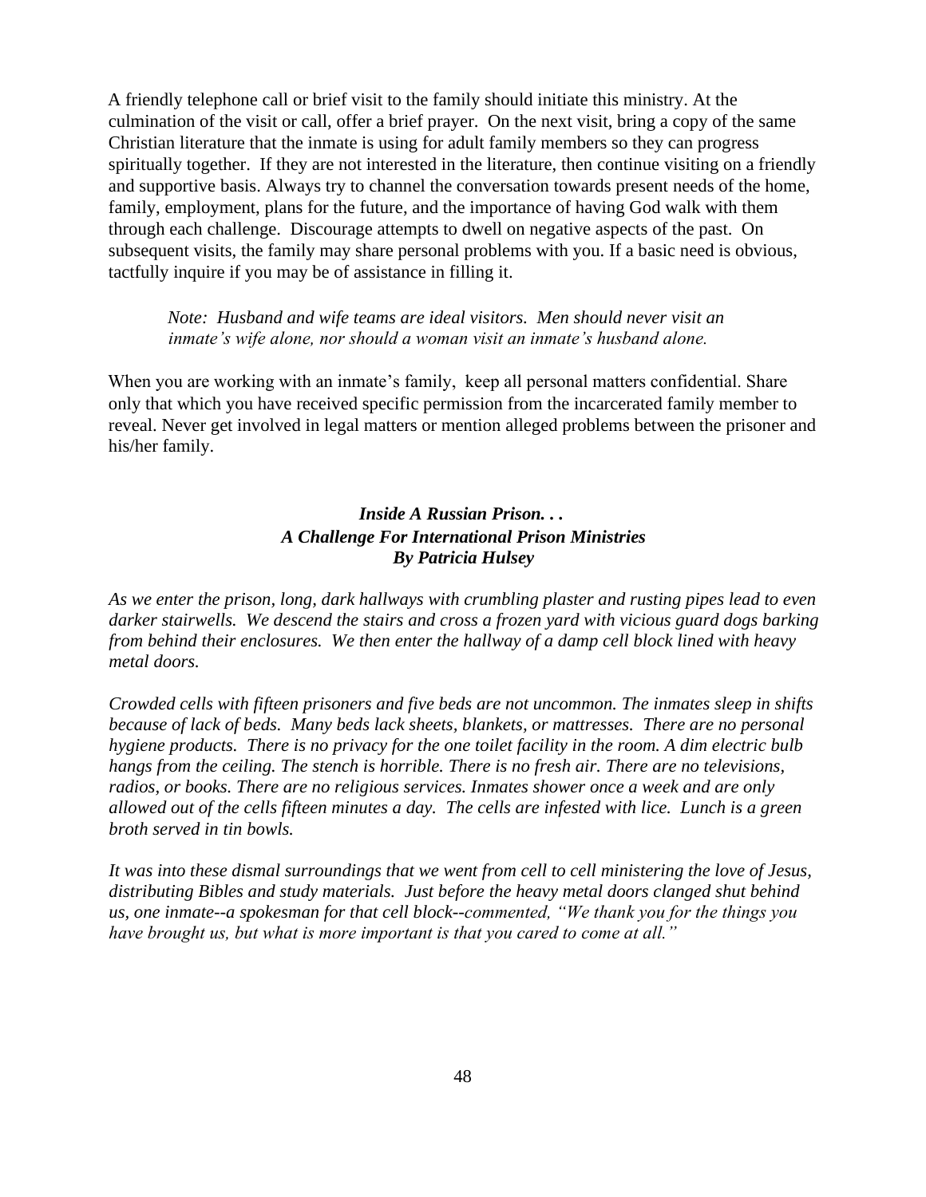A friendly telephone call or brief visit to the family should initiate this ministry. At the culmination of the visit or call, offer a brief prayer. On the next visit, bring a copy of the same Christian literature that the inmate is using for adult family members so they can progress spiritually together. If they are not interested in the literature, then continue visiting on a friendly and supportive basis. Always try to channel the conversation towards present needs of the home, family, employment, plans for the future, and the importance of having God walk with them through each challenge. Discourage attempts to dwell on negative aspects of the past. On subsequent visits, the family may share personal problems with you. If a basic need is obvious, tactfully inquire if you may be of assistance in filling it.

> *Note: Husband and wife teams are ideal visitors. Men should never visit an inmate's wife alone, nor should a woman visit an inmate's husband alone.*

When you are working with an inmate's family, keep all personal matters confidential. Share only that which you have received specific permission from the incarcerated family member to reveal. Never get involved in legal matters or mention alleged problems between the prisoner and his/her family.

### *Inside A Russian Prison. . .*
### *A Challenge For International Prison Ministries*
### *By Patricia Hulsey*

*As we enter the prison, long, dark hallways with crumbling plaster and rusting pipes lead to even darker stairwells. We descend the stairs and cross a frozen yard with vicious guard dogs barking from behind their enclosures. We then enter the hallway of a damp cell block lined with heavy metal doors.*

*Crowded cells with fifteen prisoners and five beds are not uncommon. The inmates sleep in shifts because of lack of beds. Many beds lack sheets, blankets, or mattresses. There are no personal hygiene products. There is no privacy for the one toilet facility in the room. A dim electric bulb hangs from the ceiling. The stench is horrible. There is no fresh air. There are no televisions, radios, or books. There are no religious services. Inmates shower once a week and are only allowed out of the cells fifteen minutes a day. The cells are infested with lice. Lunch is a green broth served in tin bowls.*

*It was into these dismal surroundings that we went from cell to cell ministering the love of Jesus, distributing Bibles and study materials. Just before the heavy metal doors clanged shut behind us, one inmate--a spokesman for that cell block--commented, "We thank you for the things you have brought us, but what is more important is that you cared to come at all."*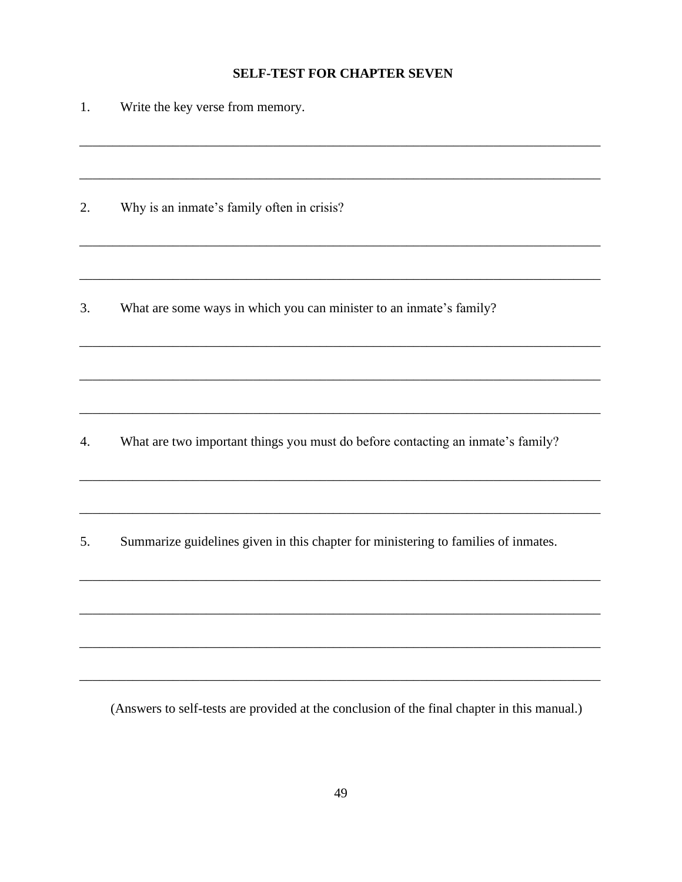## SELF-TEST FOR CHAPTER SEVEN

1. Write the key verse from memory.

_______________________________________________________________________________

_______________________________________________________________________________

2. Why is an inmate's family often in crisis?

_______________________________________________________________________________

_______________________________________________________________________________

3. What are some ways in which you can minister to an inmate's family?

_______________________________________________________________________________

_______________________________________________________________________________

_______________________________________________________________________________

4. What are two important things you must do before contacting an inmate's family?

_______________________________________________________________________________

_______________________________________________________________________________

5. Summarize guidelines given in this chapter for ministering to families of inmates.

_______________________________________________________________________________

_______________________________________________________________________________

_______________________________________________________________________________

_______________________________________________________________________________

(Answers to self-tests are provided at the conclusion of the final chapter in this manual.)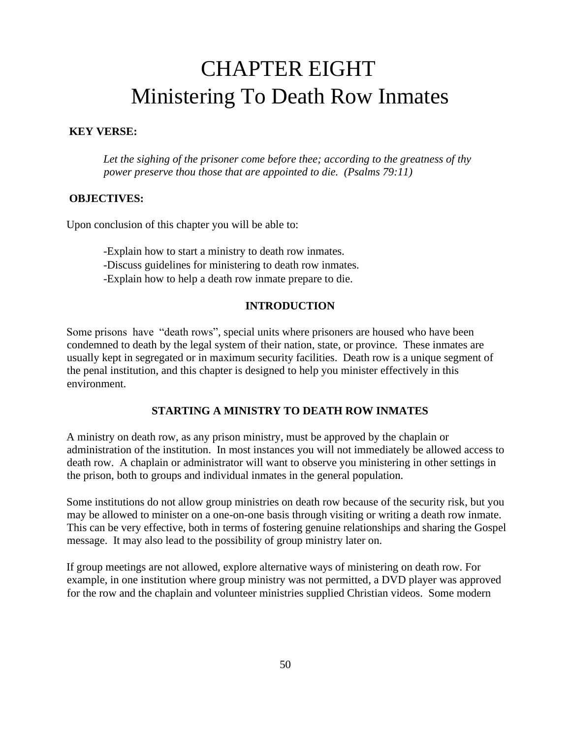# CHAPTER EIGHT
# Ministering To Death Row Inmates

**KEY VERSE:**

*Let the sighing of the prisoner come before thee; according to the greatness of thy power preserve thou those that are appointed to die. (Psalms 79:11)*

**OBJECTIVES:**

Upon conclusion of this chapter you will be able to:

-Explain how to start a ministry to death row inmates.
-Discuss guidelines for ministering to death row inmates.
-Explain how to help a death row inmate prepare to die.

**INTRODUCTION**

Some prisons have "death rows", special units where prisoners are housed who have been condemned to death by the legal system of their nation, state, or province. These inmates are usually kept in segregated or in maximum security facilities. Death row is a unique segment of the penal institution, and this chapter is designed to help you minister effectively in this environment.

**STARTING A MINISTRY TO DEATH ROW INMATES**

A ministry on death row, as any prison ministry, must be approved by the chaplain or administration of the institution. In most instances you will not immediately be allowed access to death row. A chaplain or administrator will want to observe you ministering in other settings in the prison, both to groups and individual inmates in the general population.

Some institutions do not allow group ministries on death row because of the security risk, but you may be allowed to minister on a one-on-one basis through visiting or writing a death row inmate. This can be very effective, both in terms of fostering genuine relationships and sharing the Gospel message. It may also lead to the possibility of group ministry later on.

If group meetings are not allowed, explore alternative ways of ministering on death row. For example, in one institution where group ministry was not permitted, a DVD player was approved for the row and the chaplain and volunteer ministries supplied Christian videos. Some modern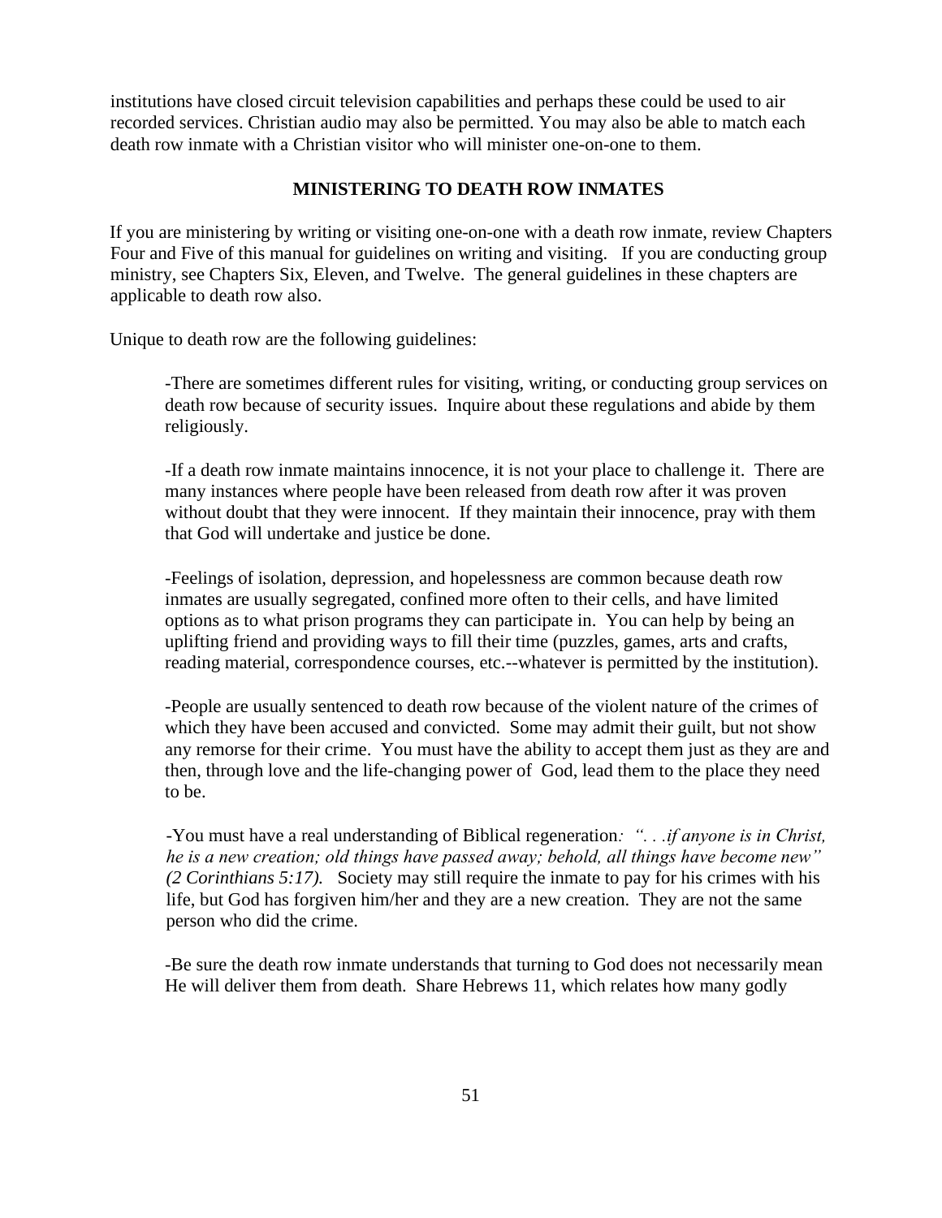institutions have closed circuit television capabilities and perhaps these could be used to air recorded services. Christian audio may also be permitted. You may also be able to match each death row inmate with a Christian visitor who will minister one-on-one to them.

## MINISTERING TO DEATH ROW INMATES

If you are ministering by writing or visiting one-on-one with a death row inmate, review Chapters Four and Five of this manual for guidelines on writing and visiting. If you are conducting group ministry, see Chapters Six, Eleven, and Twelve. The general guidelines in these chapters are applicable to death row also.

Unique to death row are the following guidelines:

-There are sometimes different rules for visiting, writing, or conducting group services on death row because of security issues. Inquire about these regulations and abide by them religiously.

-If a death row inmate maintains innocence, it is not your place to challenge it. There are many instances where people have been released from death row after it was proven without doubt that they were innocent. If they maintain their innocence, pray with them that God will undertake and justice be done.

-Feelings of isolation, depression, and hopelessness are common because death row inmates are usually segregated, confined more often to their cells, and have limited options as to what prison programs they can participate in. You can help by being an uplifting friend and providing ways to fill their time (puzzles, games, arts and crafts, reading material, correspondence courses, etc.--whatever is permitted by the institution).

-People are usually sentenced to death row because of the violent nature of the crimes of which they have been accused and convicted. Some may admit their guilt, but not show any remorse for their crime. You must have the ability to accept them just as they are and then, through love and the life-changing power of God, lead them to the place they need to be.

-You must have a real understanding of Biblical regeneration*: ". . .if anyone is in Christ, he is a new creation; old things have passed away; behold, all things have become new" (2 Corinthians 5:17).* Society may still require the inmate to pay for his crimes with his life, but God has forgiven him/her and they are a new creation. They are not the same person who did the crime.

-Be sure the death row inmate understands that turning to God does not necessarily mean He will deliver them from death. Share Hebrews 11, which relates how many godly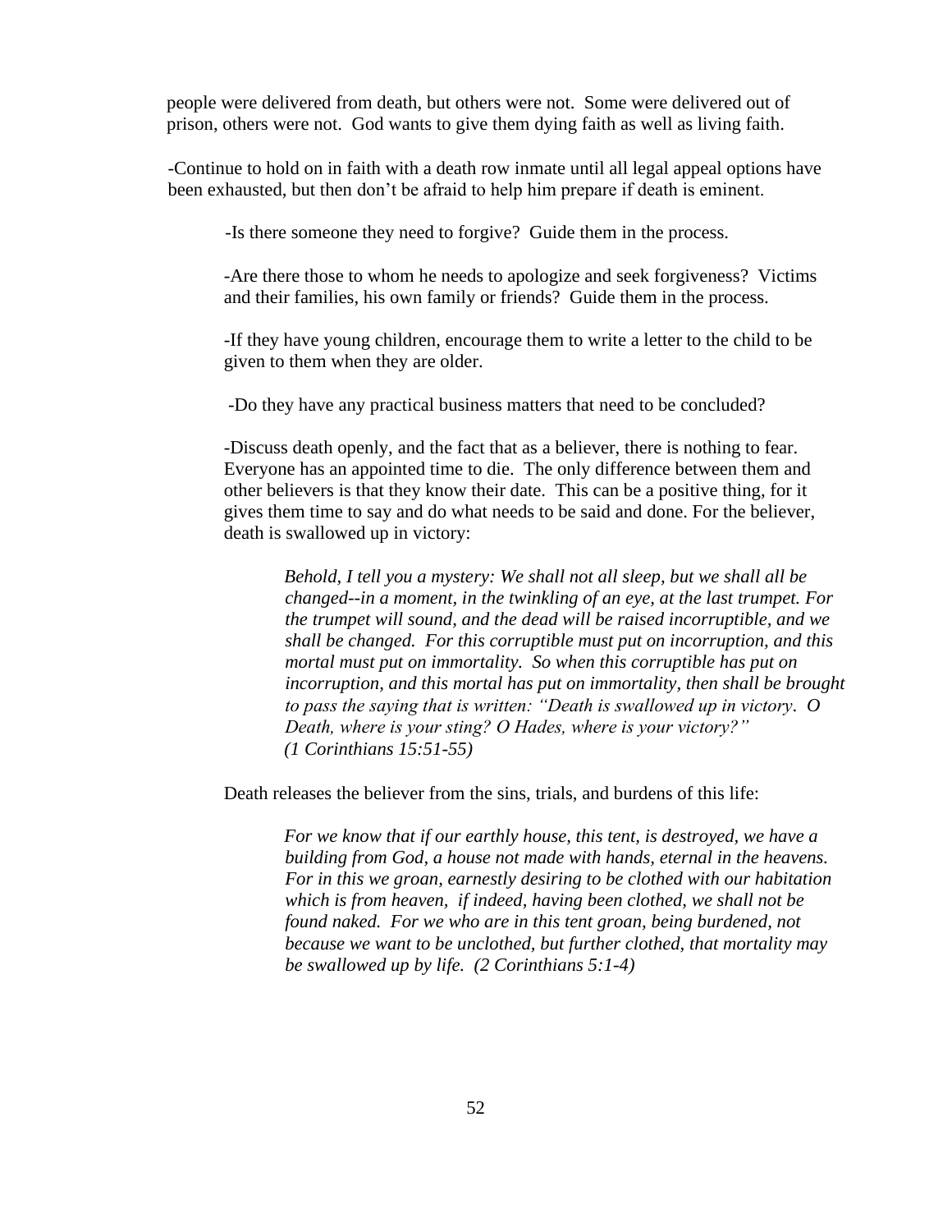people were delivered from death, but others were not. Some were delivered out of prison, others were not. God wants to give them dying faith as well as living faith.

-Continue to hold on in faith with a death row inmate until all legal appeal options have been exhausted, but then don't be afraid to help him prepare if death is eminent.

-Is there someone they need to forgive? Guide them in the process.

-Are there those to whom he needs to apologize and seek forgiveness? Victims and their families, his own family or friends? Guide them in the process.

-If they have young children, encourage them to write a letter to the child to be given to them when they are older.

-Do they have any practical business matters that need to be concluded?

-Discuss death openly, and the fact that as a believer, there is nothing to fear. Everyone has an appointed time to die. The only difference between them and other believers is that they know their date. This can be a positive thing, for it gives them time to say and do what needs to be said and done. For the believer, death is swallowed up in victory:

> *Behold, I tell you a mystery: We shall not all sleep, but we shall all be changed--in a moment, in the twinkling of an eye, at the last trumpet. For the trumpet will sound, and the dead will be raised incorruptible, and we shall be changed. For this corruptible must put on incorruption, and this mortal must put on immortality. So when this corruptible has put on incorruption, and this mortal has put on immortality, then shall be brought to pass the saying that is written: "Death is swallowed up in victory. O Death, where is your sting? O Hades, where is your victory?" (1 Corinthians 15:51-55)*

Death releases the believer from the sins, trials, and burdens of this life:

> *For we know that if our earthly house, this tent, is destroyed, we have a building from God, a house not made with hands, eternal in the heavens. For in this we groan, earnestly desiring to be clothed with our habitation which is from heaven, if indeed, having been clothed, we shall not be found naked. For we who are in this tent groan, being burdened, not because we want to be unclothed, but further clothed, that mortality may be swallowed up by life. (2 Corinthians 5:1-4)*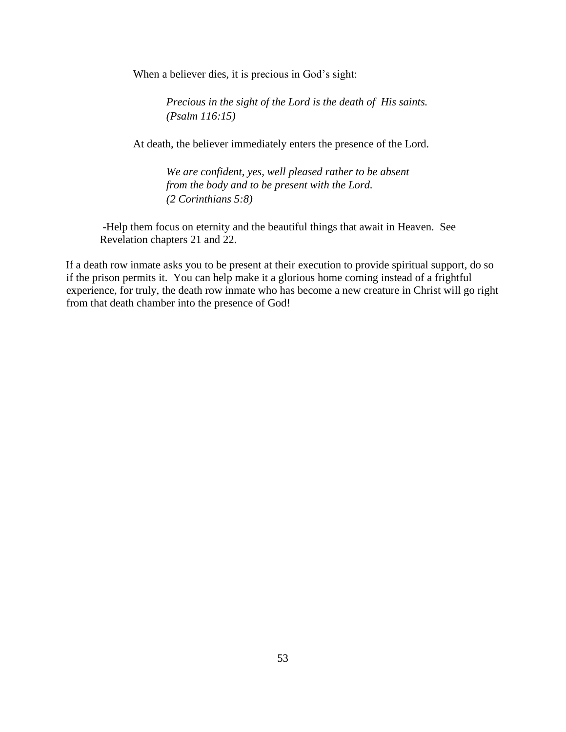When a believer dies, it is precious in God's sight:

> *Precious in the sight of the Lord is the death of  His saints. (Psalm 116:15)*

At death, the believer immediately enters the presence of the Lord.

> *We are confident, yes, well pleased rather to be absent from the body and to be present with the Lord. (2 Corinthians 5:8)*

-Help them focus on eternity and the beautiful things that await in Heaven.  See Revelation chapters 21 and 22.

If a death row inmate asks you to be present at their execution to provide spiritual support, do so if the prison permits it.  You can help make it a glorious home coming instead of a frightful experience, for truly, the death row inmate who has become a new creature in Christ will go right from that death chamber into the presence of God!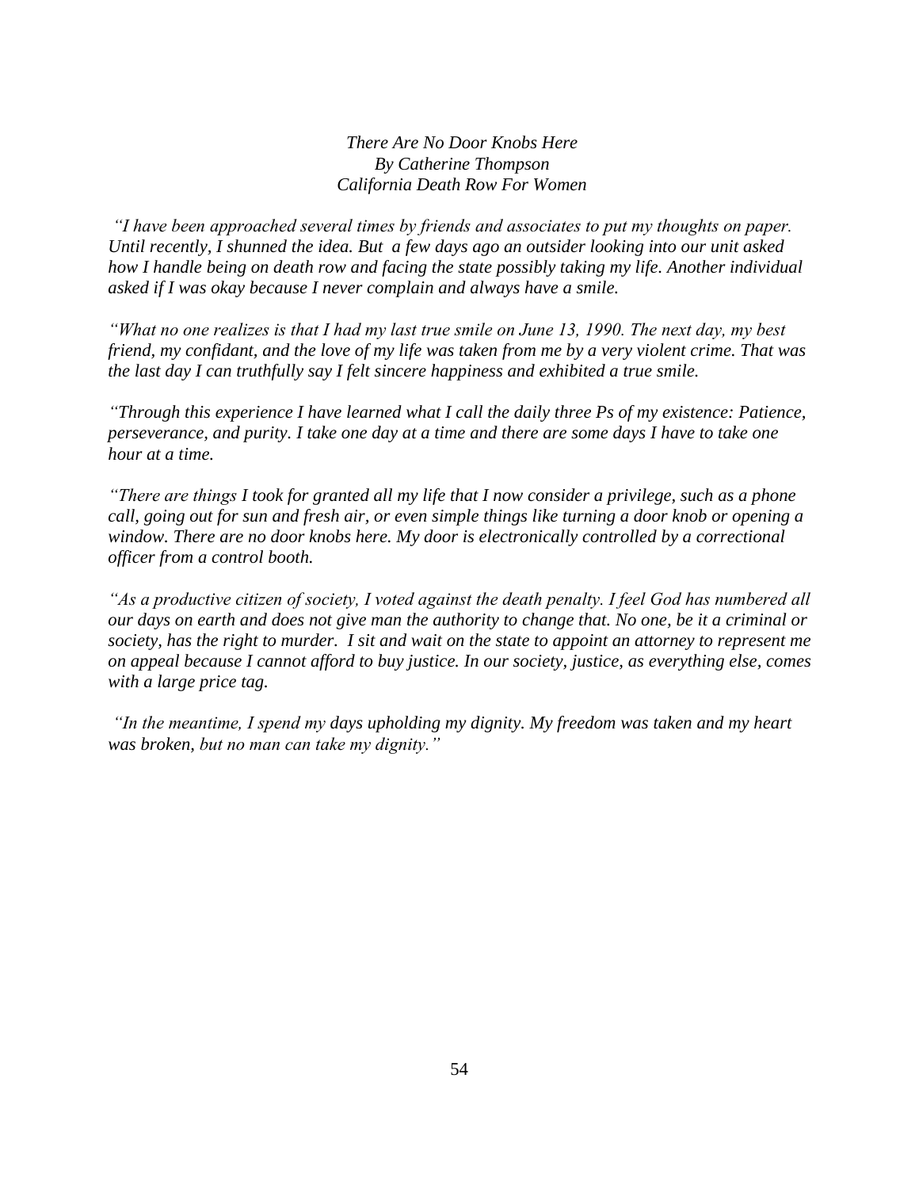*There Are No Door Knobs Here*
*By Catherine Thompson*
*California Death Row For Women*

*"I have been approached several times by friends and associates to put my thoughts on paper. Until recently, I shunned the idea. But a few days ago an outsider looking into our unit asked how I handle being on death row and facing the state possibly taking my life. Another individual asked if I was okay because I never complain and always have a smile.*

*"What no one realizes is that I had my last true smile on June 13, 1990. The next day, my best friend, my confidant, and the love of my life was taken from me by a very violent crime. That was the last day I can truthfully say I felt sincere happiness and exhibited a true smile.*

*"Through this experience I have learned what I call the daily three Ps of my existence: Patience, perseverance, and purity. I take one day at a time and there are some days I have to take one hour at a time.*

*"There are things I took for granted all my life that I now consider a privilege, such as a phone call, going out for sun and fresh air, or even simple things like turning a door knob or opening a window. There are no door knobs here. My door is electronically controlled by a correctional officer from a control booth.*

*"As a productive citizen of society, I voted against the death penalty. I feel God has numbered all our days on earth and does not give man the authority to change that. No one, be it a criminal or society, has the right to murder. I sit and wait on the state to appoint an attorney to represent me on appeal because I cannot afford to buy justice. In our society, justice, as everything else, comes with a large price tag.*

*"In the meantime, I spend my days upholding my dignity. My freedom was taken and my heart was broken, but no man can take my dignity."*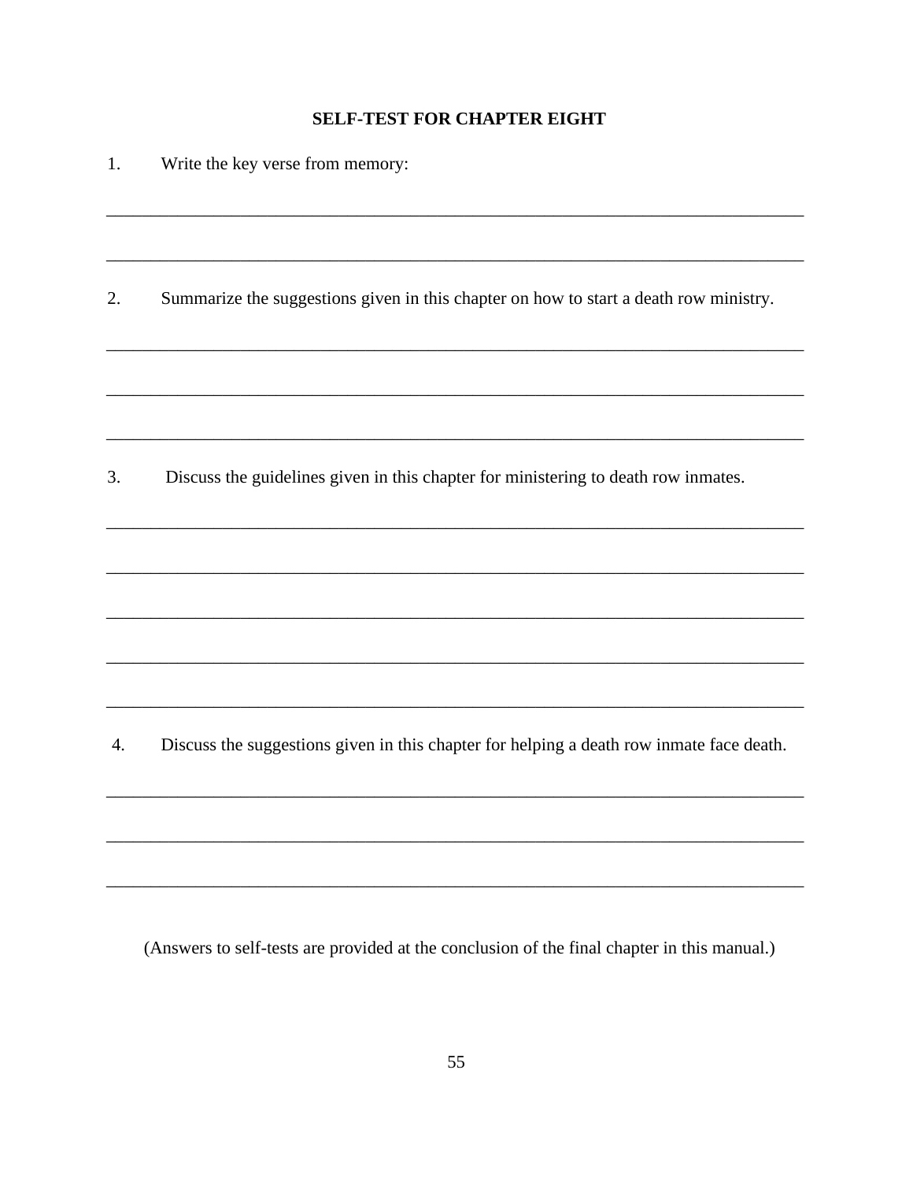## SELF-TEST FOR CHAPTER EIGHT

1. Write the key verse from memory:

______________________________________________________________________________

______________________________________________________________________________

2. Summarize the suggestions given in this chapter on how to start a death row ministry.

______________________________________________________________________________

______________________________________________________________________________

______________________________________________________________________________

3. Discuss the guidelines given in this chapter for ministering to death row inmates.

______________________________________________________________________________

______________________________________________________________________________

______________________________________________________________________________

______________________________________________________________________________

______________________________________________________________________________

4. Discuss the suggestions given in this chapter for helping a death row inmate face death.

______________________________________________________________________________

______________________________________________________________________________

______________________________________________________________________________

(Answers to self-tests are provided at the conclusion of the final chapter in this manual.)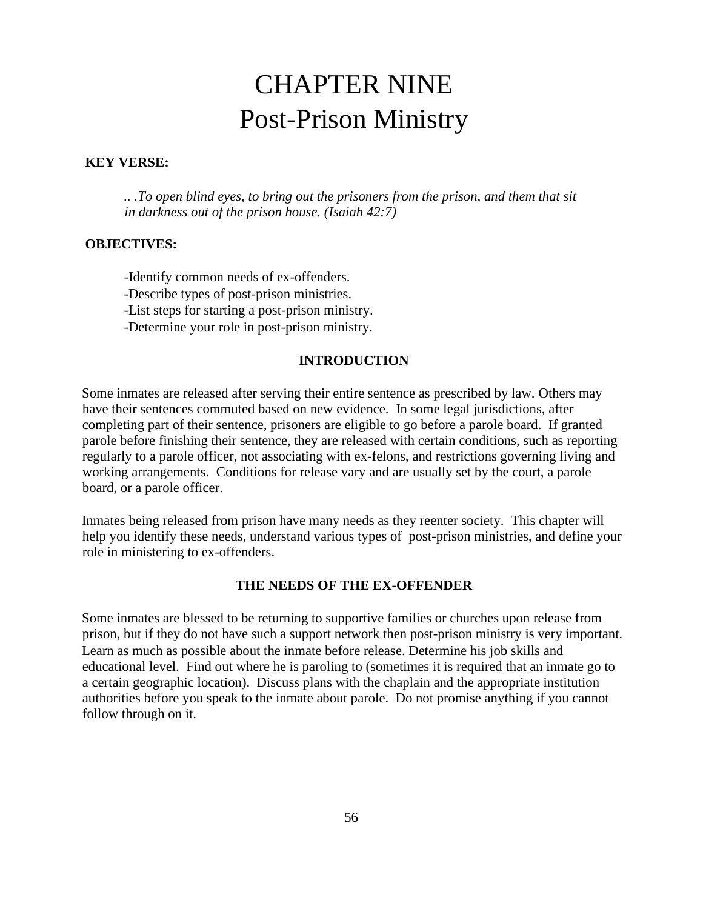# CHAPTER NINE
# Post-Prison Ministry

**KEY VERSE:**

*.. .To open blind eyes, to bring out the prisoners from the prison, and them that sit in darkness out of the prison house. (Isaiah 42:7)*

**OBJECTIVES:**

-Identify common needs of ex-offenders.
-Describe types of post-prison ministries.
-List steps for starting a post-prison ministry.
-Determine your role in post-prison ministry.

## INTRODUCTION

Some inmates are released after serving their entire sentence as prescribed by law. Others may have their sentences commuted based on new evidence. In some legal jurisdictions, after completing part of their sentence, prisoners are eligible to go before a parole board. If granted parole before finishing their sentence, they are released with certain conditions, such as reporting regularly to a parole officer, not associating with ex-felons, and restrictions governing living and working arrangements. Conditions for release vary and are usually set by the court, a parole board, or a parole officer.

Inmates being released from prison have many needs as they reenter society. This chapter will help you identify these needs, understand various types of post-prison ministries, and define your role in ministering to ex-offenders.

## THE NEEDS OF THE EX-OFFENDER

Some inmates are blessed to be returning to supportive families or churches upon release from prison, but if they do not have such a support network then post-prison ministry is very important. Learn as much as possible about the inmate before release. Determine his job skills and educational level. Find out where he is paroling to (sometimes it is required that an inmate go to a certain geographic location). Discuss plans with the chaplain and the appropriate institution authorities before you speak to the inmate about parole. Do not promise anything if you cannot follow through on it.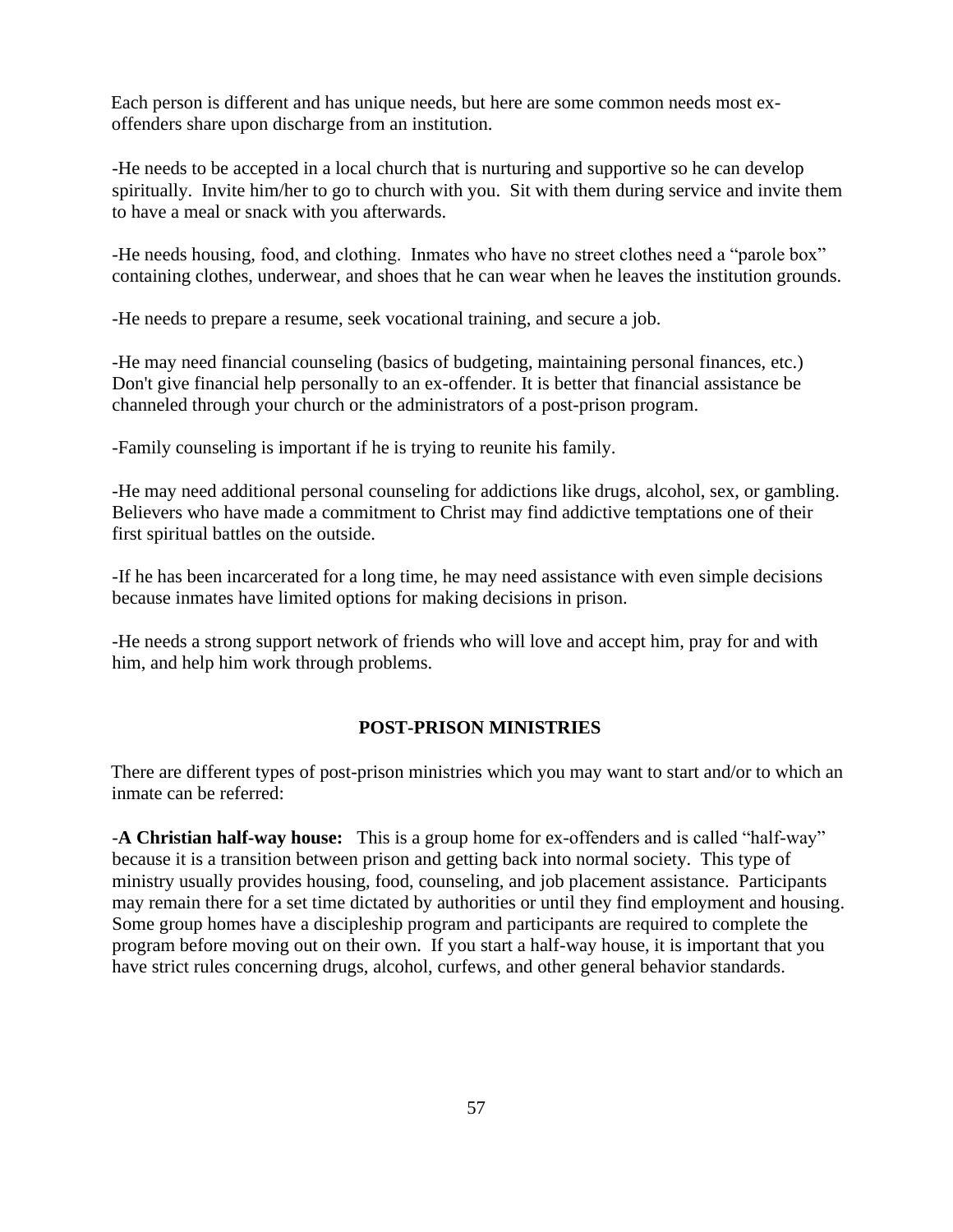Each person is different and has unique needs, but here are some common needs most ex-offenders share upon discharge from an institution.

-He needs to be accepted in a local church that is nurturing and supportive so he can develop spiritually. Invite him/her to go to church with you. Sit with them during service and invite them to have a meal or snack with you afterwards.

-He needs housing, food, and clothing. Inmates who have no street clothes need a "parole box" containing clothes, underwear, and shoes that he can wear when he leaves the institution grounds.

-He needs to prepare a resume, seek vocational training, and secure a job.

-He may need financial counseling (basics of budgeting, maintaining personal finances, etc.) Don't give financial help personally to an ex-offender. It is better that financial assistance be channeled through your church or the administrators of a post-prison program.

-Family counseling is important if he is trying to reunite his family.

-He may need additional personal counseling for addictions like drugs, alcohol, sex, or gambling. Believers who have made a commitment to Christ may find addictive temptations one of their first spiritual battles on the outside.

-If he has been incarcerated for a long time, he may need assistance with even simple decisions because inmates have limited options for making decisions in prison.

-He needs a strong support network of friends who will love and accept him, pray for and with him, and help him work through problems.

## POST-PRISON MINISTRIES

There are different types of post-prison ministries which you may want to start and/or to which an inmate can be referred:

-**A Christian half-way house:** This is a group home for ex-offenders and is called "half-way" because it is a transition between prison and getting back into normal society. This type of ministry usually provides housing, food, counseling, and job placement assistance. Participants may remain there for a set time dictated by authorities or until they find employment and housing. Some group homes have a discipleship program and participants are required to complete the program before moving out on their own. If you start a half-way house, it is important that you have strict rules concerning drugs, alcohol, curfews, and other general behavior standards.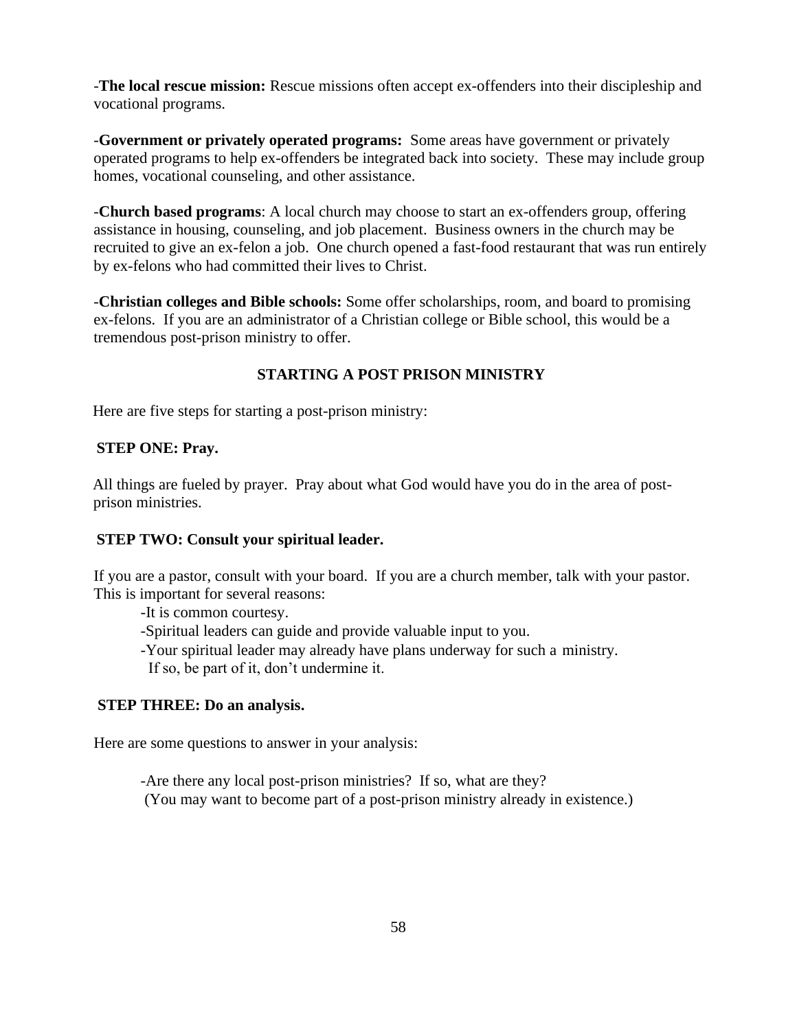-**The local rescue mission:** Rescue missions often accept ex-offenders into their discipleship and vocational programs.

-**Government or privately operated programs:** Some areas have government or privately operated programs to help ex-offenders be integrated back into society. These may include group homes, vocational counseling, and other assistance.

-**Church based programs**: A local church may choose to start an ex-offenders group, offering assistance in housing, counseling, and job placement. Business owners in the church may be recruited to give an ex-felon a job. One church opened a fast-food restaurant that was run entirely by ex-felons who had committed their lives to Christ.

-**Christian colleges and Bible schools:** Some offer scholarships, room, and board to promising ex-felons. If you are an administrator of a Christian college or Bible school, this would be a tremendous post-prison ministry to offer.

## STARTING A POST PRISON MINISTRY

Here are five steps for starting a post-prison ministry:

### STEP ONE: Pray.

All things are fueled by prayer. Pray about what God would have you do in the area of post-prison ministries.

### STEP TWO: Consult your spiritual leader.

If you are a pastor, consult with your board. If you are a church member, talk with your pastor. This is important for several reasons:

-It is common courtesy.

-Spiritual leaders can guide and provide valuable input to you.

-Your spiritual leader may already have plans underway for such a ministry. If so, be part of it, don't undermine it.

### STEP THREE: Do an analysis.

Here are some questions to answer in your analysis:

-Are there any local post-prison ministries? If so, what are they? (You may want to become part of a post-prison ministry already in existence.)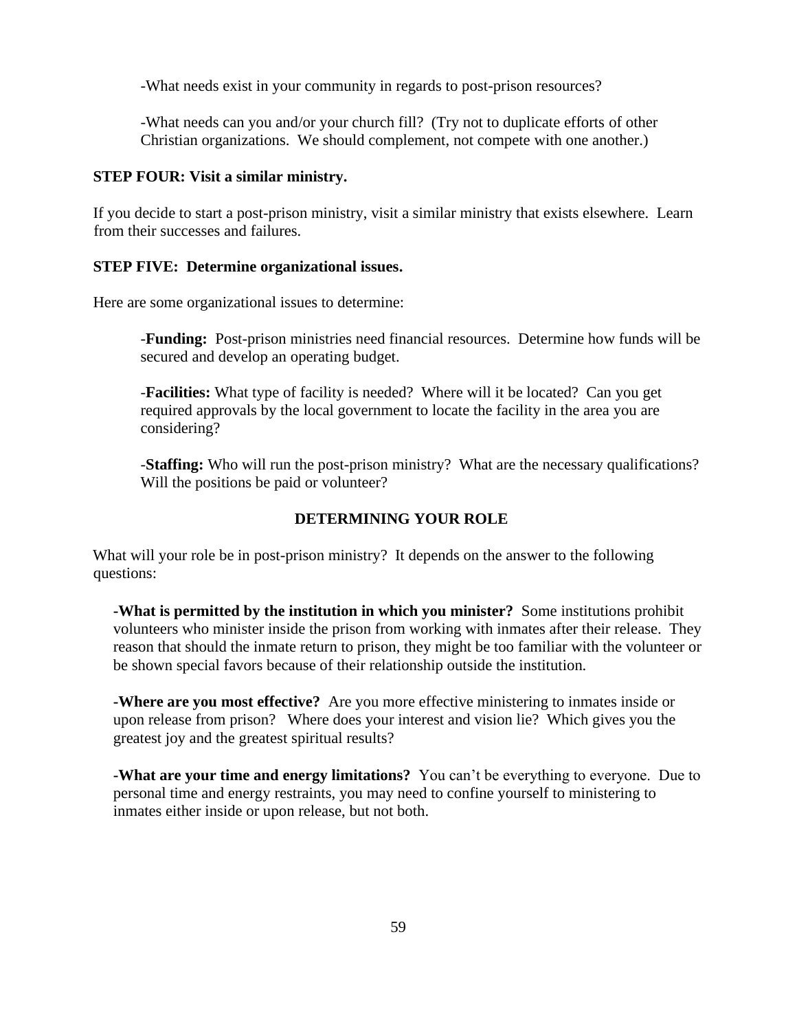-What needs exist in your community in regards to post-prison resources?

-What needs can you and/or your church fill? (Try not to duplicate efforts of other Christian organizations. We should complement, not compete with one another.)

**STEP FOUR: Visit a similar ministry.**

If you decide to start a post-prison ministry, visit a similar ministry that exists elsewhere. Learn from their successes and failures.

**STEP FIVE: Determine organizational issues.**

Here are some organizational issues to determine:

-**Funding:** Post-prison ministries need financial resources. Determine how funds will be secured and develop an operating budget.

-**Facilities:** What type of facility is needed? Where will it be located? Can you get required approvals by the local government to locate the facility in the area you are considering?

-**Staffing:** Who will run the post-prison ministry? What are the necessary qualifications? Will the positions be paid or volunteer?

## DETERMINING YOUR ROLE

What will your role be in post-prison ministry? It depends on the answer to the following questions:

-**What is permitted by the institution in which you minister?** Some institutions prohibit volunteers who minister inside the prison from working with inmates after their release. They reason that should the inmate return to prison, they might be too familiar with the volunteer or be shown special favors because of their relationship outside the institution.

-**Where are you most effective?** Are you more effective ministering to inmates inside or upon release from prison? Where does your interest and vision lie? Which gives you the greatest joy and the greatest spiritual results?

-**What are your time and energy limitations?** You can't be everything to everyone. Due to personal time and energy restraints, you may need to confine yourself to ministering to inmates either inside or upon release, but not both.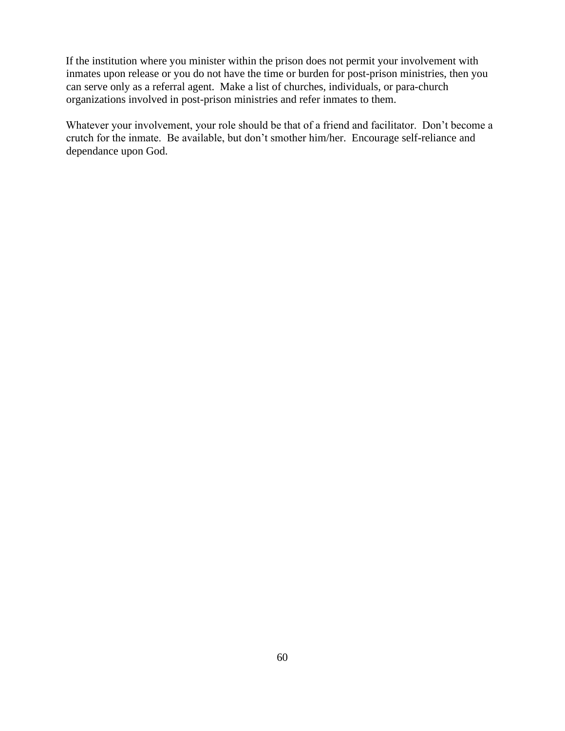If the institution where you minister within the prison does not permit your involvement with inmates upon release or you do not have the time or burden for post-prison ministries, then you can serve only as a referral agent.  Make a list of churches, individuals, or para-church organizations involved in post-prison ministries and refer inmates to them.

Whatever your involvement, your role should be that of a friend and facilitator.  Don't become a crutch for the inmate.  Be available, but don't smother him/her.  Encourage self-reliance and dependance upon God.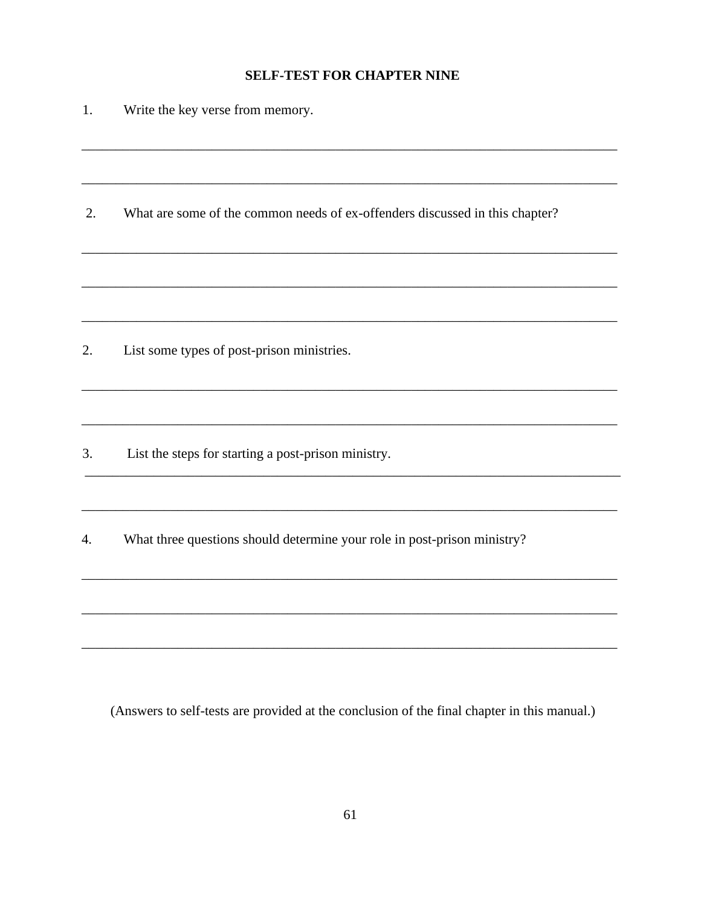## SELF-TEST FOR CHAPTER NINE

1. Write the key verse from memory.

_______________________________________________________________________________

_______________________________________________________________________________

2. What are some of the common needs of ex-offenders discussed in this chapter?

_______________________________________________________________________________

_______________________________________________________________________________

_______________________________________________________________________________

2. List some types of post-prison ministries.

_______________________________________________________________________________

_______________________________________________________________________________

3. List the steps for starting a post-prison ministry.

_______________________________________________________________________________

_______________________________________________________________________________

4. What three questions should determine your role in post-prison ministry?

_______________________________________________________________________________

_______________________________________________________________________________

_______________________________________________________________________________

(Answers to self-tests are provided at the conclusion of the final chapter in this manual.)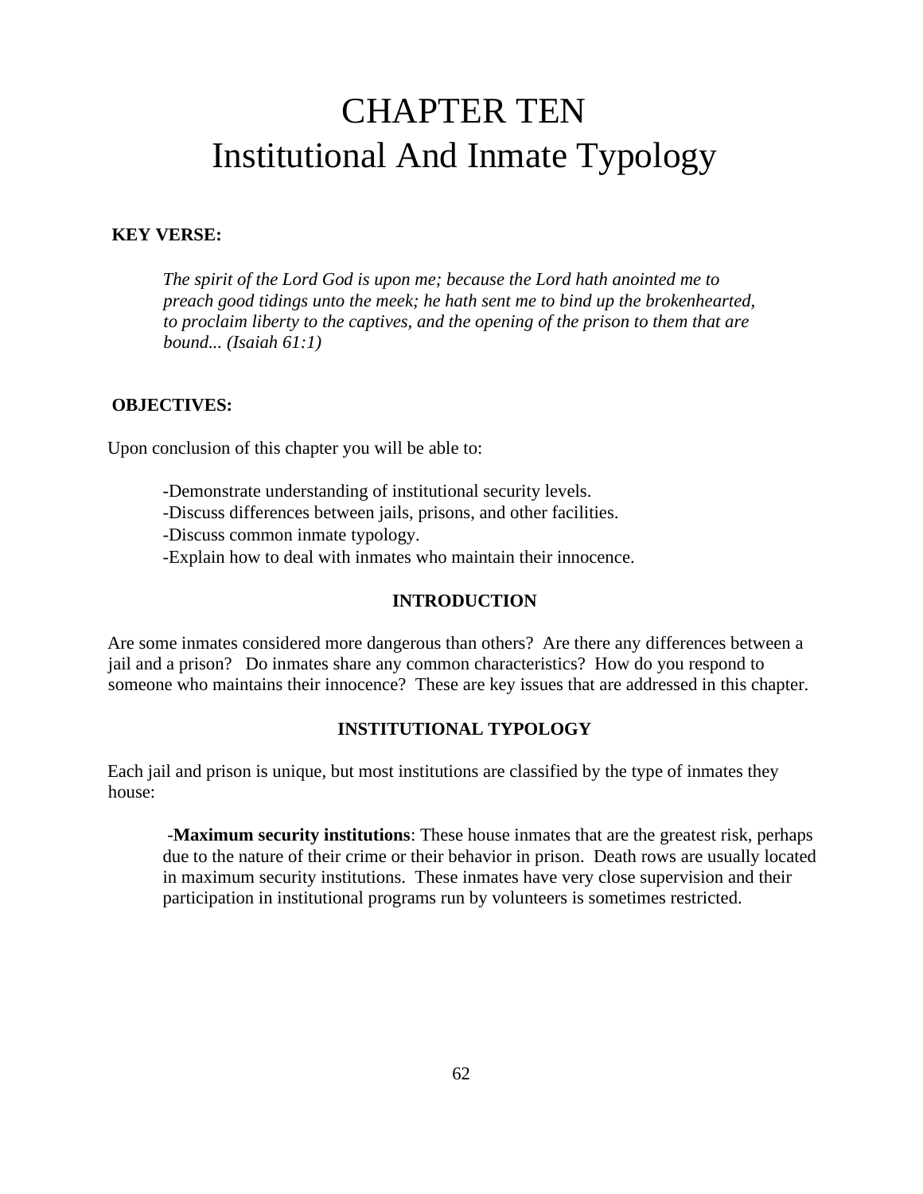# CHAPTER TEN
# Institutional And Inmate Typology

**KEY VERSE:**

*The spirit of the Lord God is upon me; because the Lord hath anointed me to preach good tidings unto the meek; he hath sent me to bind up the brokenhearted, to proclaim liberty to the captives, and the opening of the prison to them that are bound... (Isaiah 61:1)*

**OBJECTIVES:**

Upon conclusion of this chapter you will be able to:

-Demonstrate understanding of institutional security levels.
-Discuss differences between jails, prisons, and other facilities.
-Discuss common inmate typology.
-Explain how to deal with inmates who maintain their innocence.

**INTRODUCTION**

Are some inmates considered more dangerous than others? Are there any differences between a jail and a prison? Do inmates share any common characteristics? How do you respond to someone who maintains their innocence? These are key issues that are addressed in this chapter.

**INSTITUTIONAL TYPOLOGY**

Each jail and prison is unique, but most institutions are classified by the type of inmates they house:

-**Maximum security institutions**: These house inmates that are the greatest risk, perhaps due to the nature of their crime or their behavior in prison. Death rows are usually located in maximum security institutions. These inmates have very close supervision and their participation in institutional programs run by volunteers is sometimes restricted.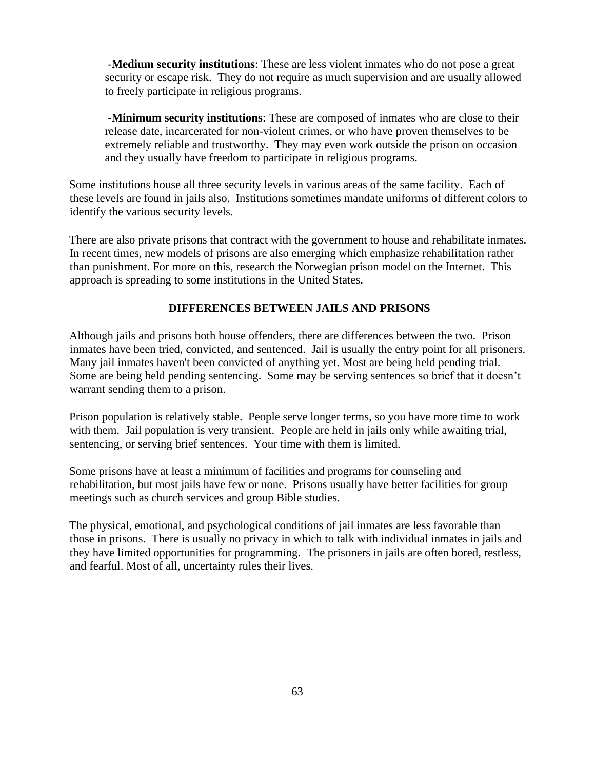-**Medium security institutions**: These are less violent inmates who do not pose a great security or escape risk. They do not require as much supervision and are usually allowed to freely participate in religious programs.

-**Minimum security institutions**: These are composed of inmates who are close to their release date, incarcerated for non-violent crimes, or who have proven themselves to be extremely reliable and trustworthy. They may even work outside the prison on occasion and they usually have freedom to participate in religious programs.

Some institutions house all three security levels in various areas of the same facility. Each of these levels are found in jails also. Institutions sometimes mandate uniforms of different colors to identify the various security levels.

There are also private prisons that contract with the government to house and rehabilitate inmates. In recent times, new models of prisons are also emerging which emphasize rehabilitation rather than punishment. For more on this, research the Norwegian prison model on the Internet. This approach is spreading to some institutions in the United States.

## DIFFERENCES BETWEEN JAILS AND PRISONS

Although jails and prisons both house offenders, there are differences between the two. Prison inmates have been tried, convicted, and sentenced. Jail is usually the entry point for all prisoners. Many jail inmates haven't been convicted of anything yet. Most are being held pending trial. Some are being held pending sentencing. Some may be serving sentences so brief that it doesn't warrant sending them to a prison.

Prison population is relatively stable. People serve longer terms, so you have more time to work with them. Jail population is very transient. People are held in jails only while awaiting trial, sentencing, or serving brief sentences. Your time with them is limited.

Some prisons have at least a minimum of facilities and programs for counseling and rehabilitation, but most jails have few or none. Prisons usually have better facilities for group meetings such as church services and group Bible studies.

The physical, emotional, and psychological conditions of jail inmates are less favorable than those in prisons. There is usually no privacy in which to talk with individual inmates in jails and they have limited opportunities for programming. The prisoners in jails are often bored, restless, and fearful. Most of all, uncertainty rules their lives.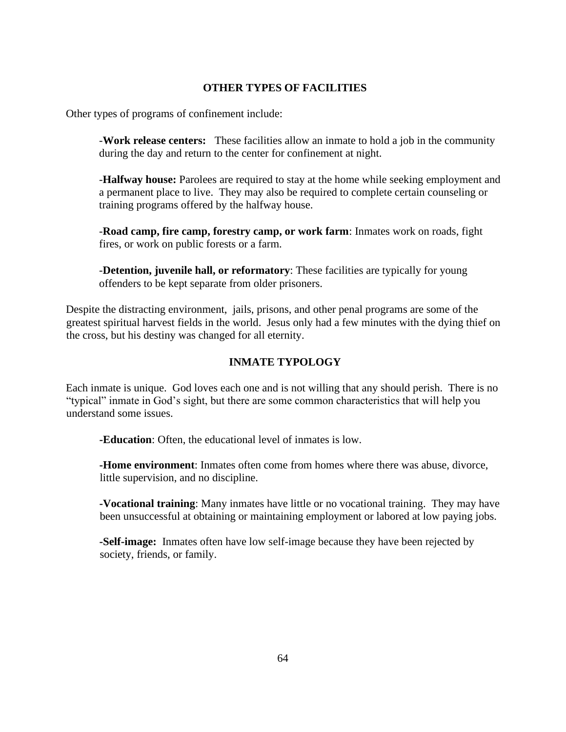## OTHER TYPES OF FACILITIES

Other types of programs of confinement include:

-**Work release centers:** These facilities allow an inmate to hold a job in the community during the day and return to the center for confinement at night.

-**Halfway house:** Parolees are required to stay at the home while seeking employment and a permanent place to live. They may also be required to complete certain counseling or training programs offered by the halfway house.

-**Road camp, fire camp, forestry camp, or work farm**: Inmates work on roads, fight fires, or work on public forests or a farm.

-**Detention, juvenile hall, or reformatory**: These facilities are typically for young offenders to be kept separate from older prisoners.

Despite the distracting environment, jails, prisons, and other penal programs are some of the greatest spiritual harvest fields in the world. Jesus only had a few minutes with the dying thief on the cross, but his destiny was changed for all eternity.

## INMATE TYPOLOGY

Each inmate is unique. God loves each one and is not willing that any should perish. There is no "typical" inmate in God's sight, but there are some common characteristics that will help you understand some issues.

**-Education**: Often, the educational level of inmates is low.

**-Home environment**: Inmates often come from homes where there was abuse, divorce, little supervision, and no discipline.

**-Vocational training**: Many inmates have little or no vocational training. They may have been unsuccessful at obtaining or maintaining employment or labored at low paying jobs.

**-Self-image:** Inmates often have low self-image because they have been rejected by society, friends, or family.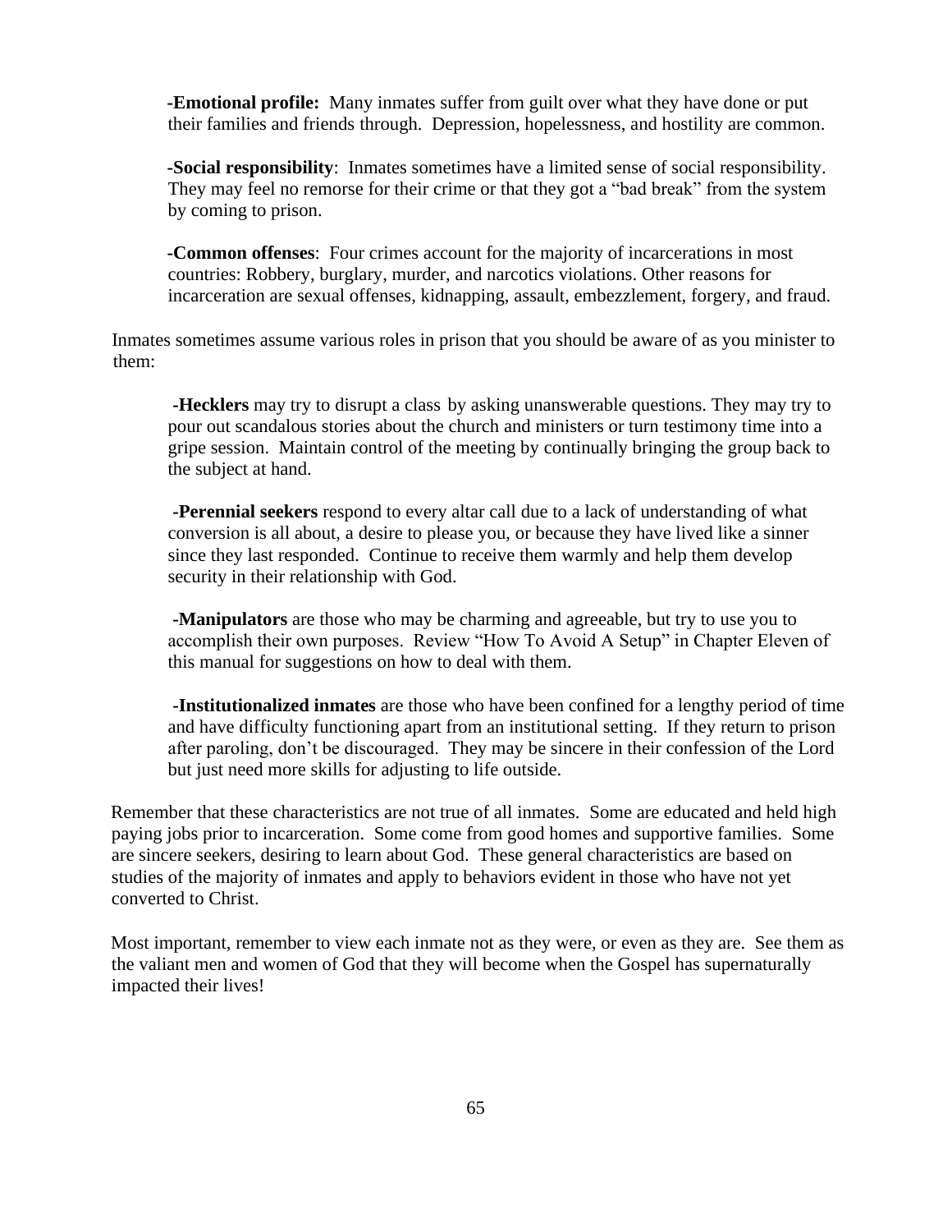-**Emotional profile:** Many inmates suffer from guilt over what they have done or put their families and friends through. Depression, hopelessness, and hostility are common.

-**Social responsibility**: Inmates sometimes have a limited sense of social responsibility. They may feel no remorse for their crime or that they got a "bad break" from the system by coming to prison.

-**Common offenses**: Four crimes account for the majority of incarcerations in most countries: Robbery, burglary, murder, and narcotics violations. Other reasons for incarceration are sexual offenses, kidnapping, assault, embezzlement, forgery, and fraud.

Inmates sometimes assume various roles in prison that you should be aware of as you minister to them:

-**Hecklers** may try to disrupt a class by asking unanswerable questions. They may try to pour out scandalous stories about the church and ministers or turn testimony time into a gripe session. Maintain control of the meeting by continually bringing the group back to the subject at hand.

-**Perennial seekers** respond to every altar call due to a lack of understanding of what conversion is all about, a desire to please you, or because they have lived like a sinner since they last responded. Continue to receive them warmly and help them develop security in their relationship with God.

-**Manipulators** are those who may be charming and agreeable, but try to use you to accomplish their own purposes. Review "How To Avoid A Setup" in Chapter Eleven of this manual for suggestions on how to deal with them.

-**Institutionalized inmates** are those who have been confined for a lengthy period of time and have difficulty functioning apart from an institutional setting. If they return to prison after paroling, don't be discouraged. They may be sincere in their confession of the Lord but just need more skills for adjusting to life outside.

Remember that these characteristics are not true of all inmates. Some are educated and held high paying jobs prior to incarceration. Some come from good homes and supportive families. Some are sincere seekers, desiring to learn about God. These general characteristics are based on studies of the majority of inmates and apply to behaviors evident in those who have not yet converted to Christ.

Most important, remember to view each inmate not as they were, or even as they are. See them as the valiant men and women of God that they will become when the Gospel has supernaturally impacted their lives!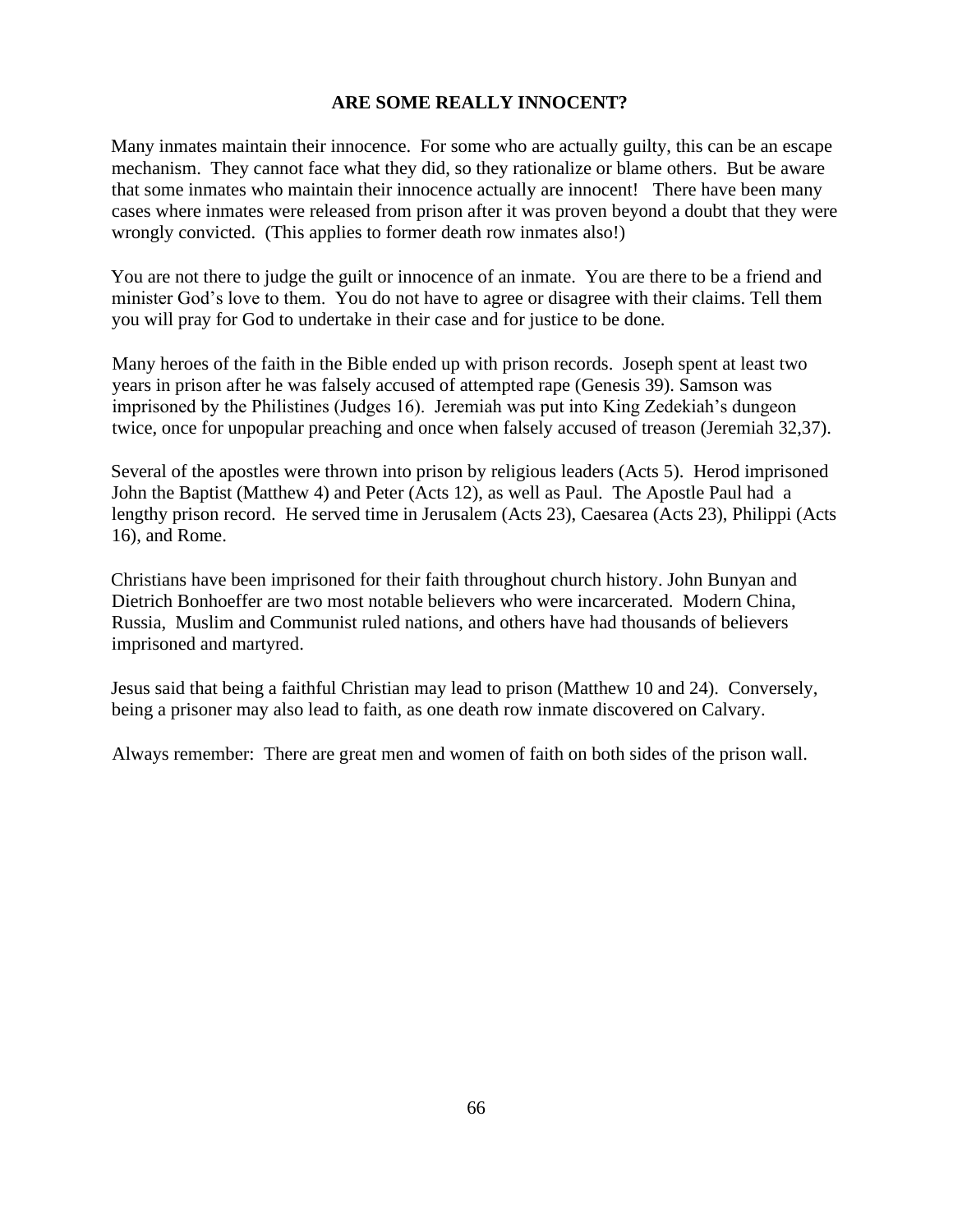# ARE SOME REALLY INNOCENT?

Many inmates maintain their innocence. For some who are actually guilty, this can be an escape mechanism. They cannot face what they did, so they rationalize or blame others. But be aware that some inmates who maintain their innocence actually are innocent! There have been many cases where inmates were released from prison after it was proven beyond a doubt that they were wrongly convicted. (This applies to former death row inmates also!)

You are not there to judge the guilt or innocence of an inmate. You are there to be a friend and minister God's love to them. You do not have to agree or disagree with their claims. Tell them you will pray for God to undertake in their case and for justice to be done.

Many heroes of the faith in the Bible ended up with prison records. Joseph spent at least two years in prison after he was falsely accused of attempted rape (Genesis 39). Samson was imprisoned by the Philistines (Judges 16). Jeremiah was put into King Zedekiah's dungeon twice, once for unpopular preaching and once when falsely accused of treason (Jeremiah 32,37).

Several of the apostles were thrown into prison by religious leaders (Acts 5). Herod imprisoned John the Baptist (Matthew 4) and Peter (Acts 12), as well as Paul. The Apostle Paul had a lengthy prison record. He served time in Jerusalem (Acts 23), Caesarea (Acts 23), Philippi (Acts 16), and Rome.

Christians have been imprisoned for their faith throughout church history. John Bunyan and Dietrich Bonhoeffer are two most notable believers who were incarcerated. Modern China, Russia, Muslim and Communist ruled nations, and others have had thousands of believers imprisoned and martyred.

Jesus said that being a faithful Christian may lead to prison (Matthew 10 and 24). Conversely, being a prisoner may also lead to faith, as one death row inmate discovered on Calvary.

Always remember: There are great men and women of faith on both sides of the prison wall.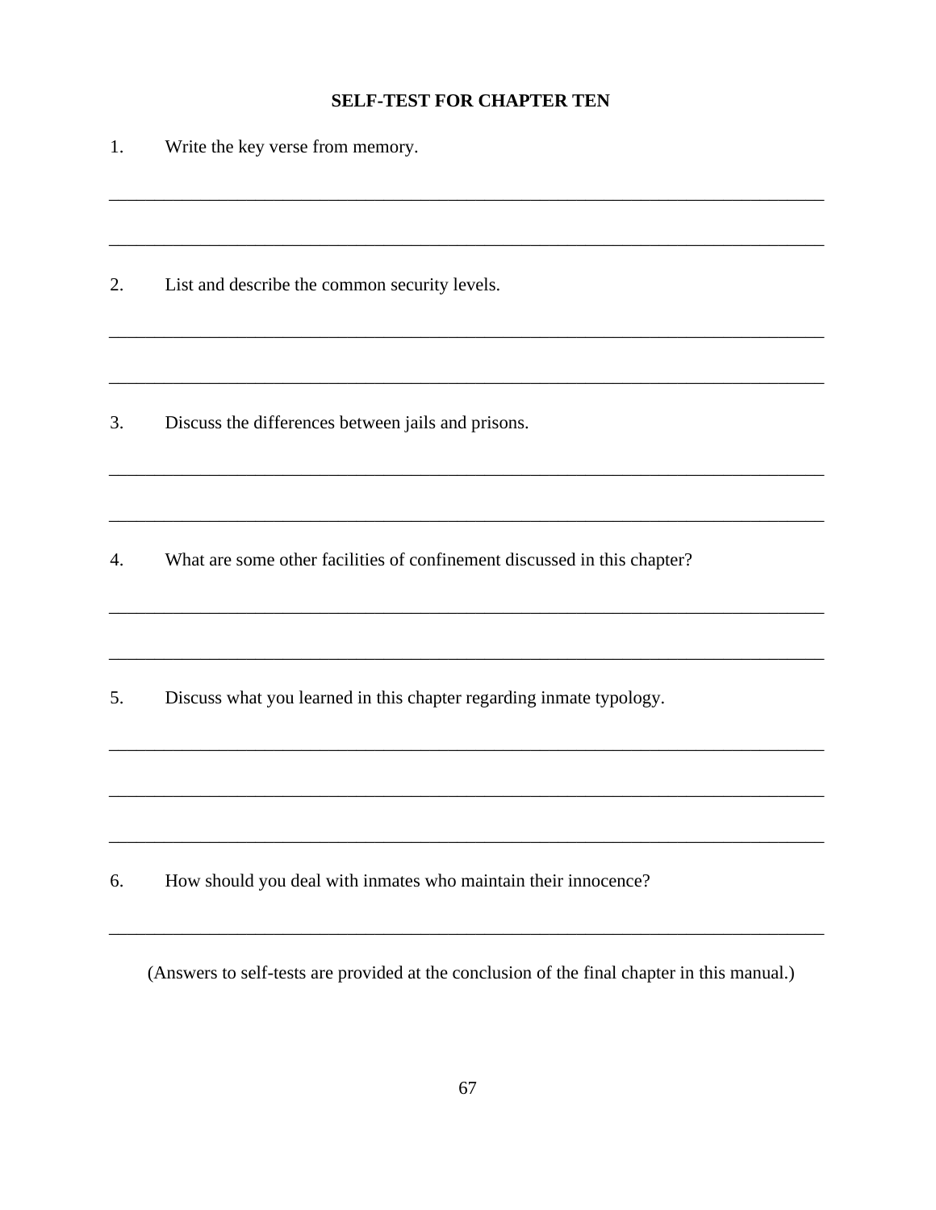**SELF-TEST FOR CHAPTER TEN**

1. Write the key verse from memory.

_______________________________________________________________________________

_______________________________________________________________________________

2. List and describe the common security levels.

_______________________________________________________________________________

_______________________________________________________________________________

3. Discuss the differences between jails and prisons.

_______________________________________________________________________________

_______________________________________________________________________________

4. What are some other facilities of confinement discussed in this chapter?

_______________________________________________________________________________

_______________________________________________________________________________

5. Discuss what you learned in this chapter regarding inmate typology.

_______________________________________________________________________________

_______________________________________________________________________________

_______________________________________________________________________________

6. How should you deal with inmates who maintain their innocence?

_______________________________________________________________________________

(Answers to self-tests are provided at the conclusion of the final chapter in this manual.)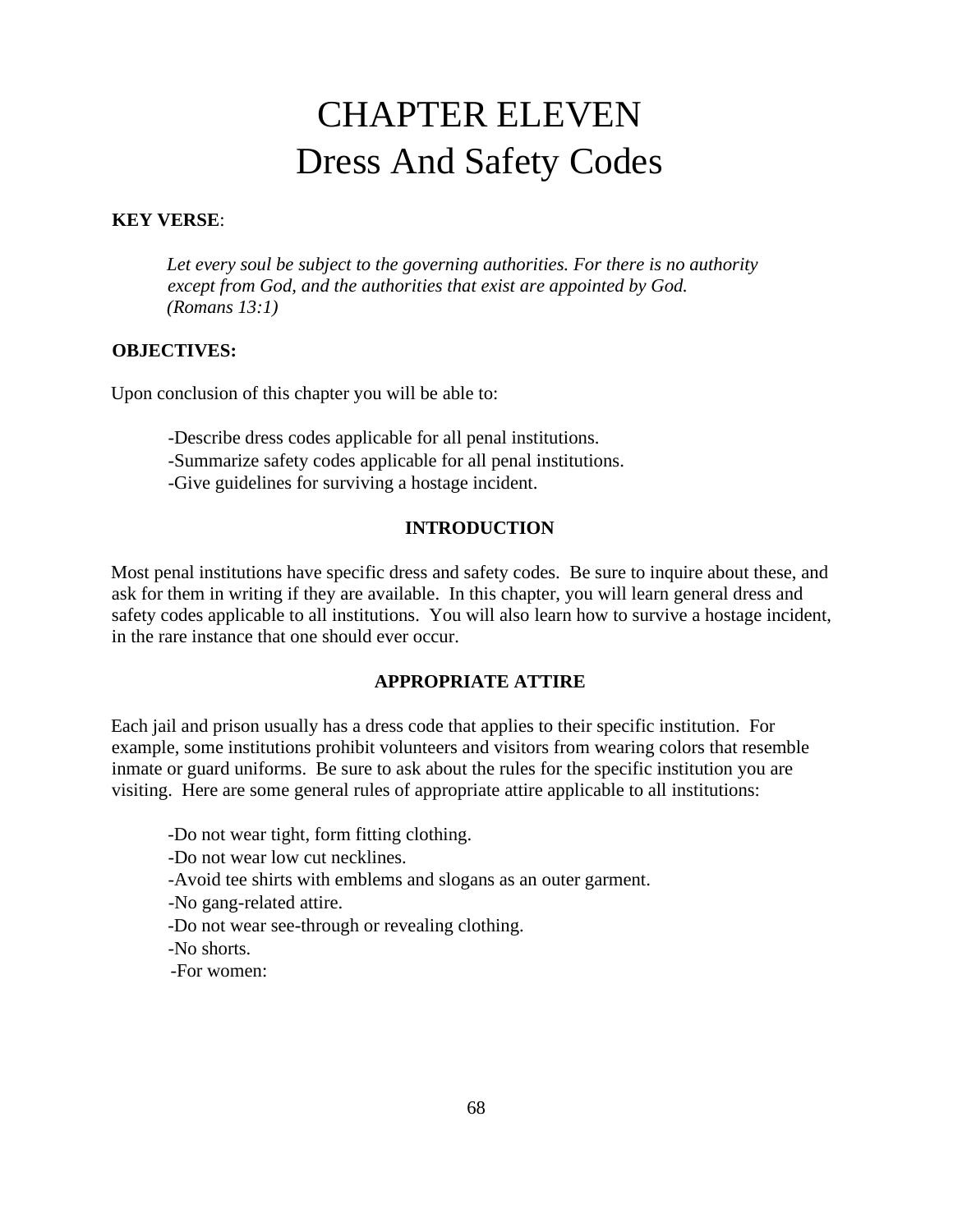# CHAPTER ELEVEN
# Dress And Safety Codes

**KEY VERSE**:

> *Let every soul be subject to the governing authorities. For there is no authority except from God, and the authorities that exist are appointed by God. (Romans 13:1)*

**OBJECTIVES:**

Upon conclusion of this chapter you will be able to:

- Describe dress codes applicable for all penal institutions.
- Summarize safety codes applicable for all penal institutions.
- Give guidelines for surviving a hostage incident.

### INTRODUCTION

Most penal institutions have specific dress and safety codes. Be sure to inquire about these, and ask for them in writing if they are available. In this chapter, you will learn general dress and safety codes applicable to all institutions. You will also learn how to survive a hostage incident, in the rare instance that one should ever occur.

### APPROPRIATE ATTIRE

Each jail and prison usually has a dress code that applies to their specific institution. For example, some institutions prohibit volunteers and visitors from wearing colors that resemble inmate or guard uniforms. Be sure to ask about the rules for the specific institution you are visiting. Here are some general rules of appropriate attire applicable to all institutions:

- Do not wear tight, form fitting clothing.
- Do not wear low cut necklines.
- Avoid tee shirts with emblems and slogans as an outer garment.
- No gang-related attire.
- Do not wear see-through or revealing clothing.
- No shorts.
- For women: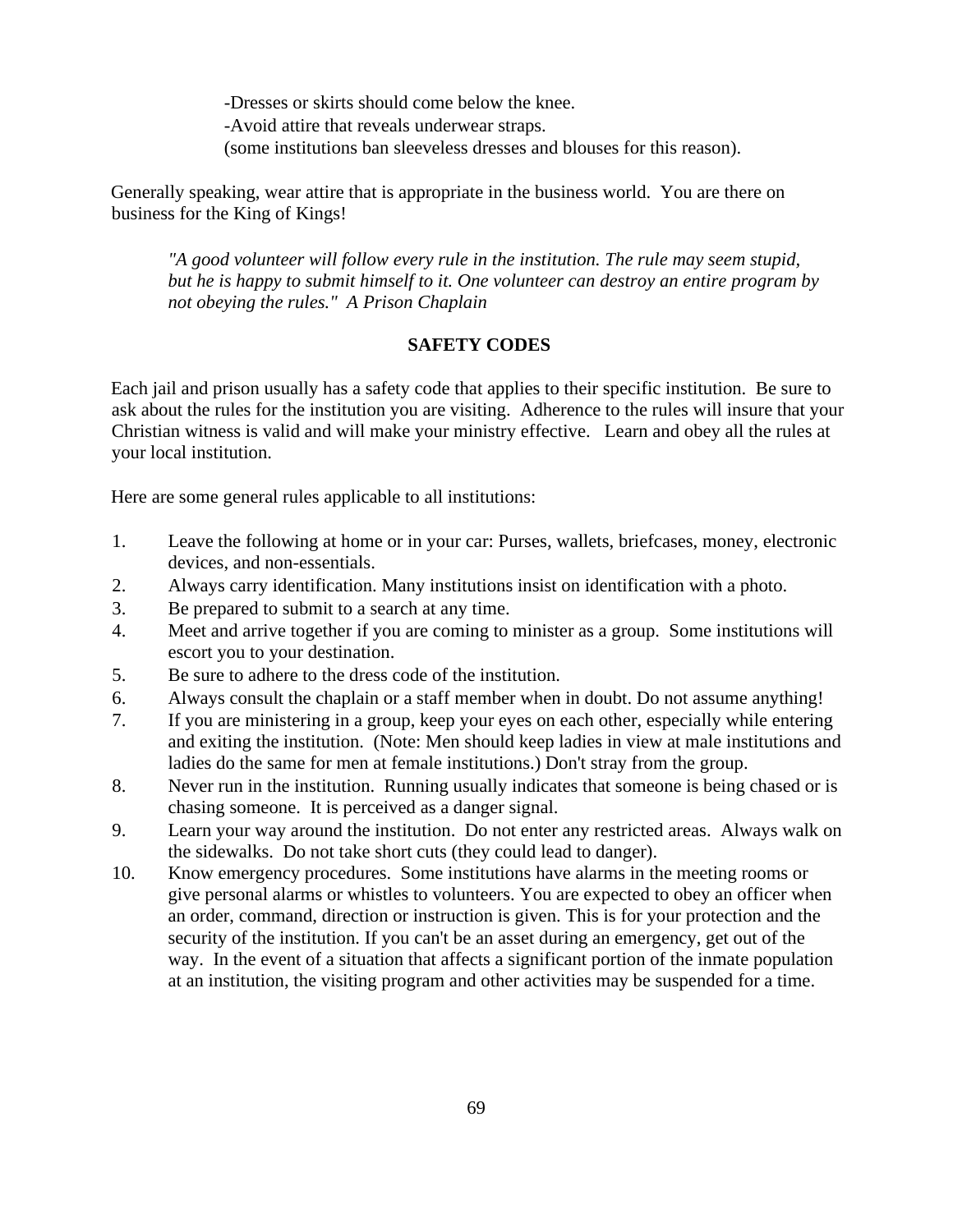-Dresses or skirts should come below the knee.
-Avoid attire that reveals underwear straps.
(some institutions ban sleeveless dresses and blouses for this reason).

Generally speaking, wear attire that is appropriate in the business world. You are there on business for the King of Kings!

> *"A good volunteer will follow every rule in the institution. The rule may seem stupid, but he is happy to submit himself to it. One volunteer can destroy an entire program by not obeying the rules." A Prison Chaplain*

## SAFETY CODES

Each jail and prison usually has a safety code that applies to their specific institution. Be sure to ask about the rules for the institution you are visiting. Adherence to the rules will insure that your Christian witness is valid and will make your ministry effective. Learn and obey all the rules at your local institution.

Here are some general rules applicable to all institutions:

1. Leave the following at home or in your car: Purses, wallets, briefcases, money, electronic devices, and non-essentials.
2. Always carry identification. Many institutions insist on identification with a photo.
3. Be prepared to submit to a search at any time.
4. Meet and arrive together if you are coming to minister as a group. Some institutions will escort you to your destination.
5. Be sure to adhere to the dress code of the institution.
6. Always consult the chaplain or a staff member when in doubt. Do not assume anything!
7. If you are ministering in a group, keep your eyes on each other, especially while entering and exiting the institution. (Note: Men should keep ladies in view at male institutions and ladies do the same for men at female institutions.) Don't stray from the group.
8. Never run in the institution. Running usually indicates that someone is being chased or is chasing someone. It is perceived as a danger signal.
9. Learn your way around the institution. Do not enter any restricted areas. Always walk on the sidewalks. Do not take short cuts (they could lead to danger).
10. Know emergency procedures. Some institutions have alarms in the meeting rooms or give personal alarms or whistles to volunteers. You are expected to obey an officer when an order, command, direction or instruction is given. This is for your protection and the security of the institution. If you can't be an asset during an emergency, get out of the way. In the event of a situation that affects a significant portion of the inmate population at an institution, the visiting program and other activities may be suspended for a time.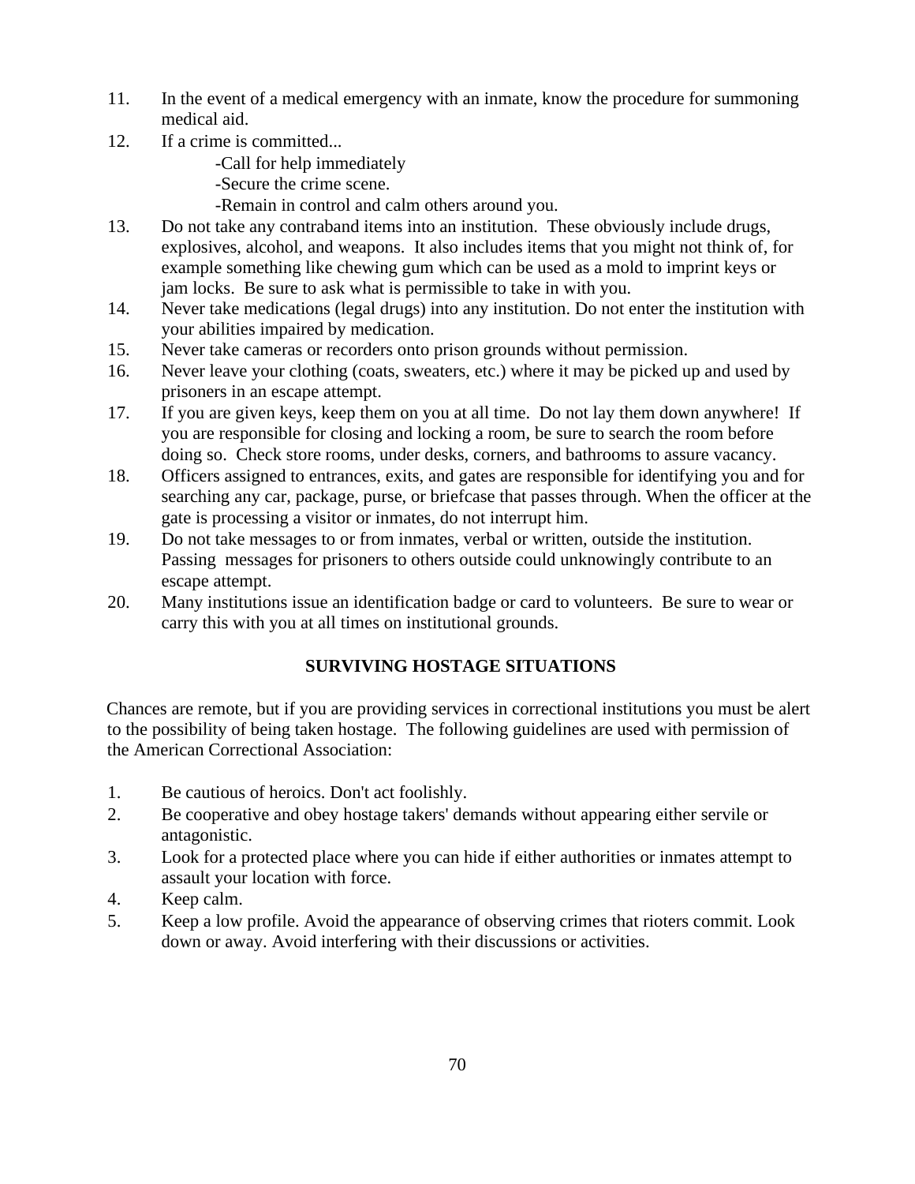11. In the event of a medical emergency with an inmate, know the procedure for summoning medical aid.
12. If a crime is committed...
    - -Call for help immediately
    - -Secure the crime scene.
    - -Remain in control and calm others around you.
13. Do not take any contraband items into an institution. These obviously include drugs, explosives, alcohol, and weapons. It also includes items that you might not think of, for example something like chewing gum which can be used as a mold to imprint keys or jam locks. Be sure to ask what is permissible to take in with you.
14. Never take medications (legal drugs) into any institution. Do not enter the institution with your abilities impaired by medication.
15. Never take cameras or recorders onto prison grounds without permission.
16. Never leave your clothing (coats, sweaters, etc.) where it may be picked up and used by prisoners in an escape attempt.
17. If you are given keys, keep them on you at all time. Do not lay them down anywhere! If you are responsible for closing and locking a room, be sure to search the room before doing so. Check store rooms, under desks, corners, and bathrooms to assure vacancy.
18. Officers assigned to entrances, exits, and gates are responsible for identifying you and for searching any car, package, purse, or briefcase that passes through. When the officer at the gate is processing a visitor or inmates, do not interrupt him.
19. Do not take messages to or from inmates, verbal or written, outside the institution. Passing messages for prisoners to others outside could unknowingly contribute to an escape attempt.
20. Many institutions issue an identification badge or card to volunteers. Be sure to wear or carry this with you at all times on institutional grounds.

## SURVIVING HOSTAGE SITUATIONS

Chances are remote, but if you are providing services in correctional institutions you must be alert to the possibility of being taken hostage. The following guidelines are used with permission of the American Correctional Association:

1. Be cautious of heroics. Don't act foolishly.
2. Be cooperative and obey hostage takers' demands without appearing either servile or antagonistic.
3. Look for a protected place where you can hide if either authorities or inmates attempt to assault your location with force.
4. Keep calm.
5. Keep a low profile. Avoid the appearance of observing crimes that rioters commit. Look down or away. Avoid interfering with their discussions or activities.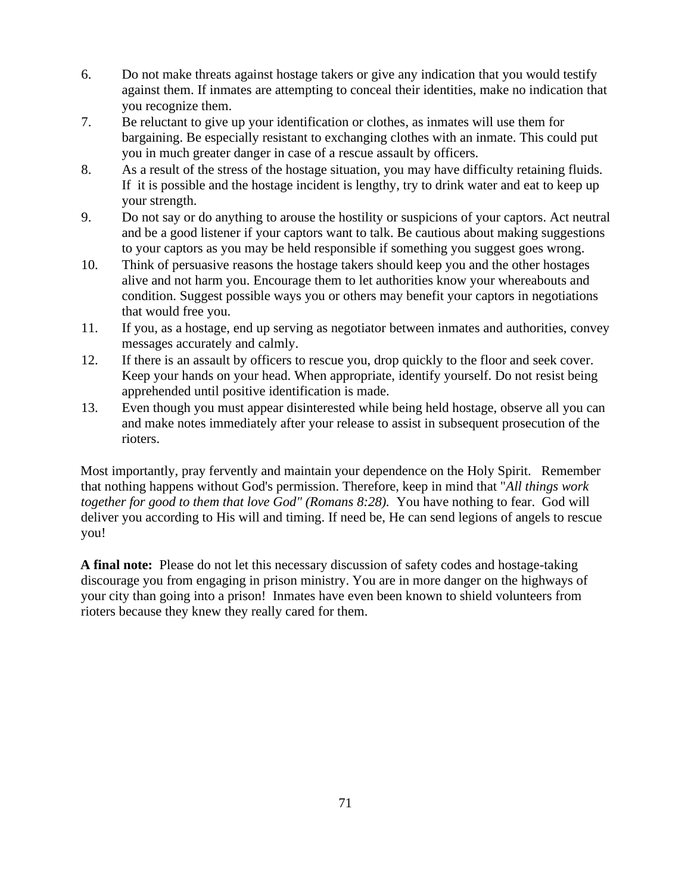6. Do not make threats against hostage takers or give any indication that you would testify against them. If inmates are attempting to conceal their identities, make no indication that you recognize them.
7. Be reluctant to give up your identification or clothes, as inmates will use them for bargaining. Be especially resistant to exchanging clothes with an inmate. This could put you in much greater danger in case of a rescue assault by officers.
8. As a result of the stress of the hostage situation, you may have difficulty retaining fluids. If it is possible and the hostage incident is lengthy, try to drink water and eat to keep up your strength.
9. Do not say or do anything to arouse the hostility or suspicions of your captors. Act neutral and be a good listener if your captors want to talk. Be cautious about making suggestions to your captors as you may be held responsible if something you suggest goes wrong.
10. Think of persuasive reasons the hostage takers should keep you and the other hostages alive and not harm you. Encourage them to let authorities know your whereabouts and condition. Suggest possible ways you or others may benefit your captors in negotiations that would free you.
11. If you, as a hostage, end up serving as negotiator between inmates and authorities, convey messages accurately and calmly.
12. If there is an assault by officers to rescue you, drop quickly to the floor and seek cover. Keep your hands on your head. When appropriate, identify yourself. Do not resist being apprehended until positive identification is made.
13. Even though you must appear disinterested while being held hostage, observe all you can and make notes immediately after your release to assist in subsequent prosecution of the rioters.

Most importantly, pray fervently and maintain your dependence on the Holy Spirit. Remember that nothing happens without God's permission. Therefore, keep in mind that "*All things work together for good to them that love God" (Romans 8:28).* You have nothing to fear. God will deliver you according to His will and timing. If need be, He can send legions of angels to rescue you!

**A final note:** Please do not let this necessary discussion of safety codes and hostage-taking discourage you from engaging in prison ministry. You are in more danger on the highways of your city than going into a prison! Inmates have even been known to shield volunteers from rioters because they knew they really cared for them.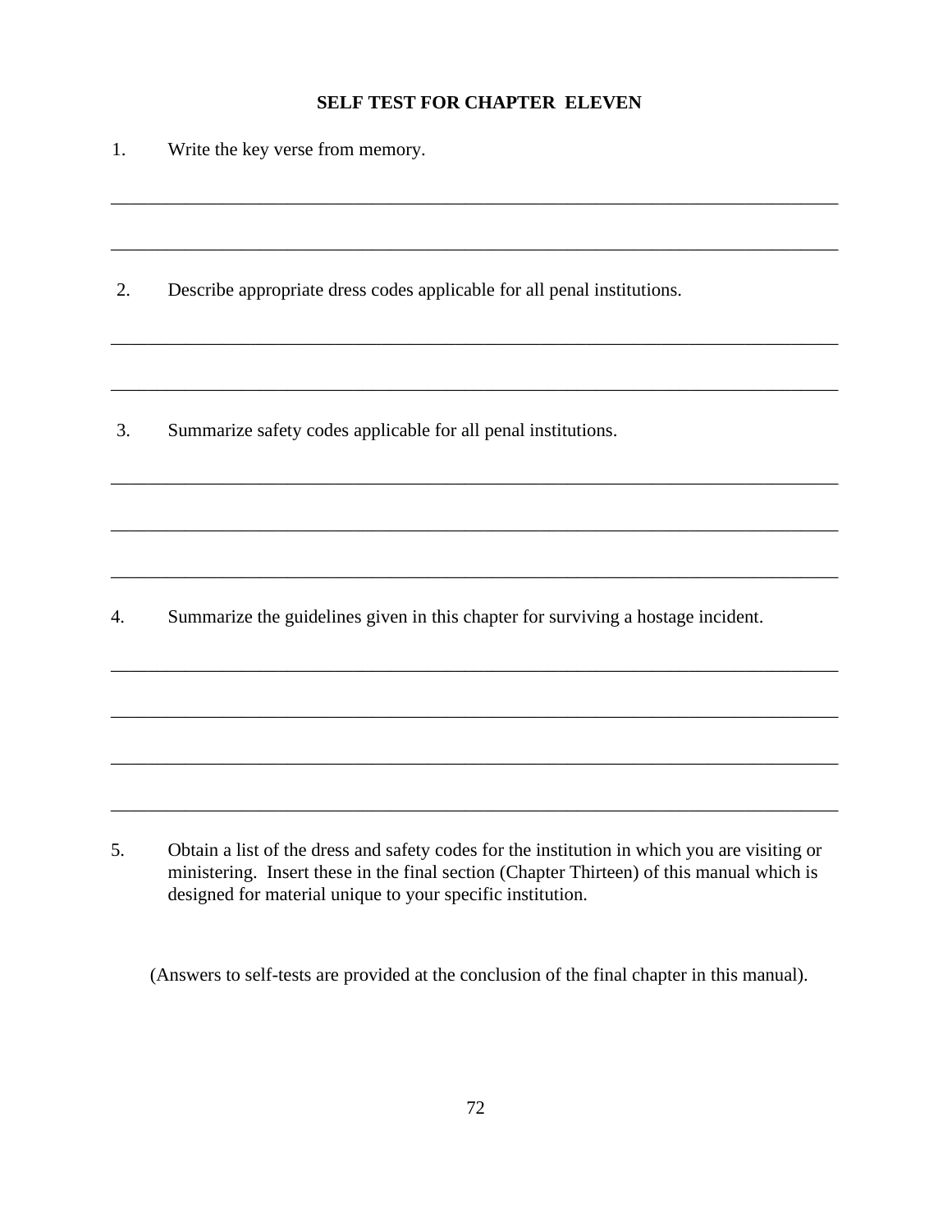## SELF TEST FOR CHAPTER ELEVEN

1. Write the key verse from memory.

_______________________________________________________________________________

_______________________________________________________________________________

2. Describe appropriate dress codes applicable for all penal institutions.

_______________________________________________________________________________

_______________________________________________________________________________

3. Summarize safety codes applicable for all penal institutions.

_______________________________________________________________________________

_______________________________________________________________________________

_______________________________________________________________________________

4. Summarize the guidelines given in this chapter for surviving a hostage incident.

_______________________________________________________________________________

_______________________________________________________________________________

_______________________________________________________________________________

_______________________________________________________________________________

5. Obtain a list of the dress and safety codes for the institution in which you are visiting or ministering. Insert these in the final section (Chapter Thirteen) of this manual which is designed for material unique to your specific institution.

(Answers to self-tests are provided at the conclusion of the final chapter in this manual).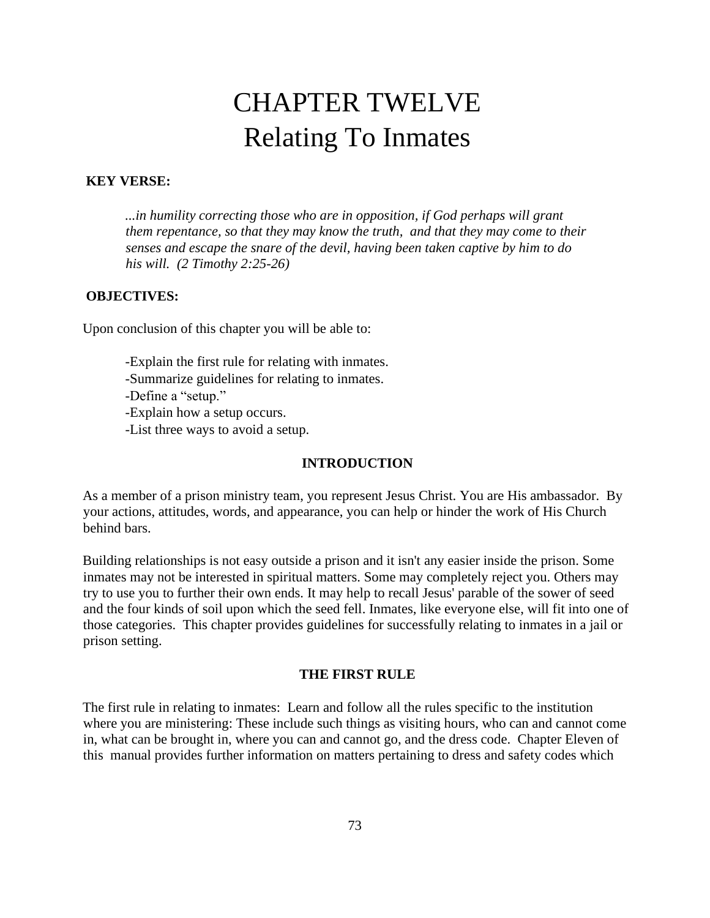# CHAPTER TWELVE
# Relating To Inmates

**KEY VERSE:**

> *...in humility correcting those who are in opposition, if God perhaps will grant them repentance, so that they may know the truth, and that they may come to their senses and escape the snare of the devil, having been taken captive by him to do his will. (2 Timothy 2:25-26)*

**OBJECTIVES:**

Upon conclusion of this chapter you will be able to:

- -Explain the first rule for relating with inmates.
- -Summarize guidelines for relating to inmates.
- -Define a "setup."
- -Explain how a setup occurs.
- -List three ways to avoid a setup.

## INTRODUCTION

As a member of a prison ministry team, you represent Jesus Christ. You are His ambassador. By your actions, attitudes, words, and appearance, you can help or hinder the work of His Church behind bars.

Building relationships is not easy outside a prison and it isn't any easier inside the prison. Some inmates may not be interested in spiritual matters. Some may completely reject you. Others may try to use you to further their own ends. It may help to recall Jesus' parable of the sower of seed and the four kinds of soil upon which the seed fell. Inmates, like everyone else, will fit into one of those categories. This chapter provides guidelines for successfully relating to inmates in a jail or prison setting.

## THE FIRST RULE

The first rule in relating to inmates: Learn and follow all the rules specific to the institution where you are ministering: These include such things as visiting hours, who can and cannot come in, what can be brought in, where you can and cannot go, and the dress code. Chapter Eleven of this manual provides further information on matters pertaining to dress and safety codes which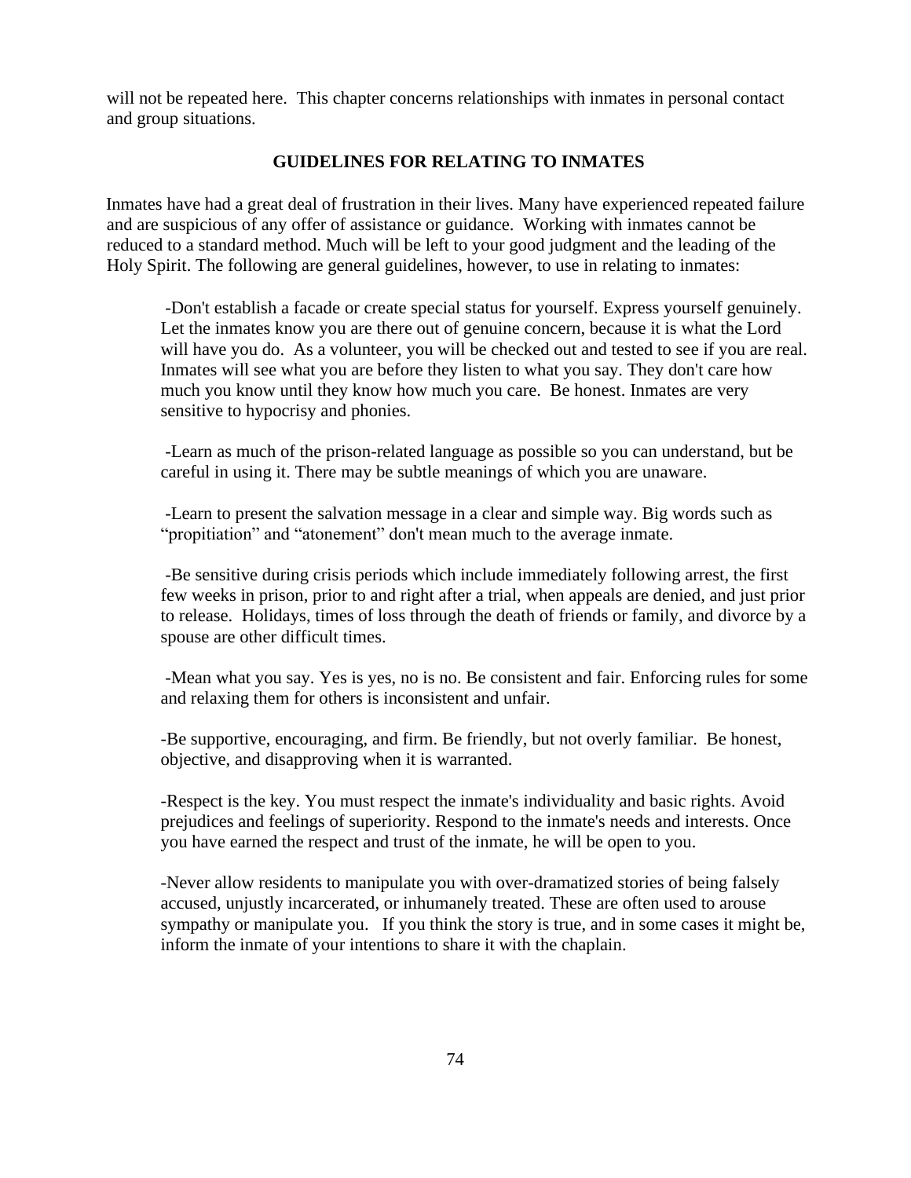will not be repeated here. This chapter concerns relationships with inmates in personal contact and group situations.

## GUIDELINES FOR RELATING TO INMATES

Inmates have had a great deal of frustration in their lives. Many have experienced repeated failure and are suspicious of any offer of assistance or guidance. Working with inmates cannot be reduced to a standard method. Much will be left to your good judgment and the leading of the Holy Spirit. The following are general guidelines, however, to use in relating to inmates:

-Don't establish a facade or create special status for yourself. Express yourself genuinely. Let the inmates know you are there out of genuine concern, because it is what the Lord will have you do. As a volunteer, you will be checked out and tested to see if you are real. Inmates will see what you are before they listen to what you say. They don't care how much you know until they know how much you care. Be honest. Inmates are very sensitive to hypocrisy and phonies.

-Learn as much of the prison-related language as possible so you can understand, but be careful in using it. There may be subtle meanings of which you are unaware.

-Learn to present the salvation message in a clear and simple way. Big words such as "propitiation" and "atonement" don't mean much to the average inmate.

-Be sensitive during crisis periods which include immediately following arrest, the first few weeks in prison, prior to and right after a trial, when appeals are denied, and just prior to release. Holidays, times of loss through the death of friends or family, and divorce by a spouse are other difficult times.

-Mean what you say. Yes is yes, no is no. Be consistent and fair. Enforcing rules for some and relaxing them for others is inconsistent and unfair.

-Be supportive, encouraging, and firm. Be friendly, but not overly familiar. Be honest, objective, and disapproving when it is warranted.

-Respect is the key. You must respect the inmate's individuality and basic rights. Avoid prejudices and feelings of superiority. Respond to the inmate's needs and interests. Once you have earned the respect and trust of the inmate, he will be open to you.

-Never allow residents to manipulate you with over-dramatized stories of being falsely accused, unjustly incarcerated, or inhumanely treated. These are often used to arouse sympathy or manipulate you. If you think the story is true, and in some cases it might be, inform the inmate of your intentions to share it with the chaplain.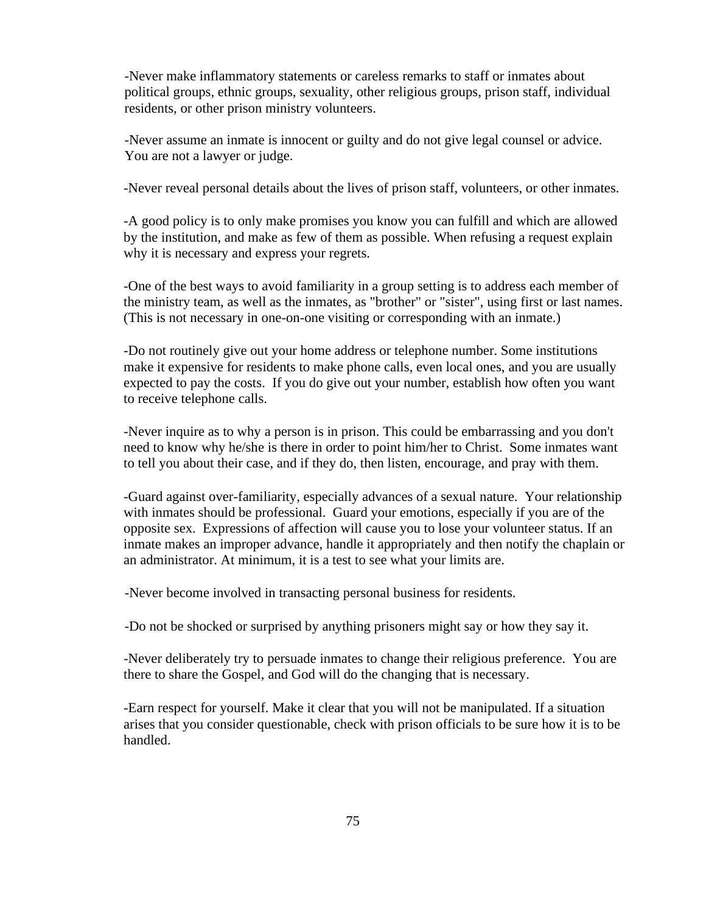-Never make inflammatory statements or careless remarks to staff or inmates about political groups, ethnic groups, sexuality, other religious groups, prison staff, individual residents, or other prison ministry volunteers.

-Never assume an inmate is innocent or guilty and do not give legal counsel or advice. You are not a lawyer or judge.

-Never reveal personal details about the lives of prison staff, volunteers, or other inmates.

-A good policy is to only make promises you know you can fulfill and which are allowed by the institution, and make as few of them as possible. When refusing a request explain why it is necessary and express your regrets.

-One of the best ways to avoid familiarity in a group setting is to address each member of the ministry team, as well as the inmates, as "brother" or "sister", using first or last names. (This is not necessary in one-on-one visiting or corresponding with an inmate.)

-Do not routinely give out your home address or telephone number. Some institutions make it expensive for residents to make phone calls, even local ones, and you are usually expected to pay the costs. If you do give out your number, establish how often you want to receive telephone calls.

-Never inquire as to why a person is in prison. This could be embarrassing and you don't need to know why he/she is there in order to point him/her to Christ. Some inmates want to tell you about their case, and if they do, then listen, encourage, and pray with them.

-Guard against over-familiarity, especially advances of a sexual nature. Your relationship with inmates should be professional. Guard your emotions, especially if you are of the opposite sex. Expressions of affection will cause you to lose your volunteer status. If an inmate makes an improper advance, handle it appropriately and then notify the chaplain or an administrator. At minimum, it is a test to see what your limits are.

-Never become involved in transacting personal business for residents.

-Do not be shocked or surprised by anything prisoners might say or how they say it.

-Never deliberately try to persuade inmates to change their religious preference. You are there to share the Gospel, and God will do the changing that is necessary.

-Earn respect for yourself. Make it clear that you will not be manipulated. If a situation arises that you consider questionable, check with prison officials to be sure how it is to be handled.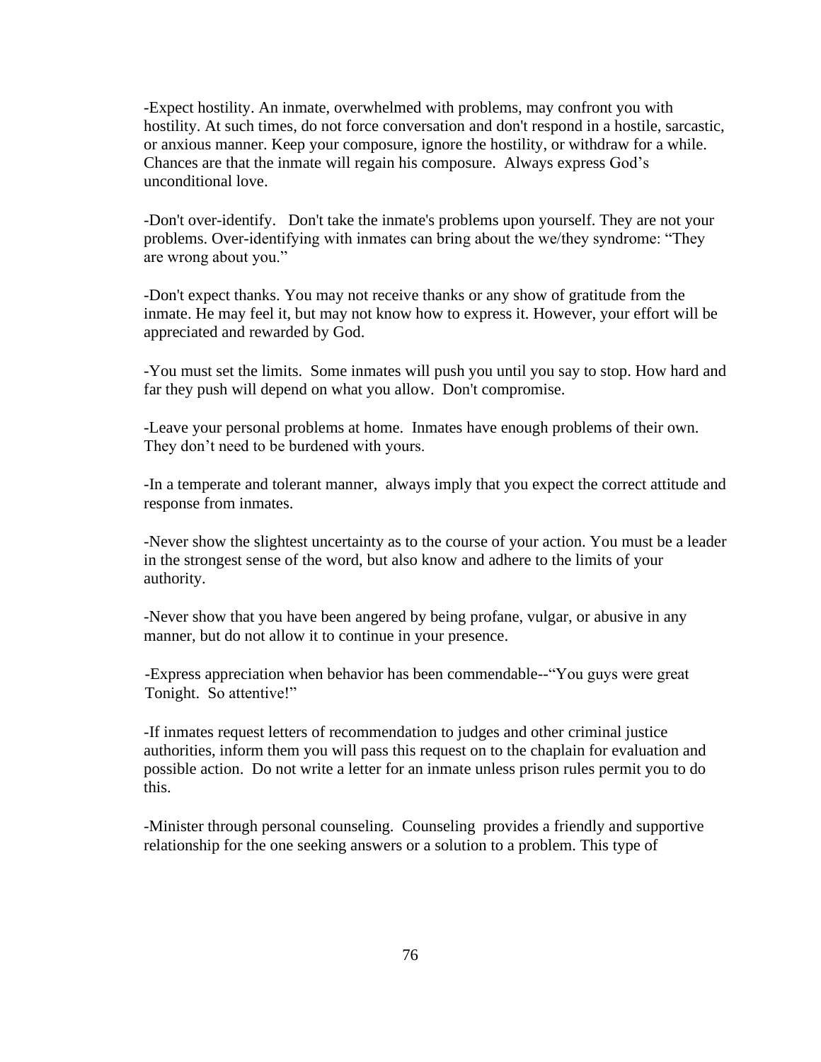-Expect hostility. An inmate, overwhelmed with problems, may confront you with hostility. At such times, do not force conversation and don't respond in a hostile, sarcastic, or anxious manner. Keep your composure, ignore the hostility, or withdraw for a while. Chances are that the inmate will regain his composure. Always express God's unconditional love.

-Don't over-identify. Don't take the inmate's problems upon yourself. They are not your problems. Over-identifying with inmates can bring about the we/they syndrome: "They are wrong about you."

-Don't expect thanks. You may not receive thanks or any show of gratitude from the inmate. He may feel it, but may not know how to express it. However, your effort will be appreciated and rewarded by God.

-You must set the limits. Some inmates will push you until you say to stop. How hard and far they push will depend on what you allow. Don't compromise.

-Leave your personal problems at home. Inmates have enough problems of their own. They don't need to be burdened with yours.

-In a temperate and tolerant manner, always imply that you expect the correct attitude and response from inmates.

-Never show the slightest uncertainty as to the course of your action. You must be a leader in the strongest sense of the word, but also know and adhere to the limits of your authority.

-Never show that you have been angered by being profane, vulgar, or abusive in any manner, but do not allow it to continue in your presence.

-Express appreciation when behavior has been commendable--"You guys were great Tonight. So attentive!"

-If inmates request letters of recommendation to judges and other criminal justice authorities, inform them you will pass this request on to the chaplain for evaluation and possible action. Do not write a letter for an inmate unless prison rules permit you to do this.

-Minister through personal counseling. Counseling provides a friendly and supportive relationship for the one seeking answers or a solution to a problem. This type of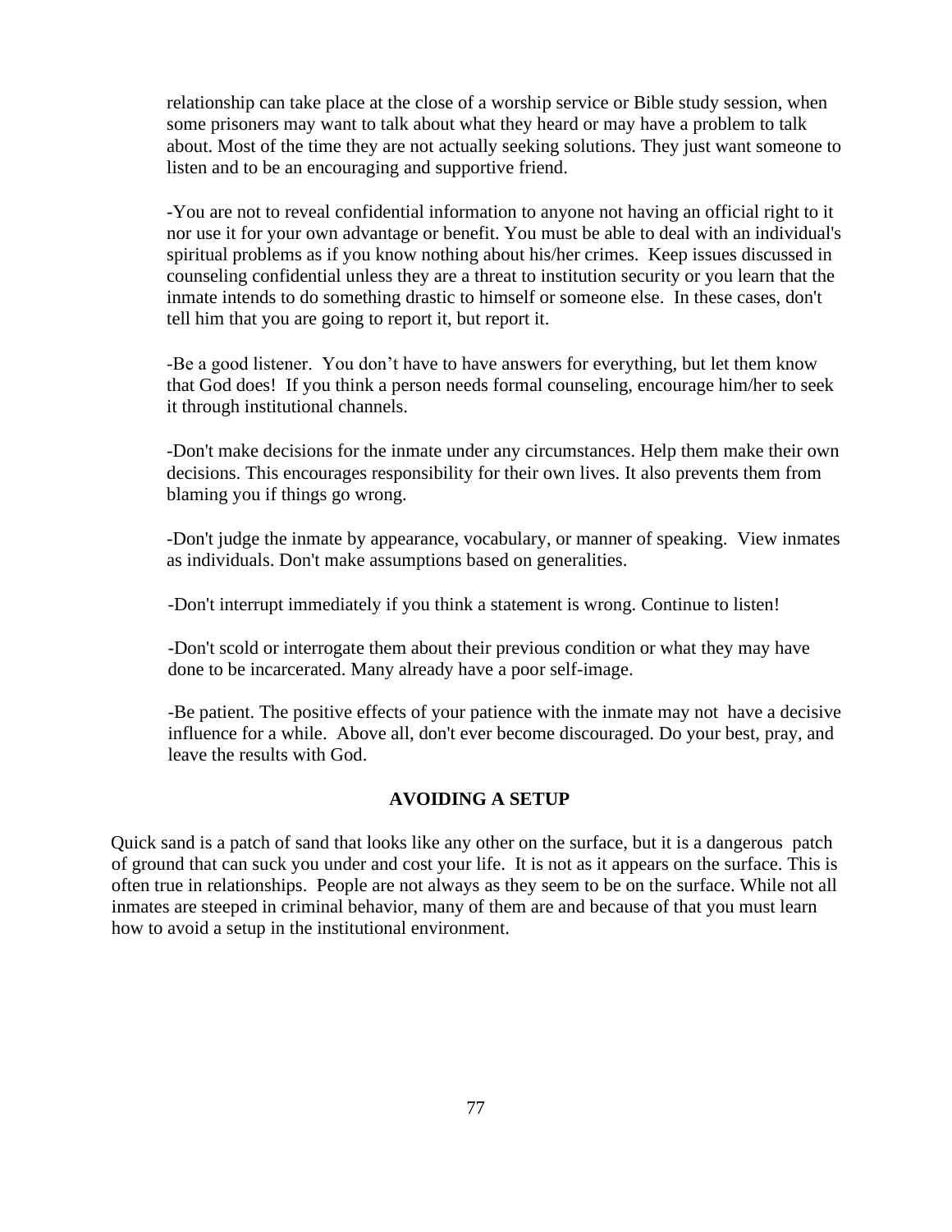relationship can take place at the close of a worship service or Bible study session, when some prisoners may want to talk about what they heard or may have a problem to talk about. Most of the time they are not actually seeking solutions. They just want someone to listen and to be an encouraging and supportive friend.

-You are not to reveal confidential information to anyone not having an official right to it nor use it for your own advantage or benefit. You must be able to deal with an individual's spiritual problems as if you know nothing about his/her crimes. Keep issues discussed in counseling confidential unless they are a threat to institution security or you learn that the inmate intends to do something drastic to himself or someone else. In these cases, don't tell him that you are going to report it, but report it.

-Be a good listener. You don't have to have answers for everything, but let them know that God does! If you think a person needs formal counseling, encourage him/her to seek it through institutional channels.

-Don't make decisions for the inmate under any circumstances. Help them make their own decisions. This encourages responsibility for their own lives. It also prevents them from blaming you if things go wrong.

-Don't judge the inmate by appearance, vocabulary, or manner of speaking. View inmates as individuals. Don't make assumptions based on generalities.

-Don't interrupt immediately if you think a statement is wrong. Continue to listen!

-Don't scold or interrogate them about their previous condition or what they may have done to be incarcerated. Many already have a poor self-image.

-Be patient. The positive effects of your patience with the inmate may not have a decisive influence for a while. Above all, don't ever become discouraged. Do your best, pray, and leave the results with God.

## AVOIDING A SETUP

Quick sand is a patch of sand that looks like any other on the surface, but it is a dangerous patch of ground that can suck you under and cost your life. It is not as it appears on the surface. This is often true in relationships. People are not always as they seem to be on the surface. While not all inmates are steeped in criminal behavior, many of them are and because of that you must learn how to avoid a setup in the institutional environment.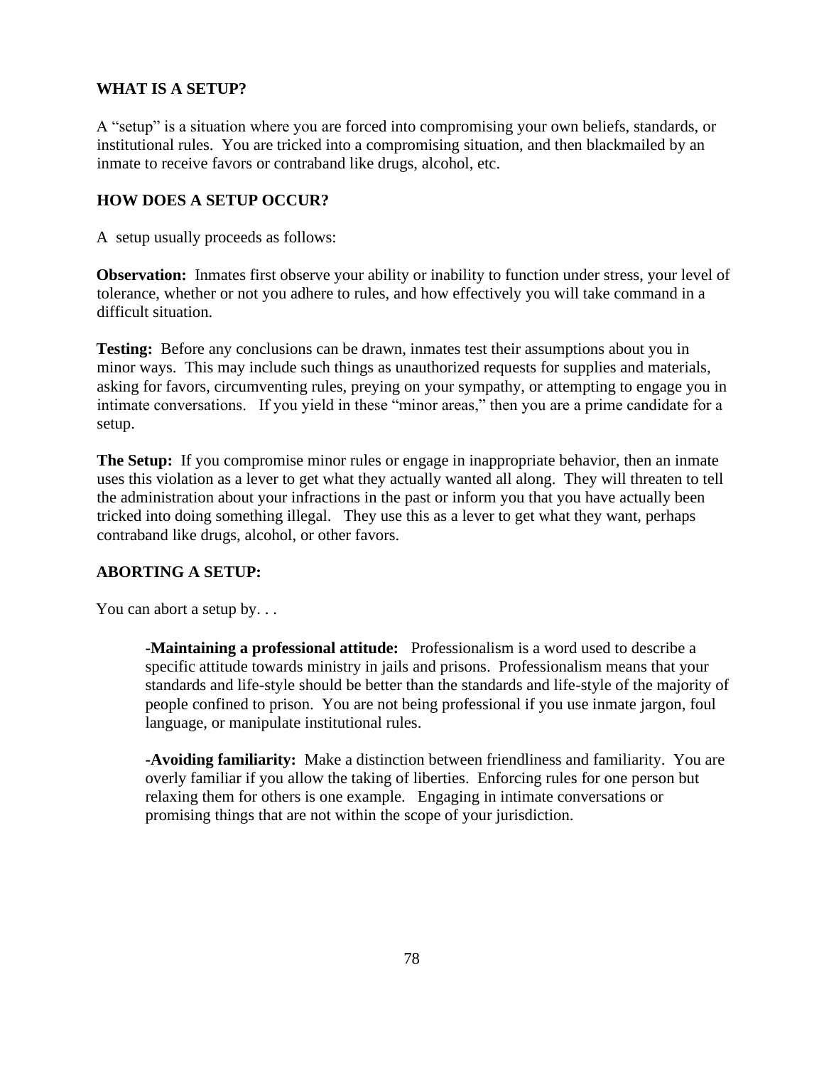## WHAT IS A SETUP?

A "setup" is a situation where you are forced into compromising your own beliefs, standards, or institutional rules. You are tricked into a compromising situation, and then blackmailed by an inmate to receive favors or contraband like drugs, alcohol, etc.

## HOW DOES A SETUP OCCUR?

A setup usually proceeds as follows:

**Observation:** Inmates first observe your ability or inability to function under stress, your level of tolerance, whether or not you adhere to rules, and how effectively you will take command in a difficult situation.

**Testing:** Before any conclusions can be drawn, inmates test their assumptions about you in minor ways. This may include such things as unauthorized requests for supplies and materials, asking for favors, circumventing rules, preying on your sympathy, or attempting to engage you in intimate conversations. If you yield in these "minor areas," then you are a prime candidate for a setup.

**The Setup:** If you compromise minor rules or engage in inappropriate behavior, then an inmate uses this violation as a lever to get what they actually wanted all along. They will threaten to tell the administration about your infractions in the past or inform you that you have actually been tricked into doing something illegal. They use this as a lever to get what they want, perhaps contraband like drugs, alcohol, or other favors.

## ABORTING A SETUP:

You can abort a setup by. . .

-**Maintaining a professional attitude:** Professionalism is a word used to describe a specific attitude towards ministry in jails and prisons. Professionalism means that your standards and life-style should be better than the standards and life-style of the majority of people confined to prison. You are not being professional if you use inmate jargon, foul language, or manipulate institutional rules.

-**Avoiding familiarity:** Make a distinction between friendliness and familiarity. You are overly familiar if you allow the taking of liberties. Enforcing rules for one person but relaxing them for others is one example. Engaging in intimate conversations or promising things that are not within the scope of your jurisdiction.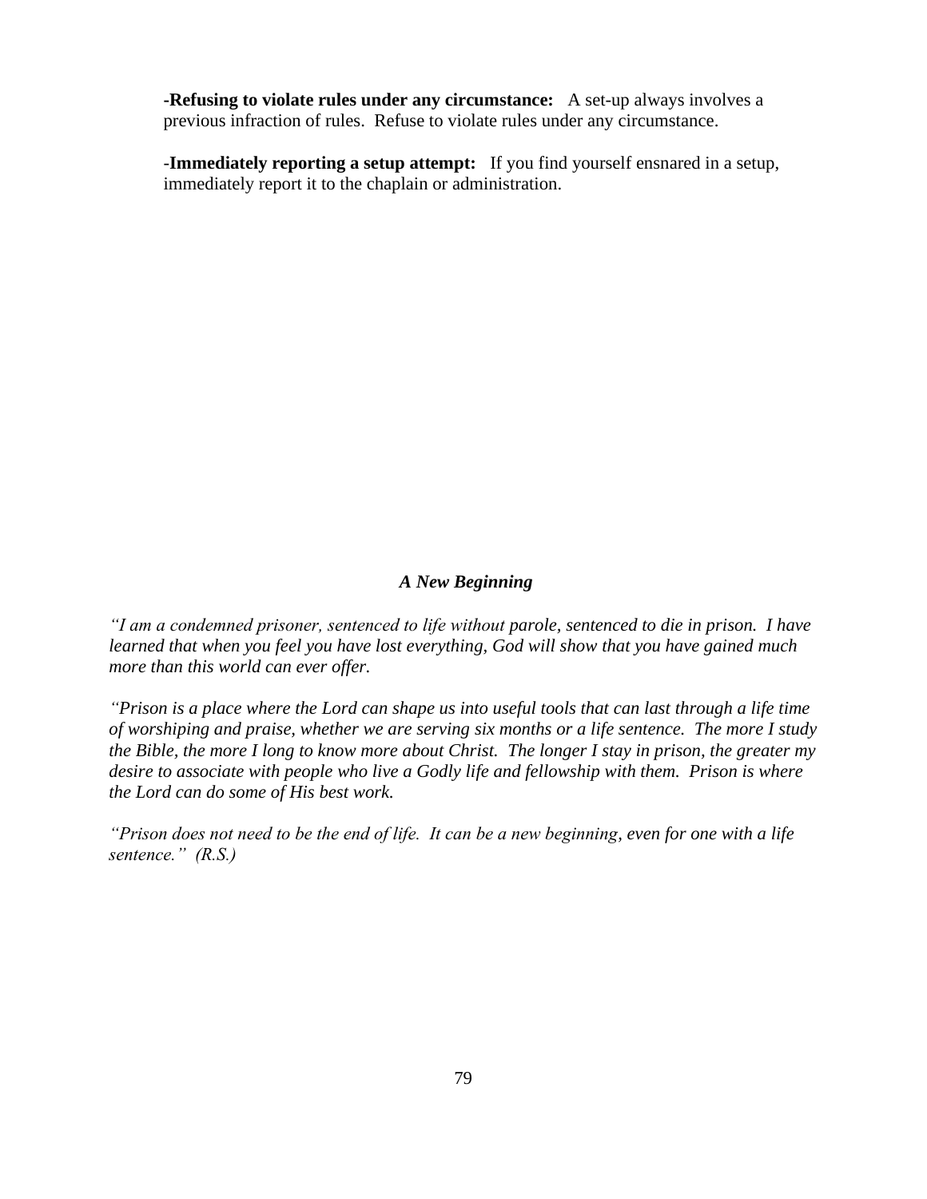-**Refusing to violate rules under any circumstance:** A set-up always involves a previous infraction of rules. Refuse to violate rules under any circumstance.

-**Immediately reporting a setup attempt:** If you find yourself ensnared in a setup, immediately report it to the chaplain or administration.

### *A New Beginning*

*"I am a condemned prisoner, sentenced to life without parole, sentenced to die in prison. I have learned that when you feel you have lost everything, God will show that you have gained much more than this world can ever offer.*

*"Prison is a place where the Lord can shape us into useful tools that can last through a life time of worshiping and praise, whether we are serving six months or a life sentence. The more I study the Bible, the more I long to know more about Christ. The longer I stay in prison, the greater my desire to associate with people who live a Godly life and fellowship with them. Prison is where the Lord can do some of His best work.*

*"Prison does not need to be the end of life. It can be a new beginning, even for one with a life sentence." (R.S.)*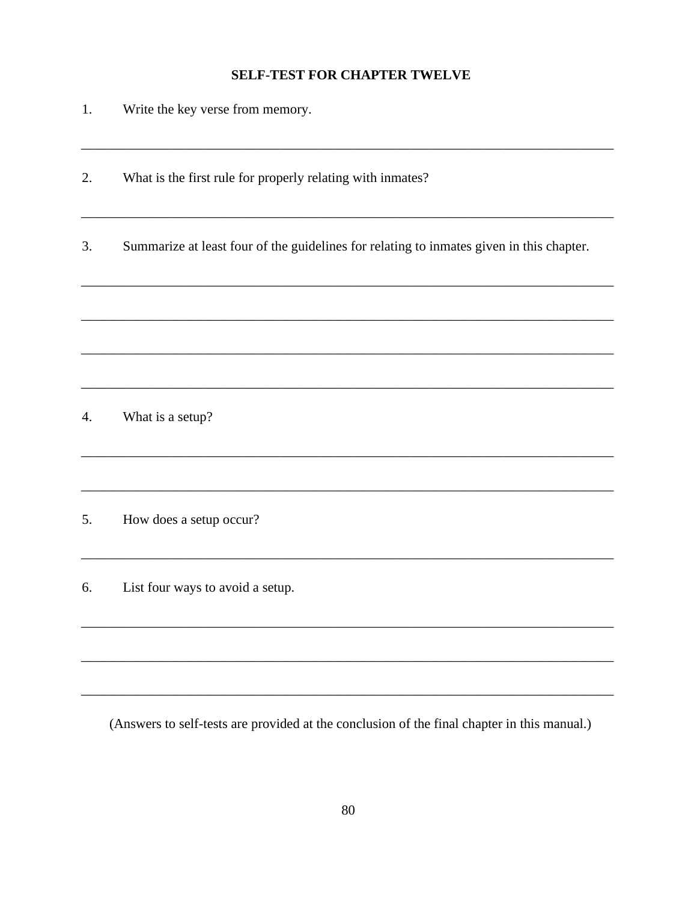## SELF-TEST FOR CHAPTER TWELVE

1. Write the key verse from memory.

_______________________________________________________________________________

2. What is the first rule for properly relating with inmates?

_______________________________________________________________________________

3. Summarize at least four of the guidelines for relating to inmates given in this chapter.

_______________________________________________________________________________

_______________________________________________________________________________

_______________________________________________________________________________

_______________________________________________________________________________

4. What is a setup?

_______________________________________________________________________________

_______________________________________________________________________________

5. How does a setup occur?

_______________________________________________________________________________

6. List four ways to avoid a setup.

_______________________________________________________________________________

_______________________________________________________________________________

_______________________________________________________________________________

(Answers to self-tests are provided at the conclusion of the final chapter in this manual.)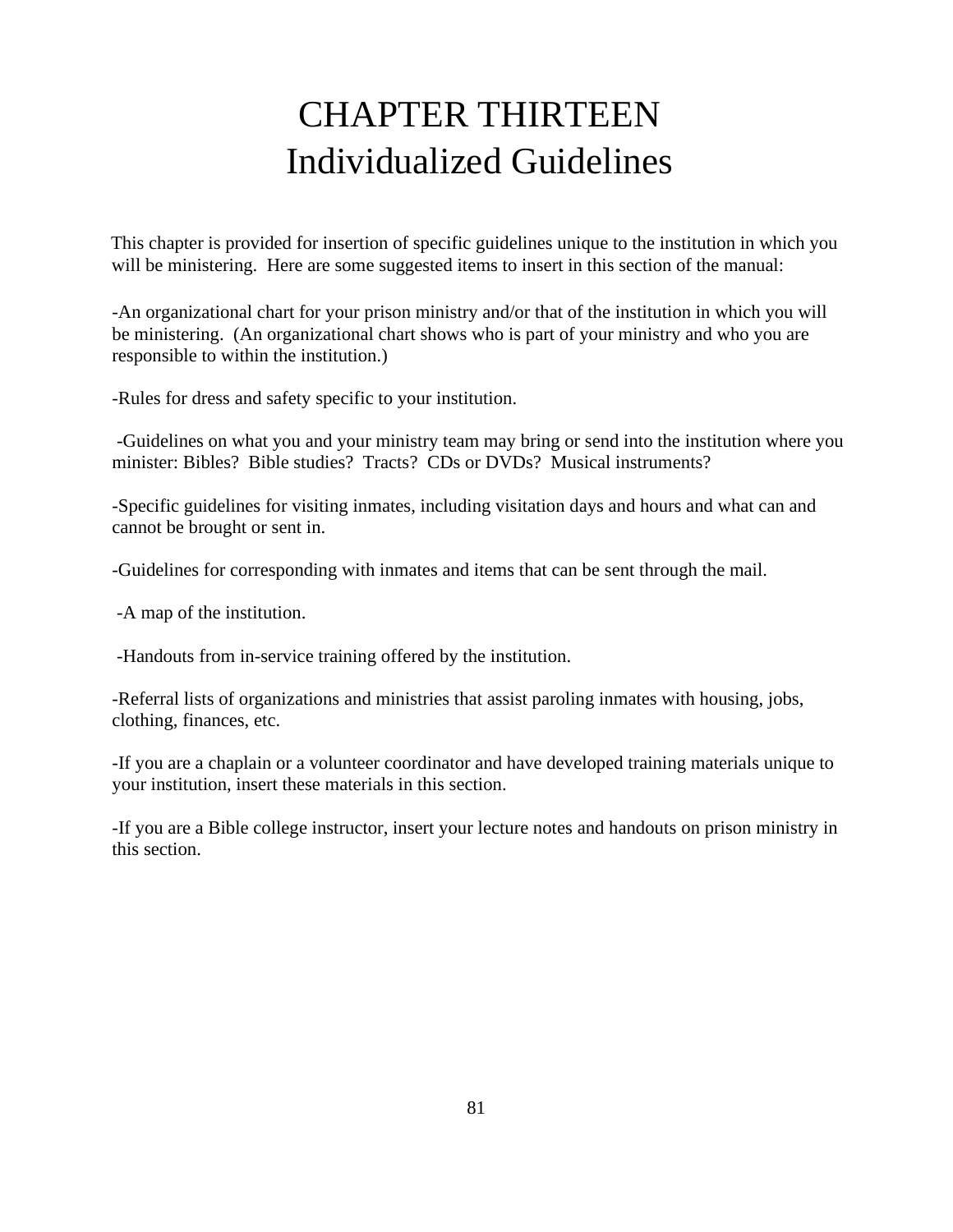# CHAPTER THIRTEEN
# Individualized Guidelines

This chapter is provided for insertion of specific guidelines unique to the institution in which you will be ministering. Here are some suggested items to insert in this section of the manual:

-An organizational chart for your prison ministry and/or that of the institution in which you will be ministering. (An organizational chart shows who is part of your ministry and who you are responsible to within the institution.)

-Rules for dress and safety specific to your institution.

-Guidelines on what you and your ministry team may bring or send into the institution where you minister: Bibles? Bible studies? Tracts? CDs or DVDs? Musical instruments?

-Specific guidelines for visiting inmates, including visitation days and hours and what can and cannot be brought or sent in.

-Guidelines for corresponding with inmates and items that can be sent through the mail.

-A map of the institution.

-Handouts from in-service training offered by the institution.

-Referral lists of organizations and ministries that assist paroling inmates with housing, jobs, clothing, finances, etc.

-If you are a chaplain or a volunteer coordinator and have developed training materials unique to your institution, insert these materials in this section.

-If you are a Bible college instructor, insert your lecture notes and handouts on prison ministry in this section.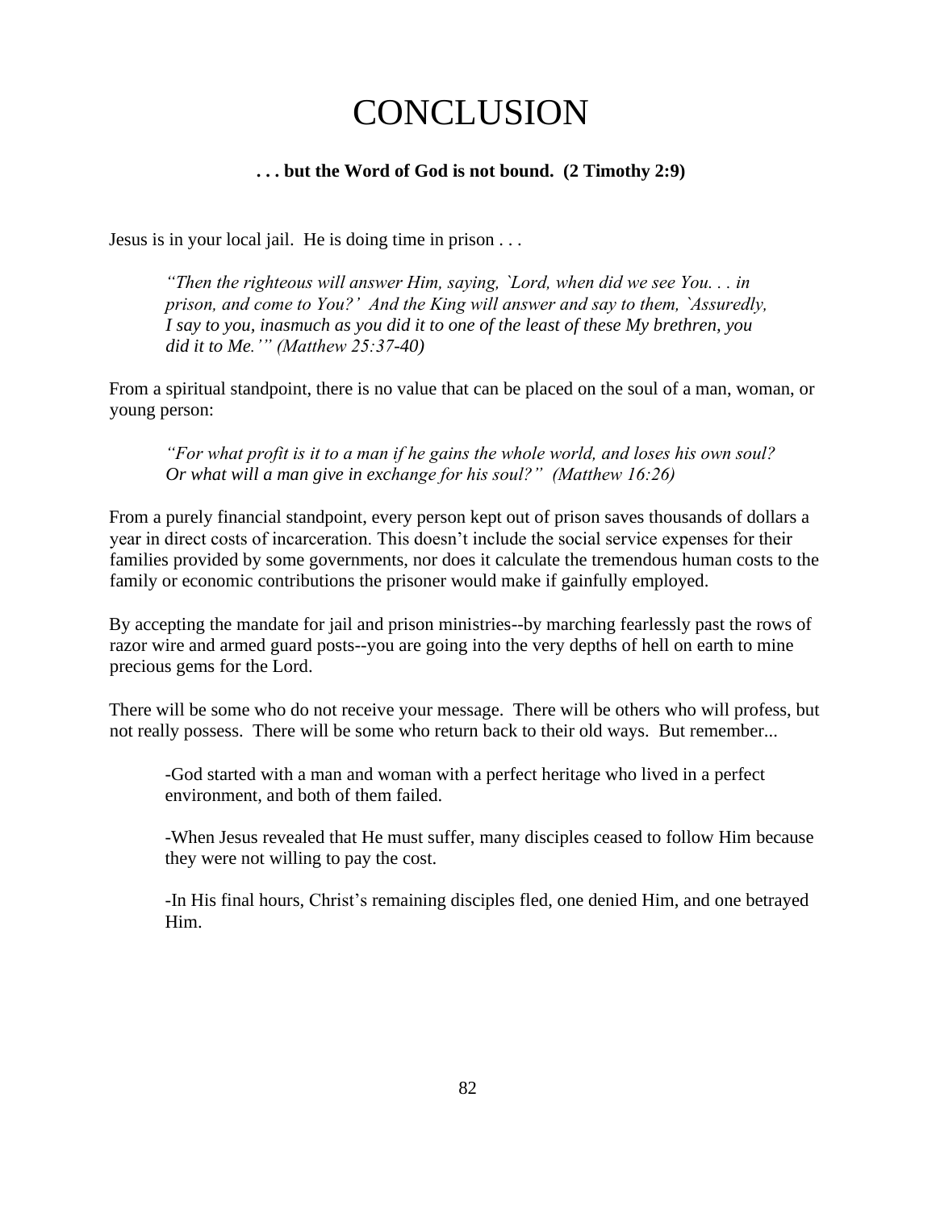# CONCLUSION

**. . . but the Word of God is not bound. (2 Timothy 2:9)**

Jesus is in your local jail. He is doing time in prison . . .

> *"Then the righteous will answer Him, saying, `Lord, when did we see You. . . in prison, and come to You?' And the King will answer and say to them, `Assuredly, I say to you, inasmuch as you did it to one of the least of these My brethren, you did it to Me.'" (Matthew 25:37-40)*

From a spiritual standpoint, there is no value that can be placed on the soul of a man, woman, or young person:

> *"For what profit is it to a man if he gains the whole world, and loses his own soul? Or what will a man give in exchange for his soul?" (Matthew 16:26)*

From a purely financial standpoint, every person kept out of prison saves thousands of dollars a year in direct costs of incarceration. This doesn't include the social service expenses for their families provided by some governments, nor does it calculate the tremendous human costs to the family or economic contributions the prisoner would make if gainfully employed.

By accepting the mandate for jail and prison ministries--by marching fearlessly past the rows of razor wire and armed guard posts--you are going into the very depths of hell on earth to mine precious gems for the Lord.

There will be some who do not receive your message. There will be others who will profess, but not really possess. There will be some who return back to their old ways. But remember...

-God started with a man and woman with a perfect heritage who lived in a perfect environment, and both of them failed.

-When Jesus revealed that He must suffer, many disciples ceased to follow Him because they were not willing to pay the cost.

-In His final hours, Christ's remaining disciples fled, one denied Him, and one betrayed Him.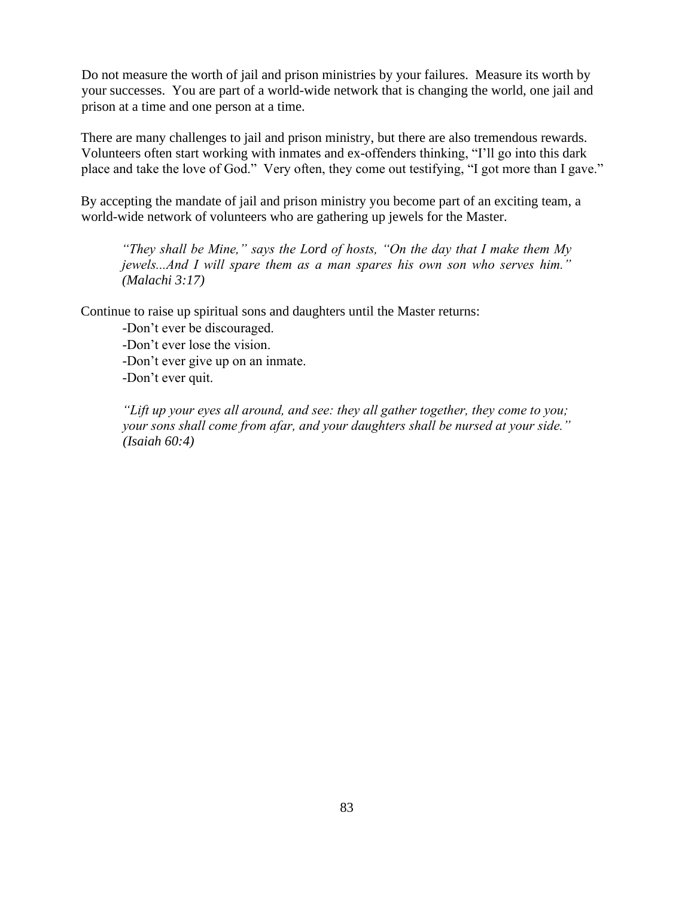Do not measure the worth of jail and prison ministries by your failures. Measure its worth by your successes. You are part of a world-wide network that is changing the world, one jail and prison at a time and one person at a time.

There are many challenges to jail and prison ministry, but there are also tremendous rewards. Volunteers often start working with inmates and ex-offenders thinking, "I'll go into this dark place and take the love of God." Very often, they come out testifying, "I got more than I gave."

By accepting the mandate of jail and prison ministry you become part of an exciting team, a world-wide network of volunteers who are gathering up jewels for the Master.

> *"They shall be Mine," says the Lord of hosts, "On the day that I make them My jewels...And I will spare them as a man spares his own son who serves him." (Malachi 3:17)*

Continue to raise up spiritual sons and daughters until the Master returns:

- Don't ever be discouraged.
- Don't ever lose the vision.
- Don't ever give up on an inmate.
- Don't ever quit.

> *"Lift up your eyes all around, and see: they all gather together, they come to you; your sons shall come from afar, and your daughters shall be nursed at your side." (Isaiah 60:4)*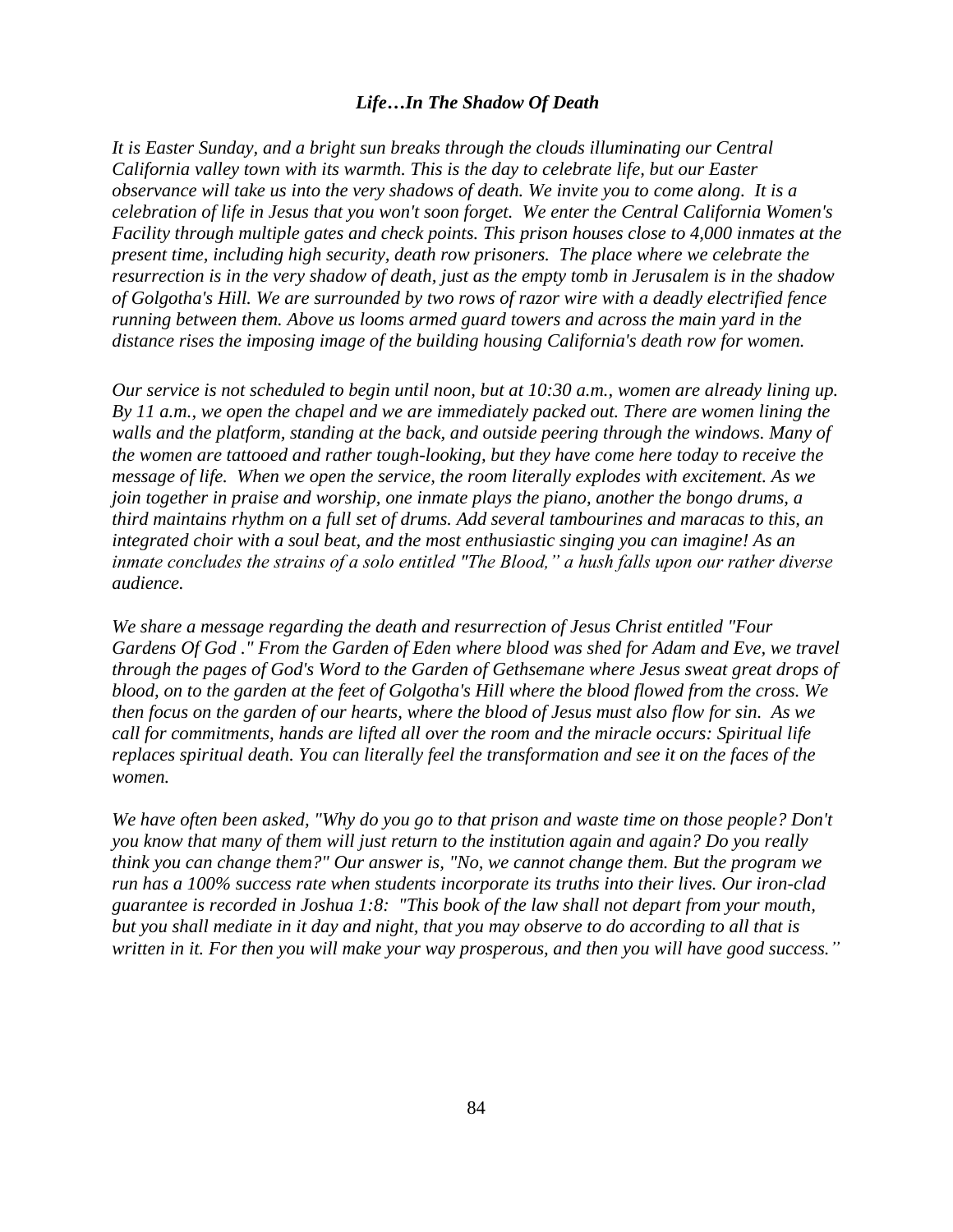### *Life…In The Shadow Of Death*

*It is Easter Sunday, and a bright sun breaks through the clouds illuminating our Central California valley town with its warmth. This is the day to celebrate life, but our Easter observance will take us into the very shadows of death. We invite you to come along. It is a celebration of life in Jesus that you won't soon forget. We enter the Central California Women's Facility through multiple gates and check points. This prison houses close to 4,000 inmates at the present time, including high security, death row prisoners. The place where we celebrate the resurrection is in the very shadow of death, just as the empty tomb in Jerusalem is in the shadow of Golgotha's Hill. We are surrounded by two rows of razor wire with a deadly electrified fence running between them. Above us looms armed guard towers and across the main yard in the distance rises the imposing image of the building housing California's death row for women.*

*Our service is not scheduled to begin until noon, but at 10:30 a.m., women are already lining up. By 11 a.m., we open the chapel and we are immediately packed out. There are women lining the walls and the platform, standing at the back, and outside peering through the windows. Many of the women are tattooed and rather tough-looking, but they have come here today to receive the message of life. When we open the service, the room literally explodes with excitement. As we join together in praise and worship, one inmate plays the piano, another the bongo drums, a third maintains rhythm on a full set of drums. Add several tambourines and maracas to this, an integrated choir with a soul beat, and the most enthusiastic singing you can imagine! As an inmate concludes the strains of a solo entitled "The Blood," a hush falls upon our rather diverse audience.*

*We share a message regarding the death and resurrection of Jesus Christ entitled "Four Gardens Of God ." From the Garden of Eden where blood was shed for Adam and Eve, we travel through the pages of God's Word to the Garden of Gethsemane where Jesus sweat great drops of blood, on to the garden at the feet of Golgotha's Hill where the blood flowed from the cross. We then focus on the garden of our hearts, where the blood of Jesus must also flow for sin. As we call for commitments, hands are lifted all over the room and the miracle occurs: Spiritual life replaces spiritual death. You can literally feel the transformation and see it on the faces of the women.*

*We have often been asked, "Why do you go to that prison and waste time on those people? Don't you know that many of them will just return to the institution again and again? Do you really think you can change them?" Our answer is, "No, we cannot change them. But the program we run has a 100% success rate when students incorporate its truths into their lives. Our iron-clad guarantee is recorded in Joshua 1:8: "This book of the law shall not depart from your mouth, but you shall mediate in it day and night, that you may observe to do according to all that is written in it. For then you will make your way prosperous, and then you will have good success."*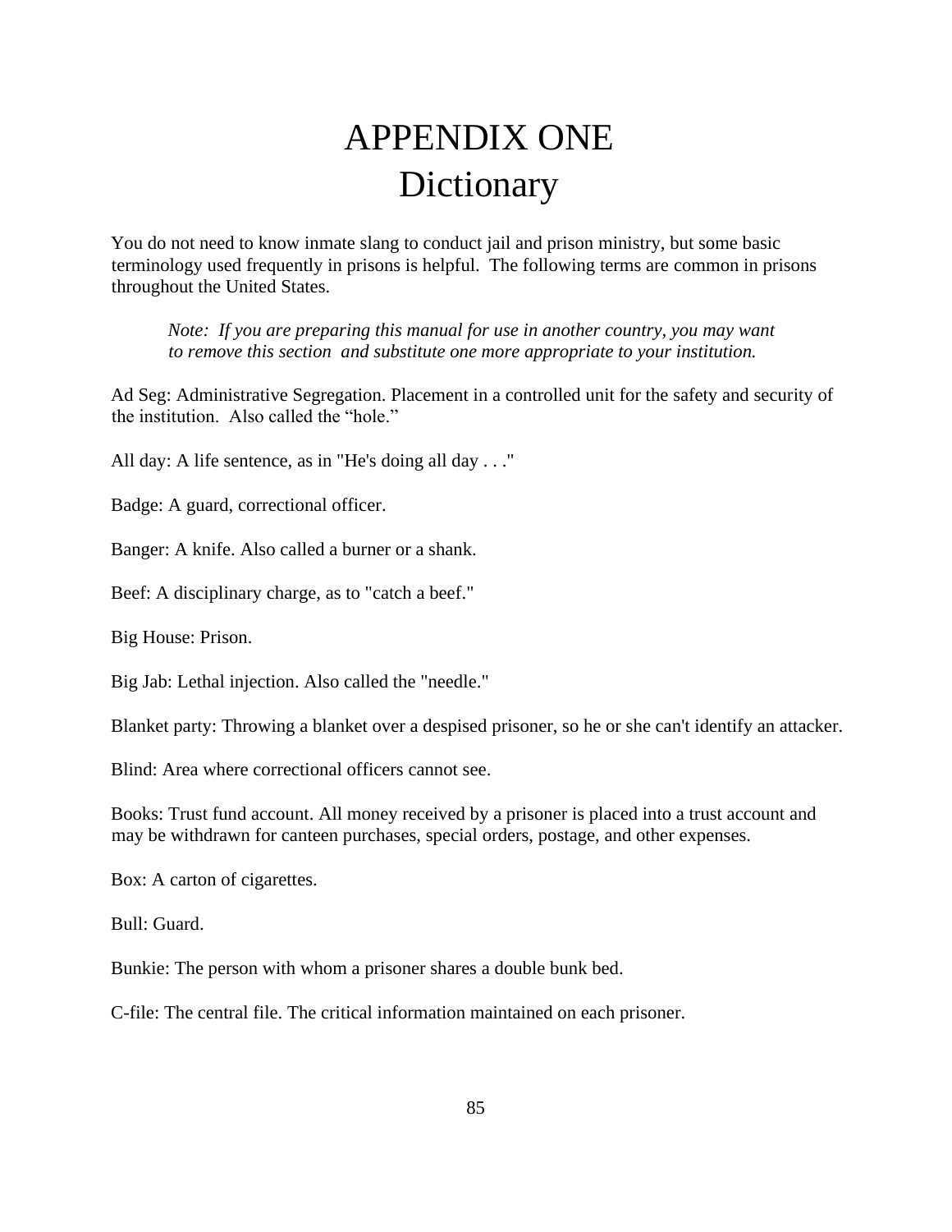# APPENDIX ONE
# Dictionary

You do not need to know inmate slang to conduct jail and prison ministry, but some basic terminology used frequently in prisons is helpful. The following terms are common in prisons throughout the United States.

> *Note: If you are preparing this manual for use in another country, you may want to remove this section and substitute one more appropriate to your institution.*

Ad Seg: Administrative Segregation. Placement in a controlled unit for the safety and security of the institution. Also called the "hole."

All day: A life sentence, as in "He's doing all day . . ."

Badge: A guard, correctional officer.

Banger: A knife. Also called a burner or a shank.

Beef: A disciplinary charge, as to "catch a beef."

Big House: Prison.

Big Jab: Lethal injection. Also called the "needle."

Blanket party: Throwing a blanket over a despised prisoner, so he or she can't identify an attacker.

Blind: Area where correctional officers cannot see.

Books: Trust fund account. All money received by a prisoner is placed into a trust account and may be withdrawn for canteen purchases, special orders, postage, and other expenses.

Box: A carton of cigarettes.

Bull: Guard.

Bunkie: The person with whom a prisoner shares a double bunk bed.

C-file: The central file. The critical information maintained on each prisoner.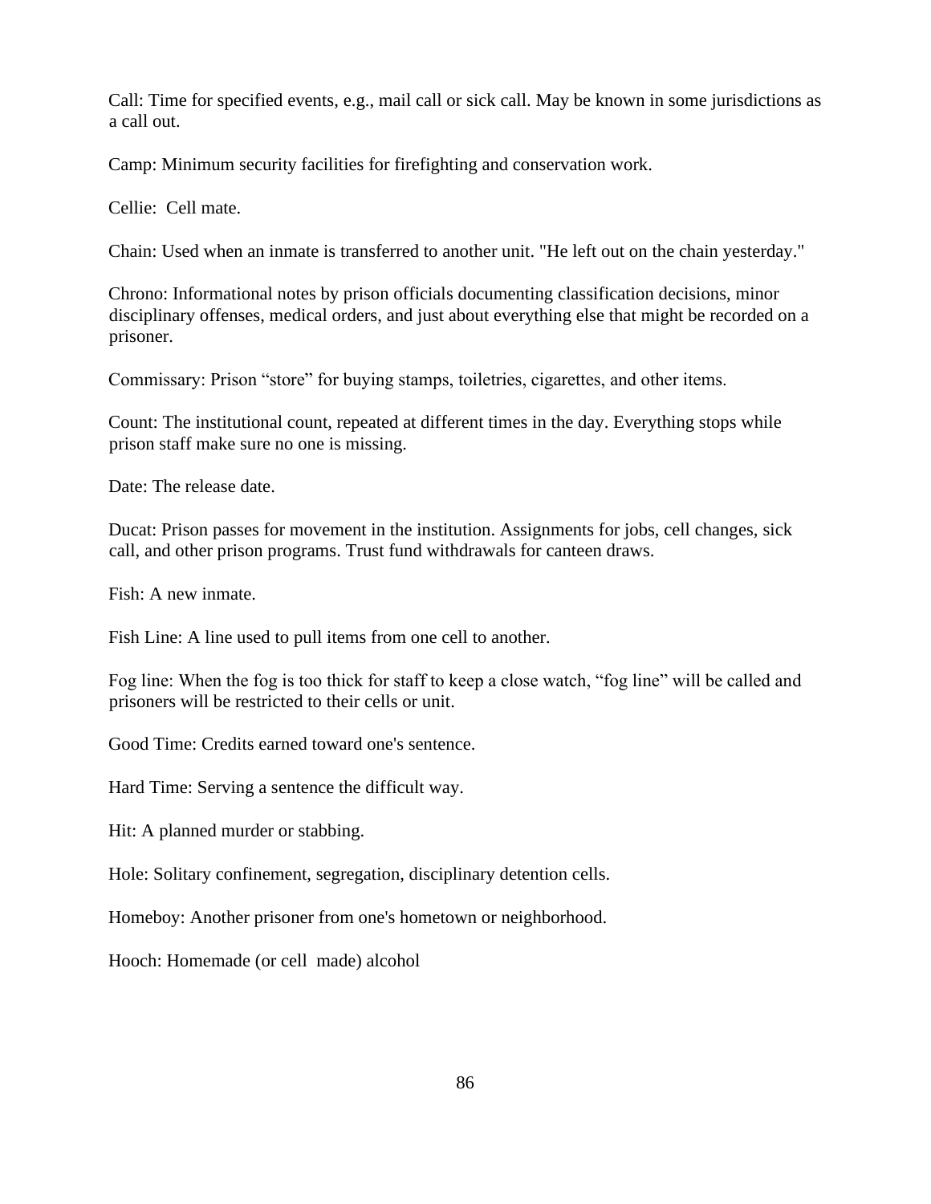Call: Time for specified events, e.g., mail call or sick call. May be known in some jurisdictions as a call out.

Camp: Minimum security facilities for firefighting and conservation work.

Cellie: Cell mate.

Chain: Used when an inmate is transferred to another unit. "He left out on the chain yesterday."

Chrono: Informational notes by prison officials documenting classification decisions, minor disciplinary offenses, medical orders, and just about everything else that might be recorded on a prisoner.

Commissary: Prison "store" for buying stamps, toiletries, cigarettes, and other items.

Count: The institutional count, repeated at different times in the day. Everything stops while prison staff make sure no one is missing.

Date: The release date.

Ducat: Prison passes for movement in the institution. Assignments for jobs, cell changes, sick call, and other prison programs. Trust fund withdrawals for canteen draws.

Fish: A new inmate.

Fish Line: A line used to pull items from one cell to another.

Fog line: When the fog is too thick for staff to keep a close watch, "fog line" will be called and prisoners will be restricted to their cells or unit.

Good Time: Credits earned toward one's sentence.

Hard Time: Serving a sentence the difficult way.

Hit: A planned murder or stabbing.

Hole: Solitary confinement, segregation, disciplinary detention cells.

Homeboy: Another prisoner from one's hometown or neighborhood.

Hooch: Homemade (or cell made) alcohol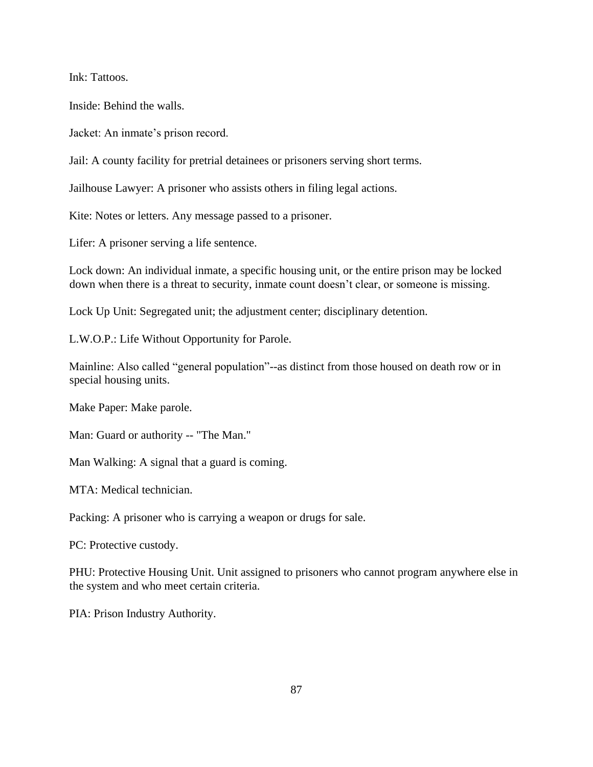Ink: Tattoos.

Inside: Behind the walls.

Jacket: An inmate's prison record.

Jail: A county facility for pretrial detainees or prisoners serving short terms.

Jailhouse Lawyer: A prisoner who assists others in filing legal actions.

Kite: Notes or letters. Any message passed to a prisoner.

Lifer: A prisoner serving a life sentence.

Lock down: An individual inmate, a specific housing unit, or the entire prison may be locked down when there is a threat to security, inmate count doesn't clear, or someone is missing.

Lock Up Unit: Segregated unit; the adjustment center; disciplinary detention.

L.W.O.P.: Life Without Opportunity for Parole.

Mainline: Also called "general population"--as distinct from those housed on death row or in special housing units.

Make Paper: Make parole.

Man: Guard or authority -- "The Man."

Man Walking: A signal that a guard is coming.

MTA: Medical technician.

Packing: A prisoner who is carrying a weapon or drugs for sale.

PC: Protective custody.

PHU: Protective Housing Unit. Unit assigned to prisoners who cannot program anywhere else in the system and who meet certain criteria.

PIA: Prison Industry Authority.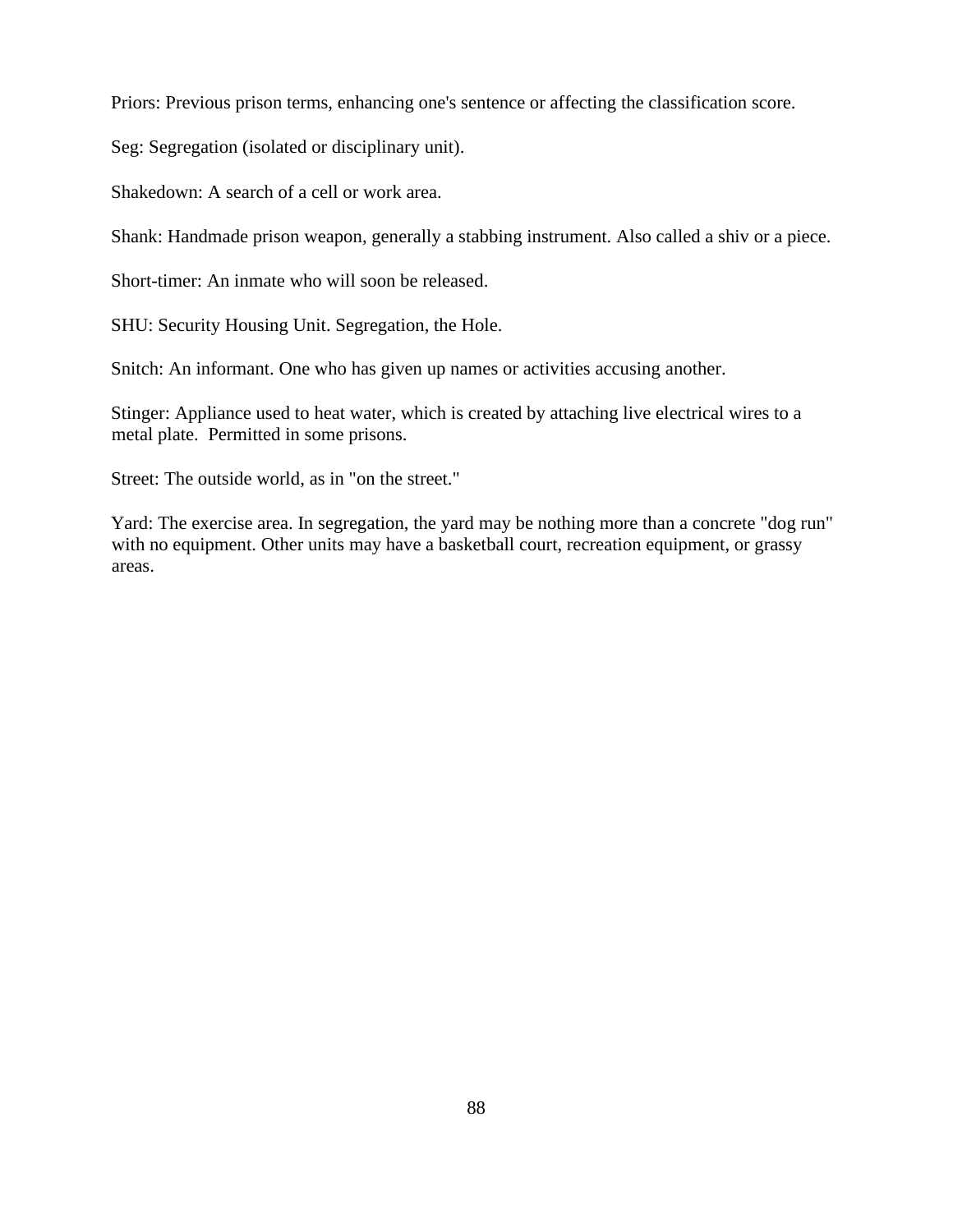Priors: Previous prison terms, enhancing one's sentence or affecting the classification score.

Seg: Segregation (isolated or disciplinary unit).

Shakedown: A search of a cell or work area.

Shank: Handmade prison weapon, generally a stabbing instrument. Also called a shiv or a piece.

Short-timer: An inmate who will soon be released.

SHU: Security Housing Unit. Segregation, the Hole.

Snitch: An informant. One who has given up names or activities accusing another.

Stinger: Appliance used to heat water, which is created by attaching live electrical wires to a metal plate. Permitted in some prisons.

Street: The outside world, as in "on the street."

Yard: The exercise area. In segregation, the yard may be nothing more than a concrete "dog run" with no equipment. Other units may have a basketball court, recreation equipment, or grassy areas.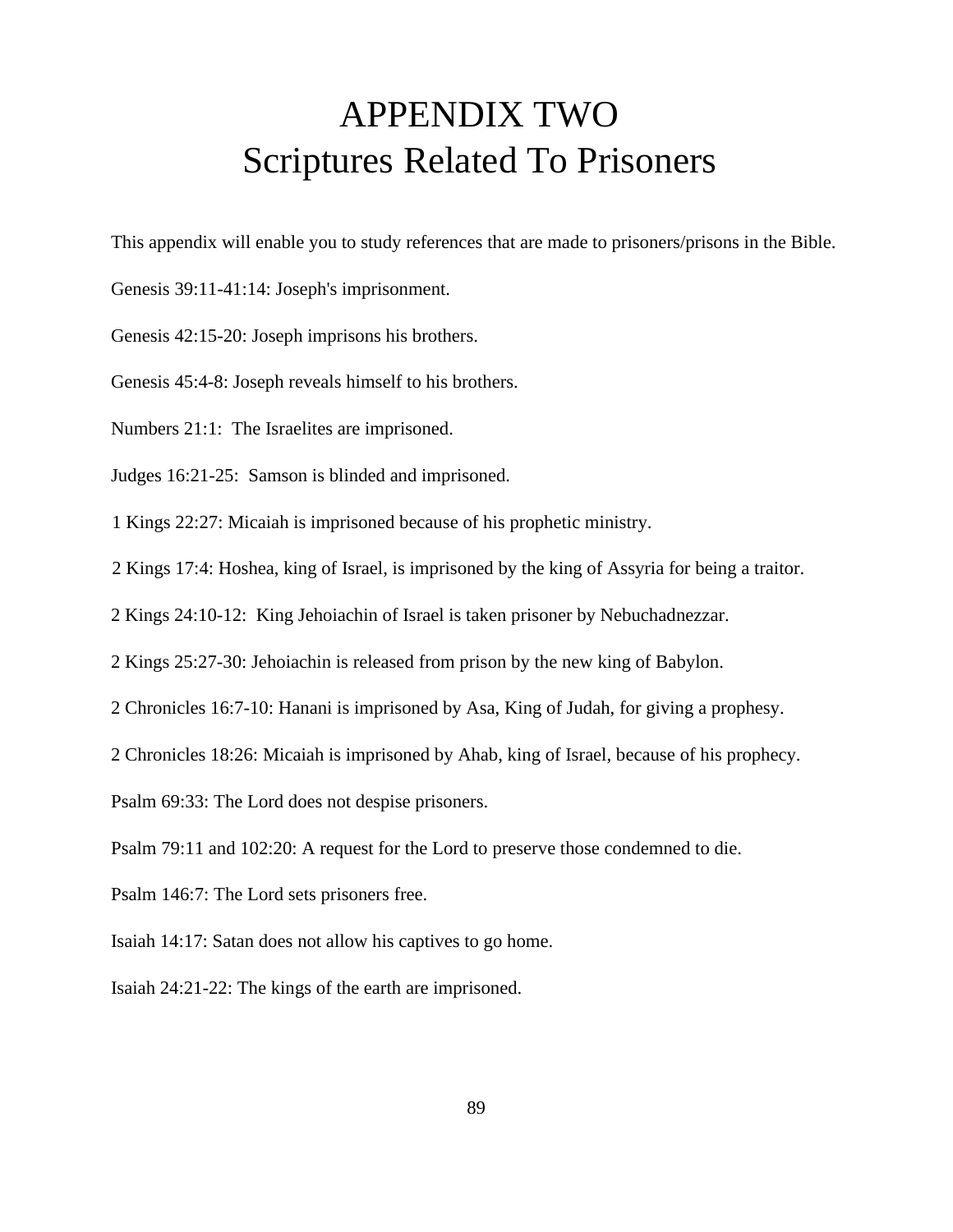# APPENDIX TWO
# Scriptures Related To Prisoners

This appendix will enable you to study references that are made to prisoners/prisons in the Bible.

Genesis 39:11-41:14: Joseph's imprisonment.

Genesis 42:15-20: Joseph imprisons his brothers.

Genesis 45:4-8: Joseph reveals himself to his brothers.

Numbers 21:1: The Israelites are imprisoned.

Judges 16:21-25: Samson is blinded and imprisoned.

1 Kings 22:27: Micaiah is imprisoned because of his prophetic ministry.

2 Kings 17:4: Hoshea, king of Israel, is imprisoned by the king of Assyria for being a traitor.

2 Kings 24:10-12: King Jehoiachin of Israel is taken prisoner by Nebuchadnezzar.

2 Kings 25:27-30: Jehoiachin is released from prison by the new king of Babylon.

2 Chronicles 16:7-10: Hanani is imprisoned by Asa, King of Judah, for giving a prophesy.

2 Chronicles 18:26: Micaiah is imprisoned by Ahab, king of Israel, because of his prophecy.

Psalm 69:33: The Lord does not despise prisoners.

Psalm 79:11 and 102:20: A request for the Lord to preserve those condemned to die.

Psalm 146:7: The Lord sets prisoners free.

Isaiah 14:17: Satan does not allow his captives to go home.

Isaiah 24:21-22: The kings of the earth are imprisoned.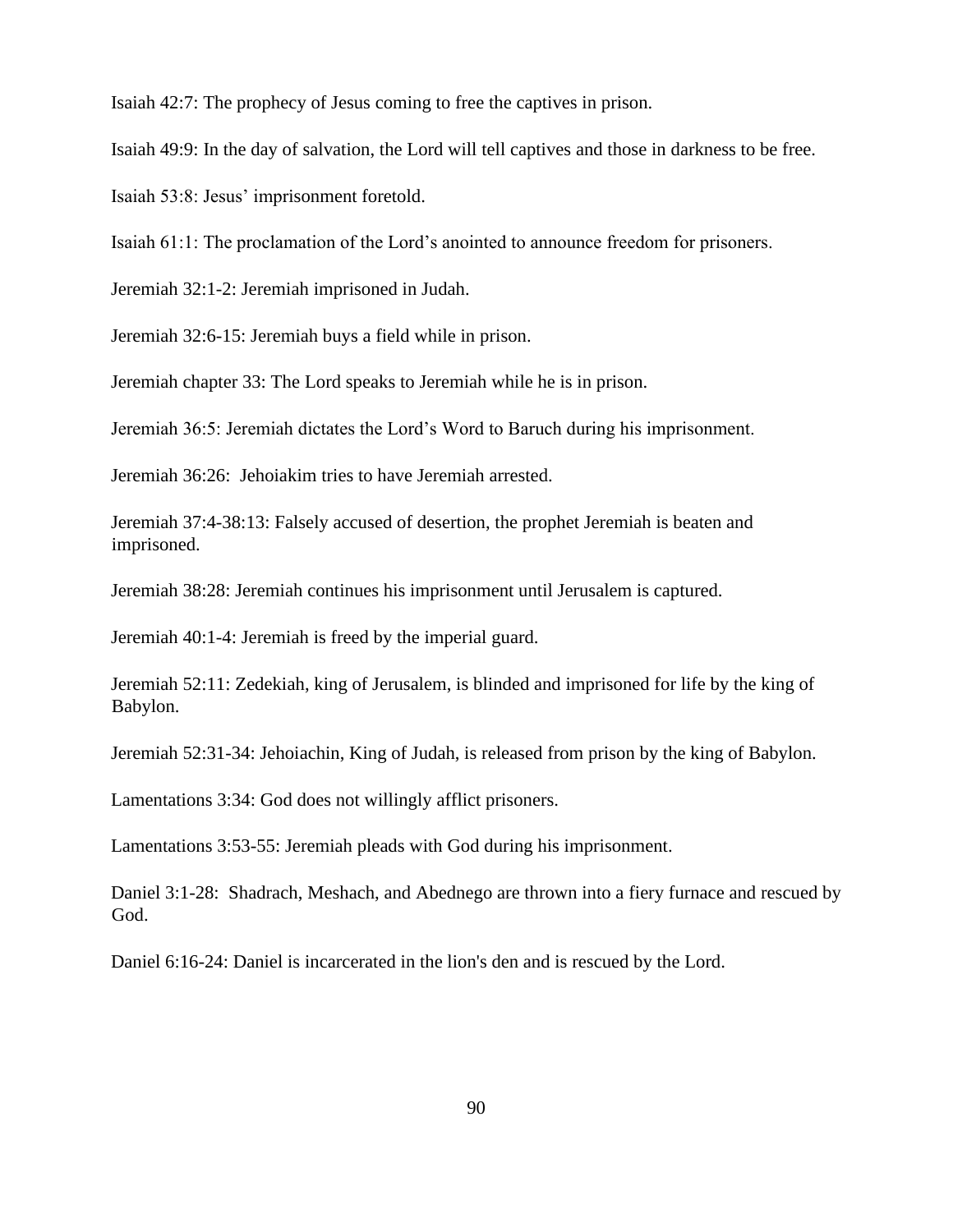Isaiah 42:7: The prophecy of Jesus coming to free the captives in prison.

Isaiah 49:9: In the day of salvation, the Lord will tell captives and those in darkness to be free.

Isaiah 53:8: Jesus' imprisonment foretold.

Isaiah 61:1: The proclamation of the Lord's anointed to announce freedom for prisoners.

Jeremiah 32:1-2: Jeremiah imprisoned in Judah.

Jeremiah 32:6-15: Jeremiah buys a field while in prison.

Jeremiah chapter 33: The Lord speaks to Jeremiah while he is in prison.

Jeremiah 36:5: Jeremiah dictates the Lord's Word to Baruch during his imprisonment.

Jeremiah 36:26: Jehoiakim tries to have Jeremiah arrested.

Jeremiah 37:4-38:13: Falsely accused of desertion, the prophet Jeremiah is beaten and imprisoned.

Jeremiah 38:28: Jeremiah continues his imprisonment until Jerusalem is captured.

Jeremiah 40:1-4: Jeremiah is freed by the imperial guard.

Jeremiah 52:11: Zedekiah, king of Jerusalem, is blinded and imprisoned for life by the king of Babylon.

Jeremiah 52:31-34: Jehoiachin, King of Judah, is released from prison by the king of Babylon.

Lamentations 3:34: God does not willingly afflict prisoners.

Lamentations 3:53-55: Jeremiah pleads with God during his imprisonment.

Daniel 3:1-28: Shadrach, Meshach, and Abednego are thrown into a fiery furnace and rescued by God.

Daniel 6:16-24: Daniel is incarcerated in the lion's den and is rescued by the Lord.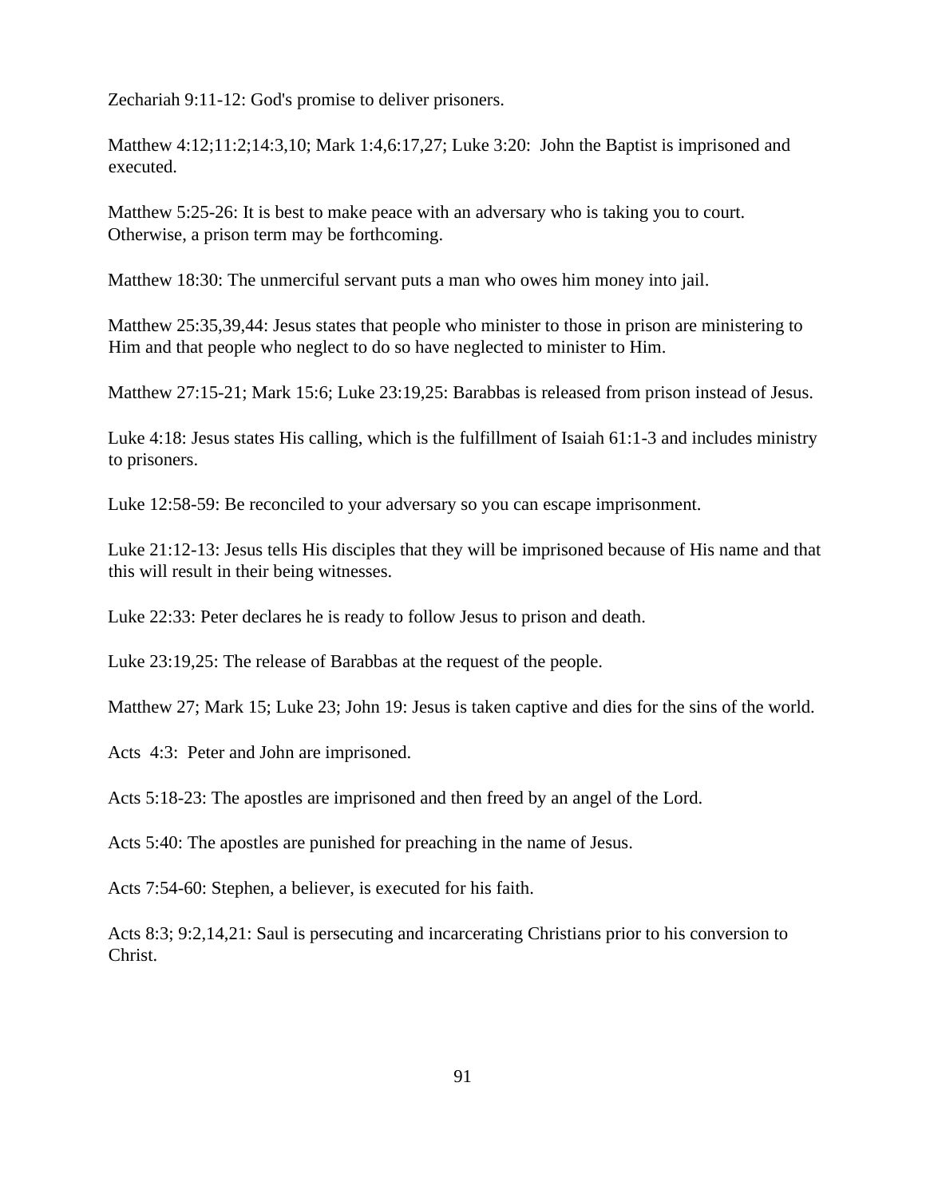Zechariah 9:11-12: God's promise to deliver prisoners.

Matthew 4:12;11:2;14:3,10; Mark 1:4,6:17,27; Luke 3:20:  John the Baptist is imprisoned and executed.

Matthew 5:25-26: It is best to make peace with an adversary who is taking you to court. Otherwise, a prison term may be forthcoming.

Matthew 18:30: The unmerciful servant puts a man who owes him money into jail.

Matthew 25:35,39,44: Jesus states that people who minister to those in prison are ministering to Him and that people who neglect to do so have neglected to minister to Him.

Matthew 27:15-21; Mark 15:6; Luke 23:19,25: Barabbas is released from prison instead of Jesus.

Luke 4:18: Jesus states His calling, which is the fulfillment of Isaiah 61:1-3 and includes ministry to prisoners.

Luke 12:58-59: Be reconciled to your adversary so you can escape imprisonment.

Luke 21:12-13: Jesus tells His disciples that they will be imprisoned because of His name and that this will result in their being witnesses.

Luke 22:33: Peter declares he is ready to follow Jesus to prison and death.

Luke 23:19,25: The release of Barabbas at the request of the people.

Matthew 27; Mark 15; Luke 23; John 19: Jesus is taken captive and dies for the sins of the world.

Acts  4:3:  Peter and John are imprisoned.

Acts 5:18-23: The apostles are imprisoned and then freed by an angel of the Lord.

Acts 5:40: The apostles are punished for preaching in the name of Jesus.

Acts 7:54-60: Stephen, a believer, is executed for his faith.

Acts 8:3; 9:2,14,21: Saul is persecuting and incarcerating Christians prior to his conversion to Christ.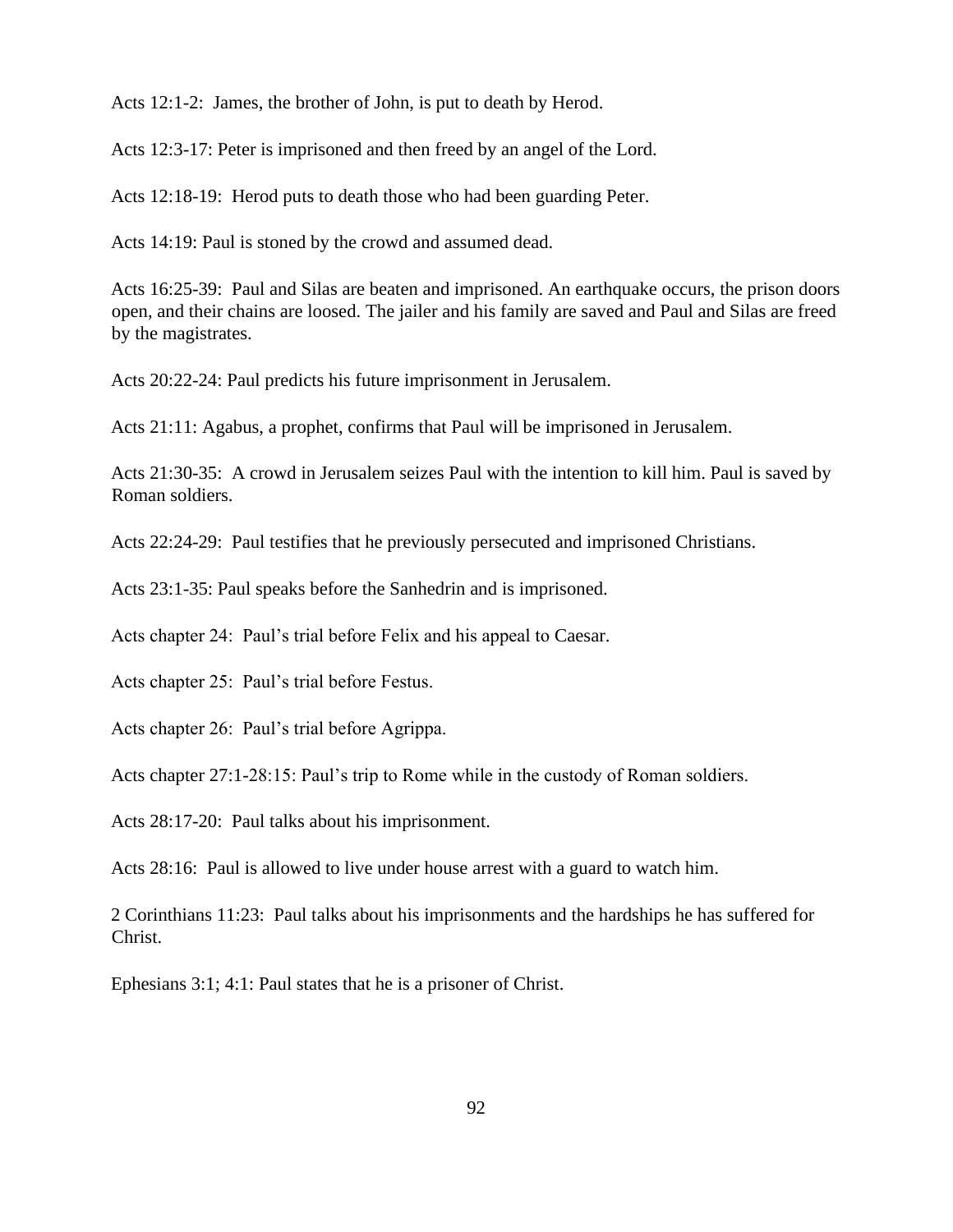Acts 12:1-2: James, the brother of John, is put to death by Herod.

Acts 12:3-17: Peter is imprisoned and then freed by an angel of the Lord.

Acts 12:18-19: Herod puts to death those who had been guarding Peter.

Acts 14:19: Paul is stoned by the crowd and assumed dead.

Acts 16:25-39: Paul and Silas are beaten and imprisoned. An earthquake occurs, the prison doors open, and their chains are loosed. The jailer and his family are saved and Paul and Silas are freed by the magistrates.

Acts 20:22-24: Paul predicts his future imprisonment in Jerusalem.

Acts 21:11: Agabus, a prophet, confirms that Paul will be imprisoned in Jerusalem.

Acts 21:30-35: A crowd in Jerusalem seizes Paul with the intention to kill him. Paul is saved by Roman soldiers.

Acts 22:24-29: Paul testifies that he previously persecuted and imprisoned Christians.

Acts 23:1-35: Paul speaks before the Sanhedrin and is imprisoned.

Acts chapter 24: Paul's trial before Felix and his appeal to Caesar.

Acts chapter 25: Paul's trial before Festus.

Acts chapter 26: Paul's trial before Agrippa.

Acts chapter 27:1-28:15: Paul's trip to Rome while in the custody of Roman soldiers.

Acts 28:17-20: Paul talks about his imprisonment.

Acts 28:16: Paul is allowed to live under house arrest with a guard to watch him.

2 Corinthians 11:23: Paul talks about his imprisonments and the hardships he has suffered for Christ.

Ephesians 3:1; 4:1: Paul states that he is a prisoner of Christ.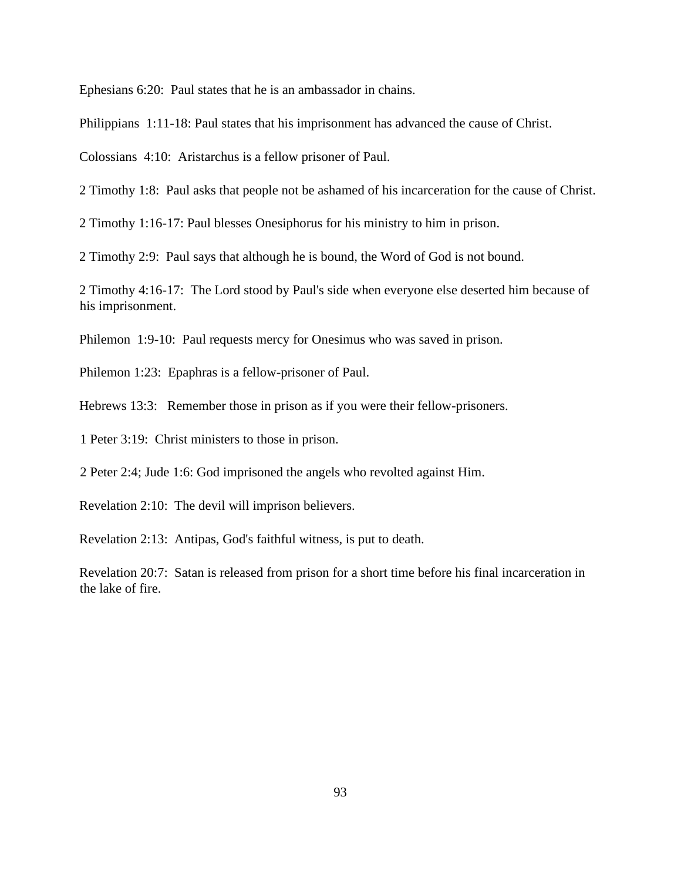Ephesians 6:20:  Paul states that he is an ambassador in chains.

Philippians  1:11-18: Paul states that his imprisonment has advanced the cause of Christ.

Colossians  4:10:  Aristarchus is a fellow prisoner of Paul.

2 Timothy 1:8:  Paul asks that people not be ashamed of his incarceration for the cause of Christ.

2 Timothy 1:16-17: Paul blesses Onesiphorus for his ministry to him in prison.

2 Timothy 2:9:  Paul says that although he is bound, the Word of God is not bound.

2 Timothy 4:16-17:  The Lord stood by Paul's side when everyone else deserted him because of his imprisonment.

Philemon  1:9-10:  Paul requests mercy for Onesimus who was saved in prison.

Philemon 1:23:  Epaphras is a fellow-prisoner of Paul.

Hebrews 13:3:   Remember those in prison as if you were their fellow-prisoners.

1 Peter 3:19:  Christ ministers to those in prison.

2 Peter 2:4; Jude 1:6: God imprisoned the angels who revolted against Him.

Revelation 2:10:  The devil will imprison believers.

Revelation 2:13:  Antipas, God's faithful witness, is put to death.

Revelation 20:7:  Satan is released from prison for a short time before his final incarceration in the lake of fire.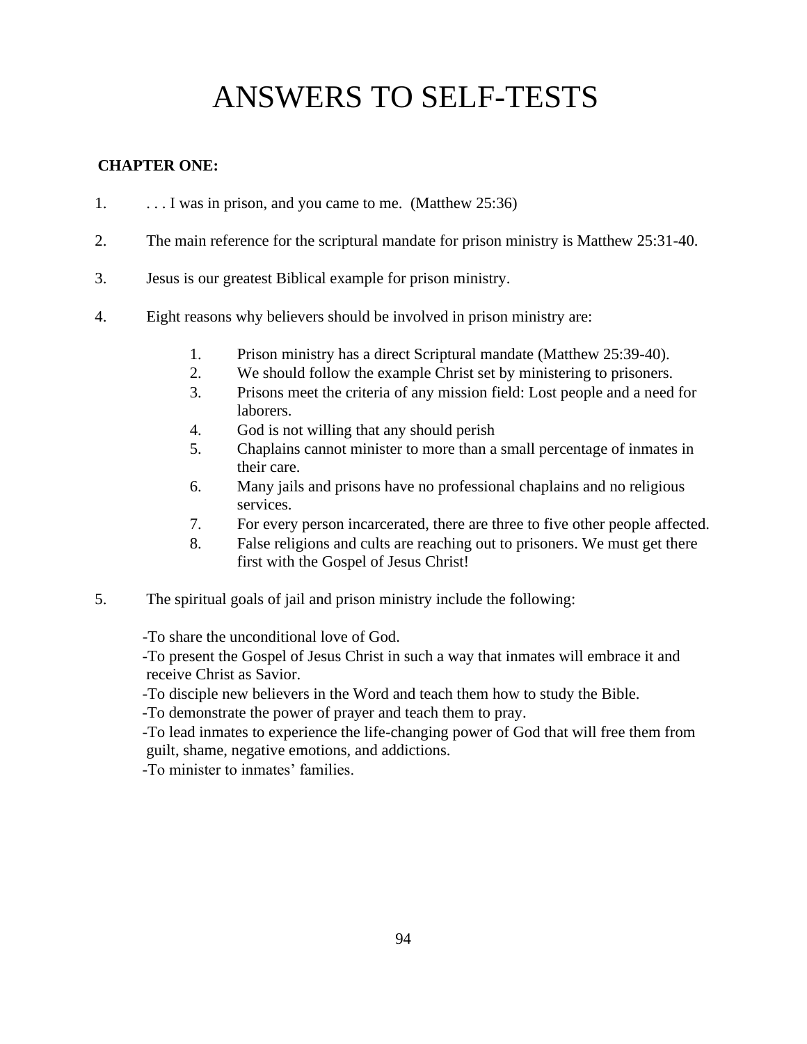# ANSWERS TO SELF-TESTS

**CHAPTER ONE:**

1. . . . I was in prison, and you came to me. (Matthew 25:36)

2. The main reference for the scriptural mandate for prison ministry is Matthew 25:31-40.

3. Jesus is our greatest Biblical example for prison ministry.

4. Eight reasons why believers should be involved in prison ministry are:

    1. Prison ministry has a direct Scriptural mandate (Matthew 25:39-40).
    2. We should follow the example Christ set by ministering to prisoners.
    3. Prisons meet the criteria of any mission field: Lost people and a need for laborers.
    4. God is not willing that any should perish
    5. Chaplains cannot minister to more than a small percentage of inmates in their care.
    6. Many jails and prisons have no professional chaplains and no religious services.
    7. For every person incarcerated, there are three to five other people affected.
    8. False religions and cults are reaching out to prisoners. We must get there first with the Gospel of Jesus Christ!

5. The spiritual goals of jail and prison ministry include the following:

    -To share the unconditional love of God.
    -To present the Gospel of Jesus Christ in such a way that inmates will embrace it and receive Christ as Savior.
    -To disciple new believers in the Word and teach them how to study the Bible.
    -To demonstrate the power of prayer and teach them to pray.
    -To lead inmates to experience the life-changing power of God that will free them from guilt, shame, negative emotions, and addictions.
    -To minister to inmates' families.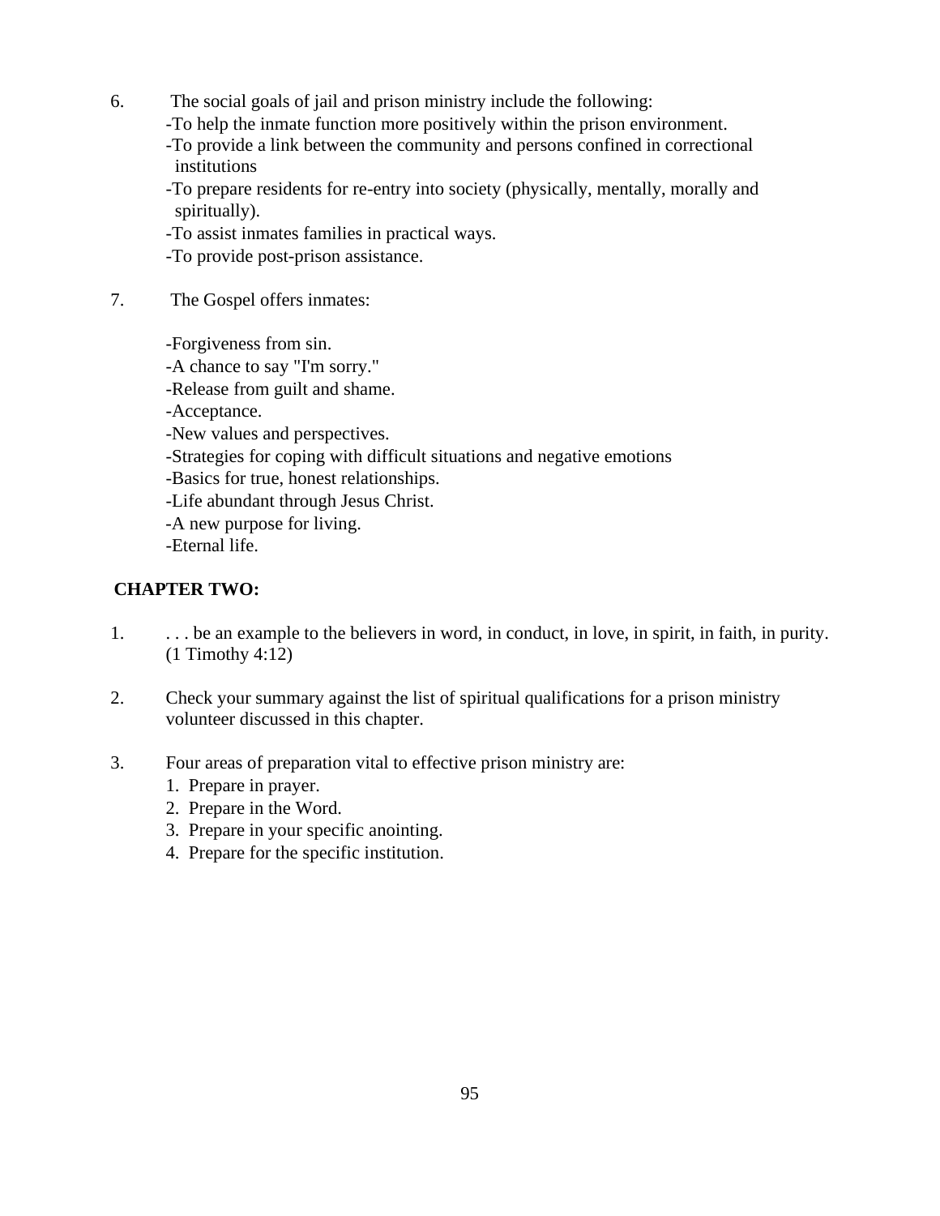6. The social goals of jail and prison ministry include the following:
   - To help the inmate function more positively within the prison environment.
   - To provide a link between the community and persons confined in correctional institutions
   - To prepare residents for re-entry into society (physically, mentally, morally and spiritually).
   - To assist inmates families in practical ways.
   - To provide post-prison assistance.

7. The Gospel offers inmates:

   - Forgiveness from sin.
   - A chance to say "I'm sorry."
   - Release from guilt and shame.
   - Acceptance.
   - New values and perspectives.
   - Strategies for coping with difficult situations and negative emotions
   - Basics for true, honest relationships.
   - Life abundant through Jesus Christ.
   - A new purpose for living.
   - Eternal life.

**CHAPTER TWO:**

1. . . . be an example to the believers in word, in conduct, in love, in spirit, in faith, in purity. (1 Timothy 4:12)

2. Check your summary against the list of spiritual qualifications for a prison ministry volunteer discussed in this chapter.

3. Four areas of preparation vital to effective prison ministry are:
   1. Prepare in prayer.
   2. Prepare in the Word.
   3. Prepare in your specific anointing.
   4. Prepare for the specific institution.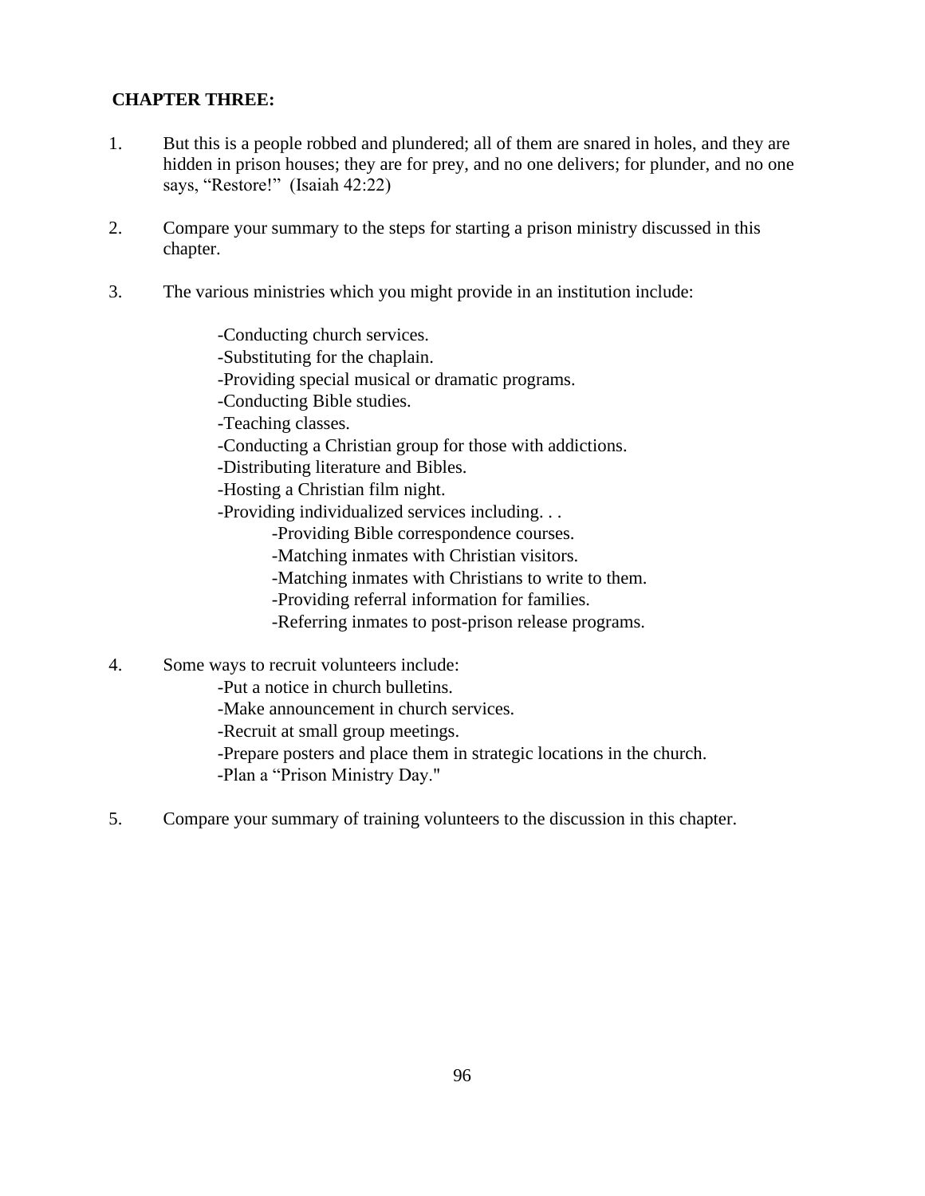**CHAPTER THREE:**

1. But this is a people robbed and plundered; all of them are snared in holes, and they are hidden in prison houses; they are for prey, and no one delivers; for plunder, and no one says, "Restore!" (Isaiah 42:22)

2. Compare your summary to the steps for starting a prison ministry discussed in this chapter.

3. The various ministries which you might provide in an institution include:

   -Conducting church services.
   -Substituting for the chaplain.
   -Providing special musical or dramatic programs.
   -Conducting Bible studies.
   -Teaching classes.
   -Conducting a Christian group for those with addictions.
   -Distributing literature and Bibles.
   -Hosting a Christian film night.
   -Providing individualized services including. . .
      -Providing Bible correspondence courses.
      -Matching inmates with Christian visitors.
      -Matching inmates with Christians to write to them.
      -Providing referral information for families.
      -Referring inmates to post-prison release programs.

4. Some ways to recruit volunteers include:
   -Put a notice in church bulletins.
   -Make announcement in church services.
   -Recruit at small group meetings.
   -Prepare posters and place them in strategic locations in the church.
   -Plan a "Prison Ministry Day."

5. Compare your summary of training volunteers to the discussion in this chapter.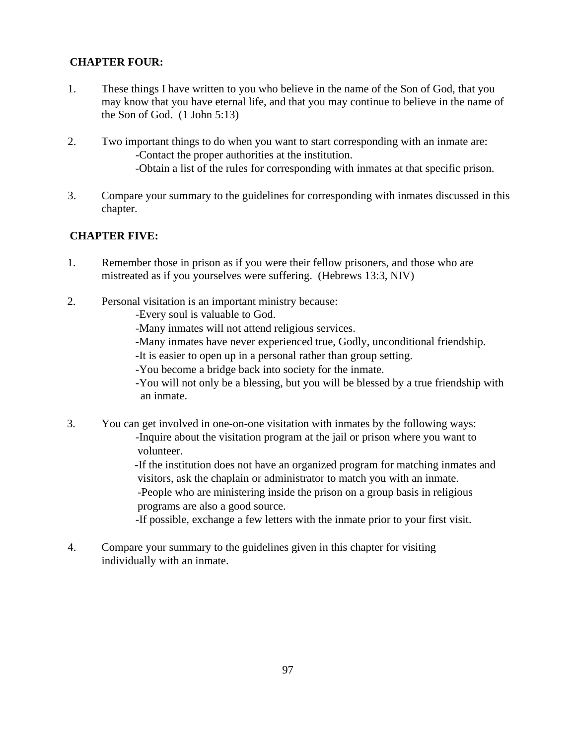**CHAPTER FOUR:**

1. These things I have written to you who believe in the name of the Son of God, that you may know that you have eternal life, and that you may continue to believe in the name of the Son of God. (1 John 5:13)

2. Two important things to do when you want to start corresponding with an inmate are:
   - Contact the proper authorities at the institution.
   - Obtain a list of the rules for corresponding with inmates at that specific prison.

3. Compare your summary to the guidelines for corresponding with inmates discussed in this chapter.

**CHAPTER FIVE:**

1. Remember those in prison as if you were their fellow prisoners, and those who are mistreated as if you yourselves were suffering. (Hebrews 13:3, NIV)

2. Personal visitation is an important ministry because:
   - Every soul is valuable to God.
   - Many inmates will not attend religious services.
   - Many inmates have never experienced true, Godly, unconditional friendship.
   - It is easier to open up in a personal rather than group setting.
   - You become a bridge back into society for the inmate.
   - You will not only be a blessing, but you will be blessed by a true friendship with an inmate.

3. You can get involved in one-on-one visitation with inmates by the following ways:
   - Inquire about the visitation program at the jail or prison where you want to volunteer.
   - If the institution does not have an organized program for matching inmates and visitors, ask the chaplain or administrator to match you with an inmate.
   - People who are ministering inside the prison on a group basis in religious programs are also a good source.
   - If possible, exchange a few letters with the inmate prior to your first visit.

4. Compare your summary to the guidelines given in this chapter for visiting individually with an inmate.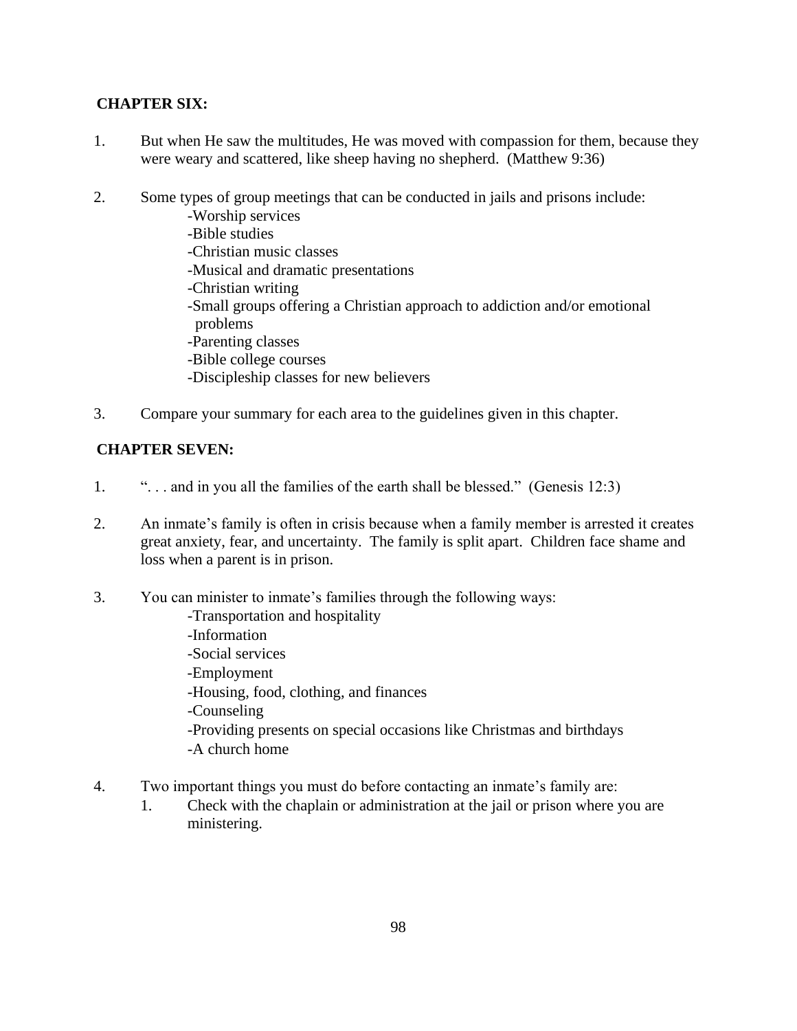**CHAPTER SIX:**

1. But when He saw the multitudes, He was moved with compassion for them, because they were weary and scattered, like sheep having no shepherd. (Matthew 9:36)

2. Some types of group meetings that can be conducted in jails and prisons include:
   - Worship services
   - Bible studies
   - Christian music classes
   - Musical and dramatic presentations
   - Christian writing
   - Small groups offering a Christian approach to addiction and/or emotional problems
   - Parenting classes
   - Bible college courses
   - Discipleship classes for new believers

3. Compare your summary for each area to the guidelines given in this chapter.

**CHAPTER SEVEN:**

1. ". . . and in you all the families of the earth shall be blessed." (Genesis 12:3)

2. An inmate's family is often in crisis because when a family member is arrested it creates great anxiety, fear, and uncertainty. The family is split apart. Children face shame and loss when a parent is in prison.

3. You can minister to inmate's families through the following ways:
   - Transportation and hospitality
   - Information
   - Social services
   - Employment
   - Housing, food, clothing, and finances
   - Counseling
   - Providing presents on special occasions like Christmas and birthdays
   - A church home

4. Two important things you must do before contacting an inmate's family are:
   1. Check with the chaplain or administration at the jail or prison where you are ministering.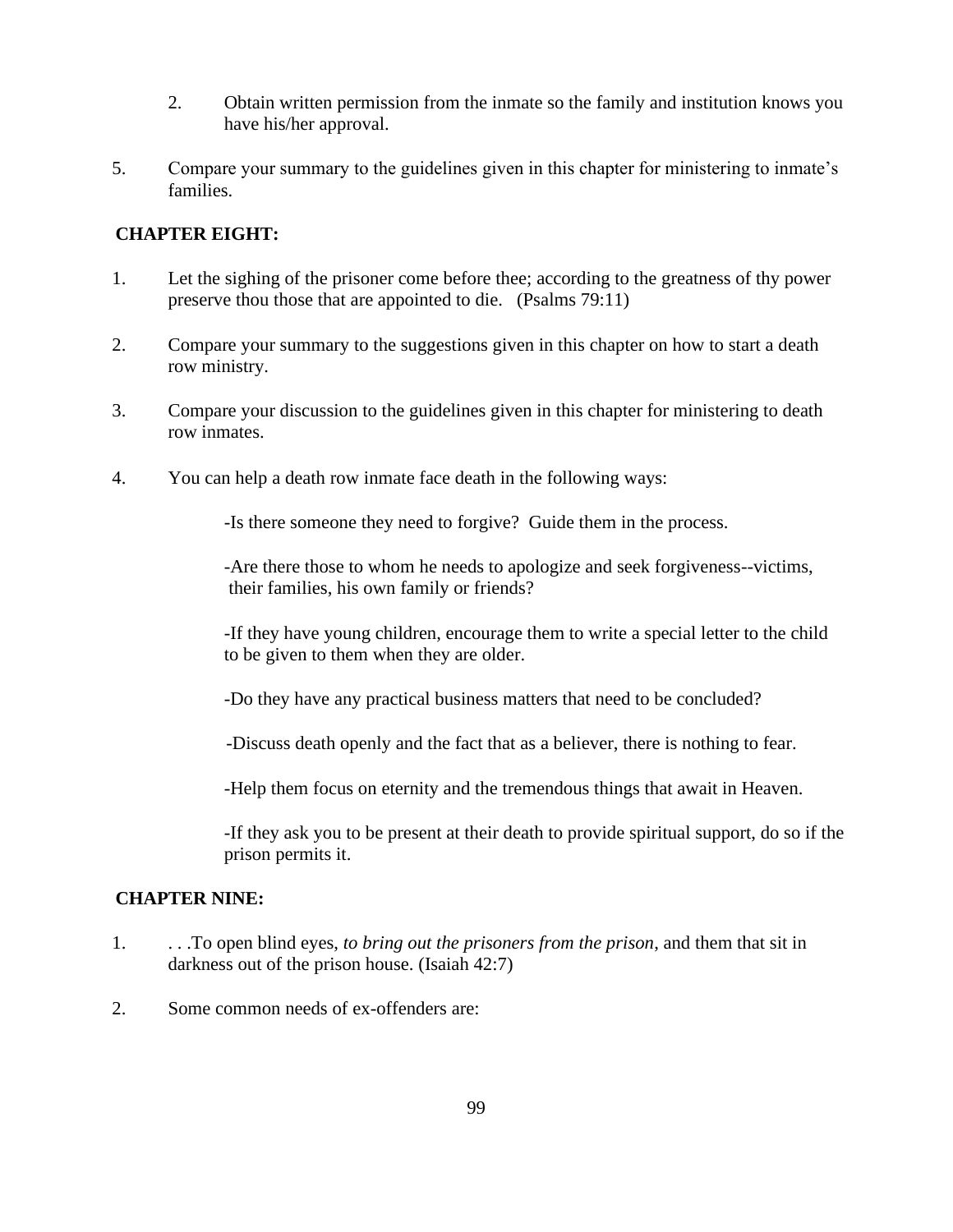2. Obtain written permission from the inmate so the family and institution knows you have his/her approval.

5. Compare your summary to the guidelines given in this chapter for ministering to inmate's families.

**CHAPTER EIGHT:**

1. Let the sighing of the prisoner come before thee; according to the greatness of thy power preserve thou those that are appointed to die. (Psalms 79:11)

2. Compare your summary to the suggestions given in this chapter on how to start a death row ministry.

3. Compare your discussion to the guidelines given in this chapter for ministering to death row inmates.

4. You can help a death row inmate face death in the following ways:

   -Is there someone they need to forgive? Guide them in the process.

   -Are there those to whom he needs to apologize and seek forgiveness--victims, their families, his own family or friends?

   -If they have young children, encourage them to write a special letter to the child to be given to them when they are older.

   -Do they have any practical business matters that need to be concluded?

   -Discuss death openly and the fact that as a believer, there is nothing to fear.

   -Help them focus on eternity and the tremendous things that await in Heaven.

   -If they ask you to be present at their death to provide spiritual support, do so if the prison permits it.

**CHAPTER NINE:**

1. . . .To open blind eyes, *to bring out the prisoners from the prison*, and them that sit in darkness out of the prison house. (Isaiah 42:7)

2. Some common needs of ex-offenders are: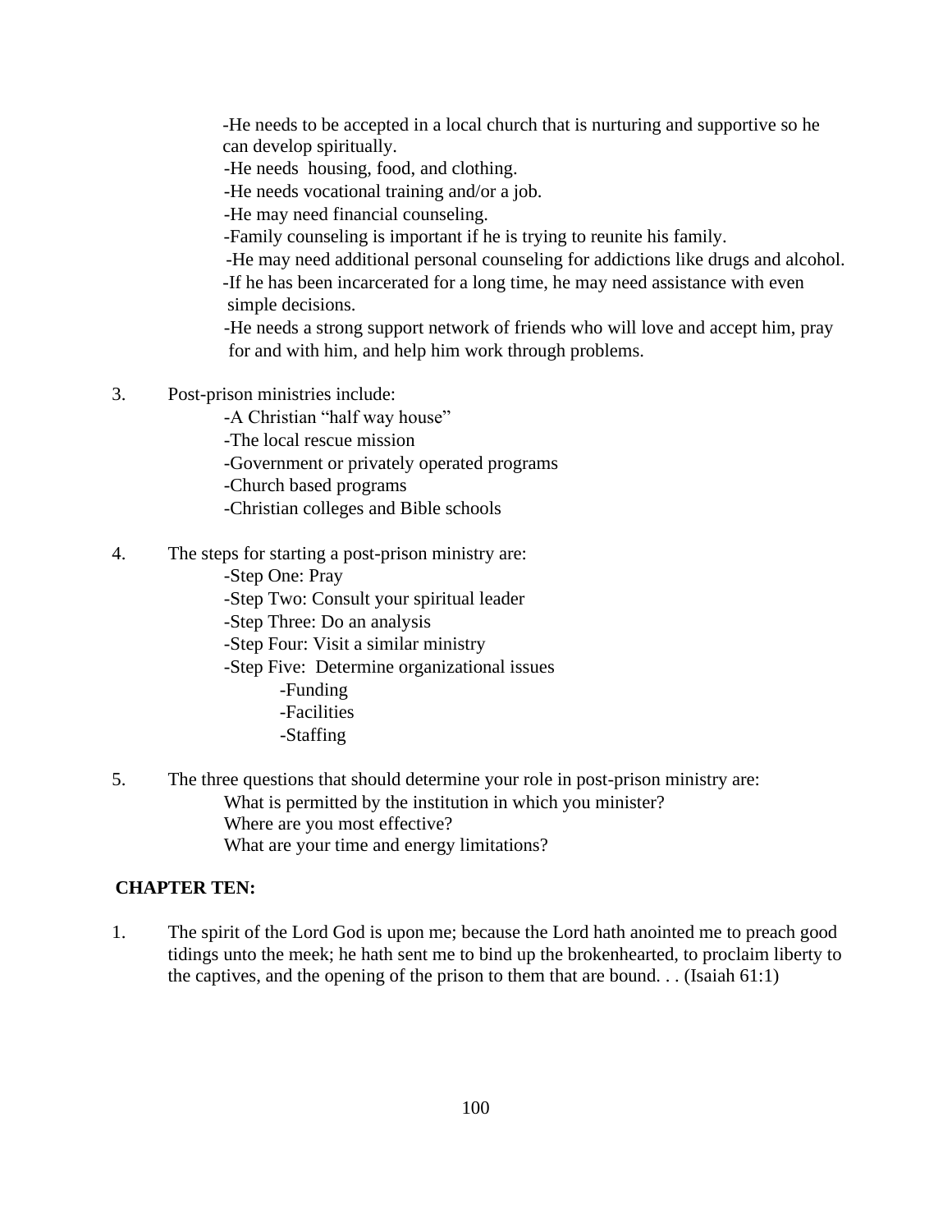-He needs to be accepted in a local church that is nurturing and supportive so he can develop spiritually.
-He needs housing, food, and clothing.
-He needs vocational training and/or a job.
-He may need financial counseling.
-Family counseling is important if he is trying to reunite his family.
-He may need additional personal counseling for addictions like drugs and alcohol.
-If he has been incarcerated for a long time, he may need assistance with even simple decisions.
-He needs a strong support network of friends who will love and accept him, pray for and with him, and help him work through problems.

3. Post-prison ministries include:
   -A Christian “half way house”
   -The local rescue mission
   -Government or privately operated programs
   -Church based programs
   -Christian colleges and Bible schools

4. The steps for starting a post-prison ministry are:
   -Step One: Pray
   -Step Two: Consult your spiritual leader
   -Step Three: Do an analysis
   -Step Four: Visit a similar ministry
   -Step Five: Determine organizational issues
      -Funding
      -Facilities
      -Staffing

5. The three questions that should determine your role in post-prison ministry are:
   What is permitted by the institution in which you minister?
   Where are you most effective?
   What are your time and energy limitations?

**CHAPTER TEN:**

1. The spirit of the Lord God is upon me; because the Lord hath anointed me to preach good tidings unto the meek; he hath sent me to bind up the brokenhearted, to proclaim liberty to the captives, and the opening of the prison to them that are bound. . . (Isaiah 61:1)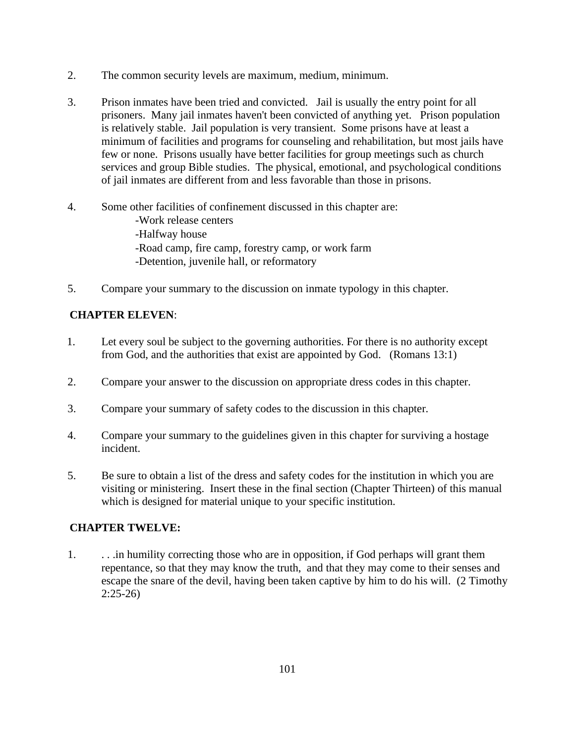2. The common security levels are maximum, medium, minimum.

3. Prison inmates have been tried and convicted. Jail is usually the entry point for all prisoners. Many jail inmates haven't been convicted of anything yet. Prison population is relatively stable. Jail population is very transient. Some prisons have at least a minimum of facilities and programs for counseling and rehabilitation, but most jails have few or none. Prisons usually have better facilities for group meetings such as church services and group Bible studies. The physical, emotional, and psychological conditions of jail inmates are different from and less favorable than those in prisons.

4. Some other facilities of confinement discussed in this chapter are:
   - Work release centers
   - Halfway house
   - Road camp, fire camp, forestry camp, or work farm
   - Detention, juvenile hall, or reformatory

5. Compare your summary to the discussion on inmate typology in this chapter.

**CHAPTER ELEVEN**:

1. Let every soul be subject to the governing authorities. For there is no authority except from God, and the authorities that exist are appointed by God. (Romans 13:1)

2. Compare your answer to the discussion on appropriate dress codes in this chapter.

3. Compare your summary of safety codes to the discussion in this chapter.

4. Compare your summary to the guidelines given in this chapter for surviving a hostage incident.

5. Be sure to obtain a list of the dress and safety codes for the institution in which you are visiting or ministering. Insert these in the final section (Chapter Thirteen) of this manual which is designed for material unique to your specific institution.

**CHAPTER TWELVE:**

1. . . .in humility correcting those who are in opposition, if God perhaps will grant them repentance, so that they may know the truth, and that they may come to their senses and escape the snare of the devil, having been taken captive by him to do his will. (2 Timothy 2:25-26)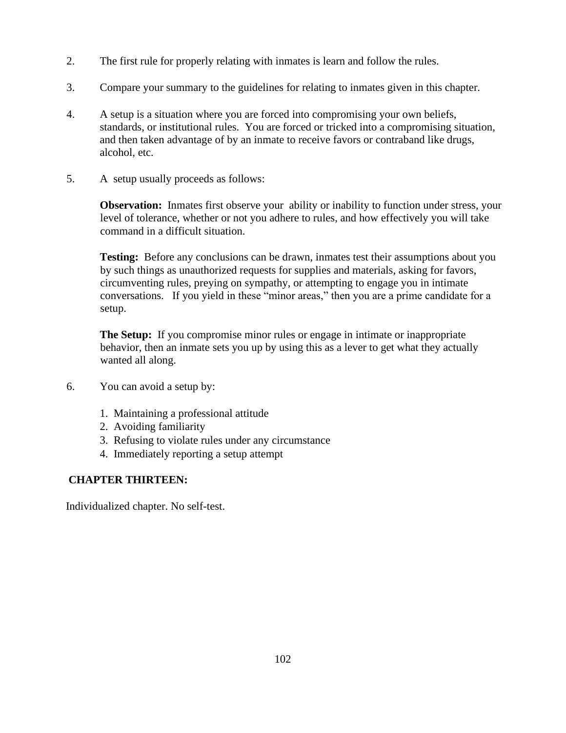2. The first rule for properly relating with inmates is learn and follow the rules.

3. Compare your summary to the guidelines for relating to inmates given in this chapter.

4. A setup is a situation where you are forced into compromising your own beliefs, standards, or institutional rules. You are forced or tricked into a compromising situation, and then taken advantage of by an inmate to receive favors or contraband like drugs, alcohol, etc.

5. A setup usually proceeds as follows:

   **Observation:** Inmates first observe your ability or inability to function under stress, your level of tolerance, whether or not you adhere to rules, and how effectively you will take command in a difficult situation.

   **Testing:** Before any conclusions can be drawn, inmates test their assumptions about you by such things as unauthorized requests for supplies and materials, asking for favors, circumventing rules, preying on sympathy, or attempting to engage you in intimate conversations. If you yield in these “minor areas,” then you are a prime candidate for a setup.

   **The Setup:** If you compromise minor rules or engage in intimate or inappropriate behavior, then an inmate sets you up by using this as a lever to get what they actually wanted all along.

6. You can avoid a setup by:

   1. Maintaining a professional attitude
   2. Avoiding familiarity
   3. Refusing to violate rules under any circumstance
   4. Immediately reporting a setup attempt

**CHAPTER THIRTEEN:**

Individualized chapter. No self-test.